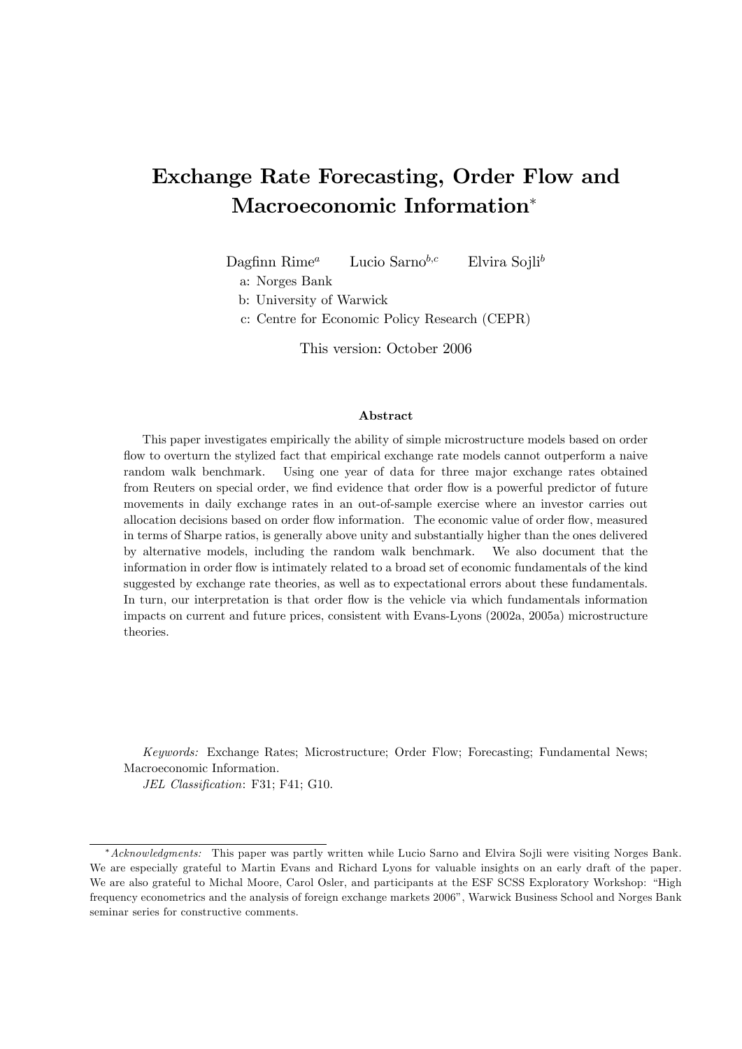# Exchange Rate Forecasting, Order Flow and Macroeconomic Information*

Dagfinn Rime[a] Lucio Sarno[b,c] Elvira Sojli[b]

a: Norges Bank

b: University of Warwick

c: Centre for Economic Policy Research (CEPR)

This version: October 2006

### Abstract

This paper investigates empirically the ability of simple microstructure models based on order flow to overturn the stylized fact that empirical exchange rate models cannot outperform a naive random walk benchmark. Using one year of data for three major exchange rates obtained from Reuters on special order, we find evidence that order flow is a powerful predictor of future movements in daily exchange rates in an out-of-sample exercise where an investor carries out allocation decisions based on order flow information. The economic value of order flow, measured in terms of Sharpe ratios, is generally above unity and substantially higher than the ones delivered by alternative models, including the random walk benchmark. We also document that the information in order flow is intimately related to a broad set of economic fundamentals of the kind suggested by exchange rate theories, as well as to expectational errors about these fundamentals. In turn, our interpretation is that order flow is the vehicle via which fundamentals information impacts on current and future prices, consistent with Evans-Lyons (2002a, 2005a) microstructure theories.

*Keywords:* Exchange Rates; Microstructure; Order Flow; Forecasting; Fundamental News; Macroeconomic Information.

*JEL Classification*: F31; F41; G10.

---

*\*Acknowledgments:* This paper was partly written while Lucio Sarno and Elvira Sojli were visiting Norges Bank. We are especially grateful to Martin Evans and Richard Lyons for valuable insights on an early draft of the paper. We are also grateful to Michal Moore, Carol Osler, and participants at the ESF SCSS Exploratory Workshop: "High frequency econometrics and the analysis of foreign exchange markets 2006", Warwick Business School and Norges Bank seminar series for constructive comments.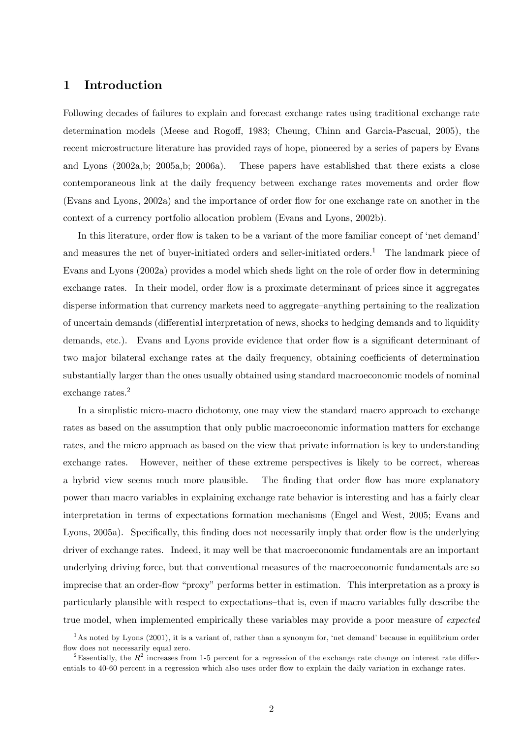## 1 Introduction

Following decades of failures to explain and forecast exchange rates using traditional exchange rate determination models (Meese and Rogoff, 1983; Cheung, Chinn and Garcia-Pascual, 2005), the recent microstructure literature has provided rays of hope, pioneered by a series of papers by Evans and Lyons (2002a,b; 2005a,b; 2006a). These papers have established that there exists a close contemporaneous link at the daily frequency between exchange rates movements and order flow (Evans and Lyons, 2002a) and the importance of order flow for one exchange rate on another in the context of a currency portfolio allocation problem (Evans and Lyons, 2002b).

In this literature, order flow is taken to be a variant of the more familiar concept of 'net demand' and measures the net of buyer-initiated orders and seller-initiated orders.[1] The landmark piece of Evans and Lyons (2002a) provides a model which sheds light on the role of order flow in determining exchange rates. In their model, order flow is a proximate determinant of prices since it aggregates disperse information that currency markets need to aggregate–anything pertaining to the realization of uncertain demands (differential interpretation of news, shocks to hedging demands and to liquidity demands, etc.). Evans and Lyons provide evidence that order flow is a significant determinant of two major bilateral exchange rates at the daily frequency, obtaining coefficients of determination substantially larger than the ones usually obtained using standard macroeconomic models of nominal exchange rates.[2]

In a simplistic micro-macro dichotomy, one may view the standard macro approach to exchange rates as based on the assumption that only public macroeconomic information matters for exchange rates, and the micro approach as based on the view that private information is key to understanding exchange rates. However, neither of these extreme perspectives is likely to be correct, whereas a hybrid view seems much more plausible. The finding that order flow has more explanatory power than macro variables in explaining exchange rate behavior is interesting and has a fairly clear interpretation in terms of expectations formation mechanisms (Engel and West, 2005; Evans and Lyons, 2005a). Specifically, this finding does not necessarily imply that order flow is the underlying driver of exchange rates. Indeed, it may well be that macroeconomic fundamentals are an important underlying driving force, but that conventional measures of the macroeconomic fundamentals are so imprecise that an order-flow "proxy" performs better in estimation. This interpretation as a proxy is particularly plausible with respect to expectations–that is, even if macro variables fully describe the true model, when implemented empirically these variables may provide a poor measure of *expected*

[1] As noted by Lyons (2001), it is a variant of, rather than a synonym for, 'net demand' because in equilibrium order flow does not necessarily equal zero.

[2] Essentially, the $R^2$ increases from 1-5 percent for a regression of the exchange rate change on interest rate differentials to 40-60 percent in a regression which also uses order flow to explain the daily variation in exchange rates.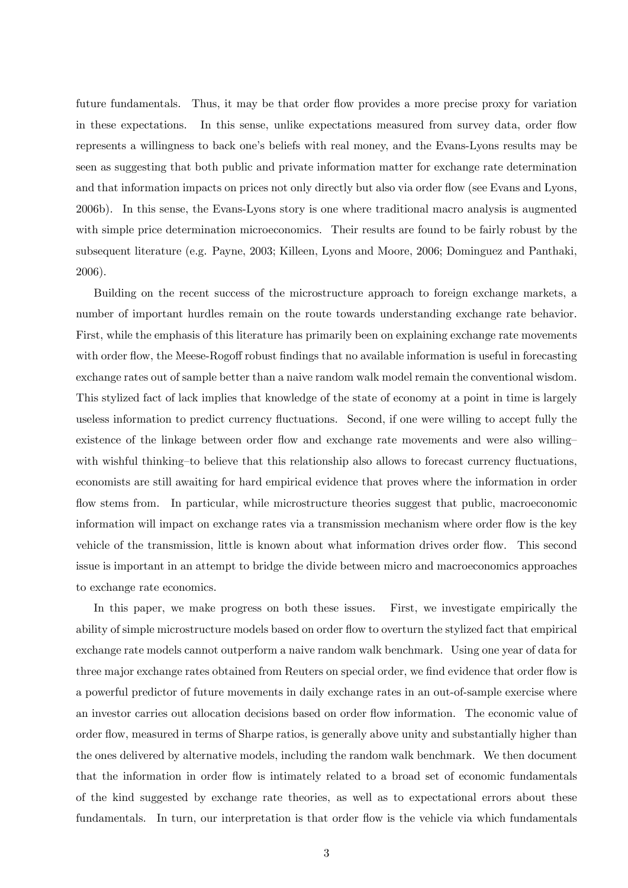future fundamentals. Thus, it may be that order flow provides a more precise proxy for variation in these expectations. In this sense, unlike expectations measured from survey data, order flow represents a willingness to back one's beliefs with real money, and the Evans-Lyons results may be seen as suggesting that both public and private information matter for exchange rate determination and that information impacts on prices not only directly but also via order flow (see Evans and Lyons, 2006b). In this sense, the Evans-Lyons story is one where traditional macro analysis is augmented with simple price determination microeconomics. Their results are found to be fairly robust by the subsequent literature (e.g. Payne, 2003; Killeen, Lyons and Moore, 2006; Dominguez and Panthaki, 2006).

Building on the recent success of the microstructure approach to foreign exchange markets, a number of important hurdles remain on the route towards understanding exchange rate behavior. First, while the emphasis of this literature has primarily been on explaining exchange rate movements with order flow, the Meese-Rogoff robust findings that no available information is useful in forecasting exchange rates out of sample better than a naive random walk model remain the conventional wisdom. This stylized fact of lack implies that knowledge of the state of economy at a point in time is largely useless information to predict currency fluctuations. Second, if one were willing to accept fully the existence of the linkage between order flow and exchange rate movements and were also willing–with wishful thinking–to believe that this relationship also allows to forecast currency fluctuations, economists are still awaiting for hard empirical evidence that proves where the information in order flow stems from. In particular, while microstructure theories suggest that public, macroeconomic information will impact on exchange rates via a transmission mechanism where order flow is the key vehicle of the transmission, little is known about what information drives order flow. This second issue is important in an attempt to bridge the divide between micro and macroeconomics approaches to exchange rate economics.

In this paper, we make progress on both these issues. First, we investigate empirically the ability of simple microstructure models based on order flow to overturn the stylized fact that empirical exchange rate models cannot outperform a naive random walk benchmark. Using one year of data for three major exchange rates obtained from Reuters on special order, we find evidence that order flow is a powerful predictor of future movements in daily exchange rates in an out-of-sample exercise where an investor carries out allocation decisions based on order flow information. The economic value of order flow, measured in terms of Sharpe ratios, is generally above unity and substantially higher than the ones delivered by alternative models, including the random walk benchmark. We then document that the information in order flow is intimately related to a broad set of economic fundamentals of the kind suggested by exchange rate theories, as well as to expectational errors about these fundamentals. In turn, our interpretation is that order flow is the vehicle via which fundamentals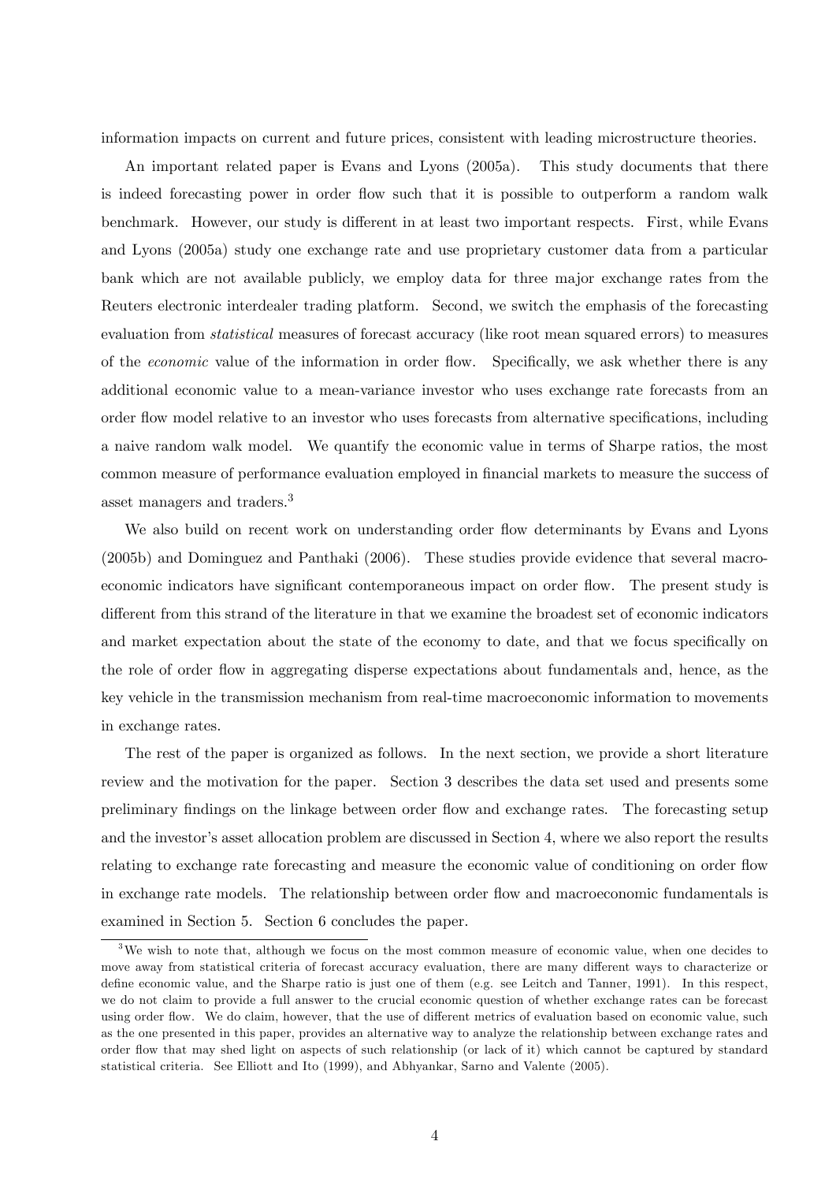information impacts on current and future prices, consistent with leading microstructure theories.

An important related paper is Evans and Lyons (2005a). This study documents that there is indeed forecasting power in order flow such that it is possible to outperform a random walk benchmark. However, our study is different in at least two important respects. First, while Evans and Lyons (2005a) study one exchange rate and use proprietary customer data from a particular bank which are not available publicly, we employ data for three major exchange rates from the Reuters electronic interdealer trading platform. Second, we switch the emphasis of the forecasting evaluation from *statistical* measures of forecast accuracy (like root mean squared errors) to measures of the *economic* value of the information in order flow. Specifically, we ask whether there is any additional economic value to a mean-variance investor who uses exchange rate forecasts from an order flow model relative to an investor who uses forecasts from alternative specifications, including a naive random walk model. We quantify the economic value in terms of Sharpe ratios, the most common measure of performance evaluation employed in financial markets to measure the success of asset managers and traders.[3]

We also build on recent work on understanding order flow determinants by Evans and Lyons (2005b) and Dominguez and Panthaki (2006). These studies provide evidence that several macroeconomic indicators have significant contemporaneous impact on order flow. The present study is different from this strand of the literature in that we examine the broadest set of economic indicators and market expectation about the state of the economy to date, and that we focus specifically on the role of order flow in aggregating disperse expectations about fundamentals and, hence, as the key vehicle in the transmission mechanism from real-time macroeconomic information to movements in exchange rates.

The rest of the paper is organized as follows. In the next section, we provide a short literature review and the motivation for the paper. Section 3 describes the data set used and presents some preliminary findings on the linkage between order flow and exchange rates. The forecasting setup and the investor's asset allocation problem are discussed in Section 4, where we also report the results relating to exchange rate forecasting and measure the economic value of conditioning on order flow in exchange rate models. The relationship between order flow and macroeconomic fundamentals is examined in Section 5. Section 6 concludes the paper.

[3] We wish to note that, although we focus on the most common measure of economic value, when one decides to move away from statistical criteria of forecast accuracy evaluation, there are many different ways to characterize or define economic value, and the Sharpe ratio is just one of them (e.g. see Leitch and Tanner, 1991). In this respect, we do not claim to provide a full answer to the crucial economic question of whether exchange rates can be forecast using order flow. We do claim, however, that the use of different metrics of evaluation based on economic value, such as the one presented in this paper, provides an alternative way to analyze the relationship between exchange rates and order flow that may shed light on aspects of such relationship (or lack of it) which cannot be captured by standard statistical criteria. See Elliott and Ito (1999), and Abhyankar, Sarno and Valente (2005).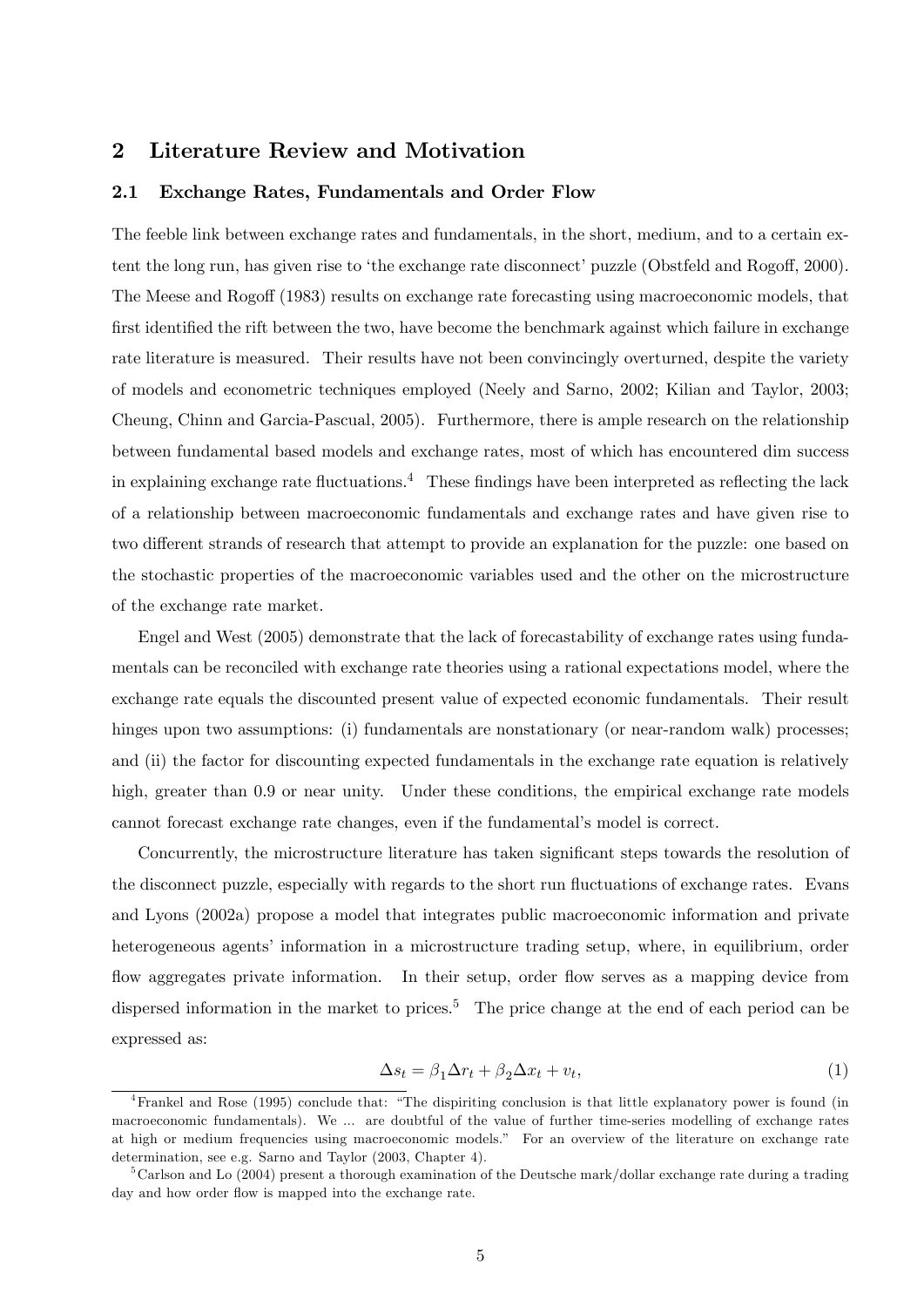## 2 Literature Review and Motivation

### 2.1 Exchange Rates, Fundamentals and Order Flow

The feeble link between exchange rates and fundamentals, in the short, medium, and to a certain extent the long run, has given rise to 'the exchange rate disconnect' puzzle (Obstfeld and Rogoff, 2000). The Meese and Rogoff (1983) results on exchange rate forecasting using macroeconomic models, that first identified the rift between the two, have become the benchmark against which failure in exchange rate literature is measured. Their results have not been convincingly overturned, despite the variety of models and econometric techniques employed (Neely and Sarno, 2002; Kilian and Taylor, 2003; Cheung, Chinn and Garcia-Pascual, 2005). Furthermore, there is ample research on the relationship between fundamental based models and exchange rates, most of which has encountered dim success in explaining exchange rate fluctuations.[4] These findings have been interpreted as reflecting the lack of a relationship between macroeconomic fundamentals and exchange rates and have given rise to two different strands of research that attempt to provide an explanation for the puzzle: one based on the stochastic properties of the macroeconomic variables used and the other on the microstructure of the exchange rate market.

Engel and West (2005) demonstrate that the lack of forecastability of exchange rates using fundamentals can be reconciled with exchange rate theories using a rational expectations model, where the exchange rate equals the discounted present value of expected economic fundamentals. Their result hinges upon two assumptions: (i) fundamentals are nonstationary (or near-random walk) processes; and (ii) the factor for discounting expected fundamentals in the exchange rate equation is relatively high, greater than 0.9 or near unity. Under these conditions, the empirical exchange rate models cannot forecast exchange rate changes, even if the fundamental's model is correct.

Concurrently, the microstructure literature has taken significant steps towards the resolution of the disconnect puzzle, especially with regards to the short run fluctuations of exchange rates. Evans and Lyons (2002a) propose a model that integrates public macroeconomic information and private heterogeneous agents' information in a microstructure trading setup, where, in equilibrium, order flow aggregates private information. In their setup, order flow serves as a mapping device from dispersed information in the market to prices.[5] The price change at the end of each period can be expressed as:

$$\Delta s_t = \beta_1 \Delta r_t + \beta_2 \Delta x_t + v_t, \tag{1}$$

[4] Frankel and Rose (1995) conclude that: "The dispiriting conclusion is that little explanatory power is found (in macroeconomic fundamentals). We ... are doubtful of the value of further time-series modelling of exchange rates at high or medium frequencies using macroeconomic models." For an overview of the literature on exchange rate determination, see e.g. Sarno and Taylor (2003, Chapter 4).

[5] Carlson and Lo (2004) present a thorough examination of the Deutsche mark/dollar exchange rate during a trading day and how order flow is mapped into the exchange rate.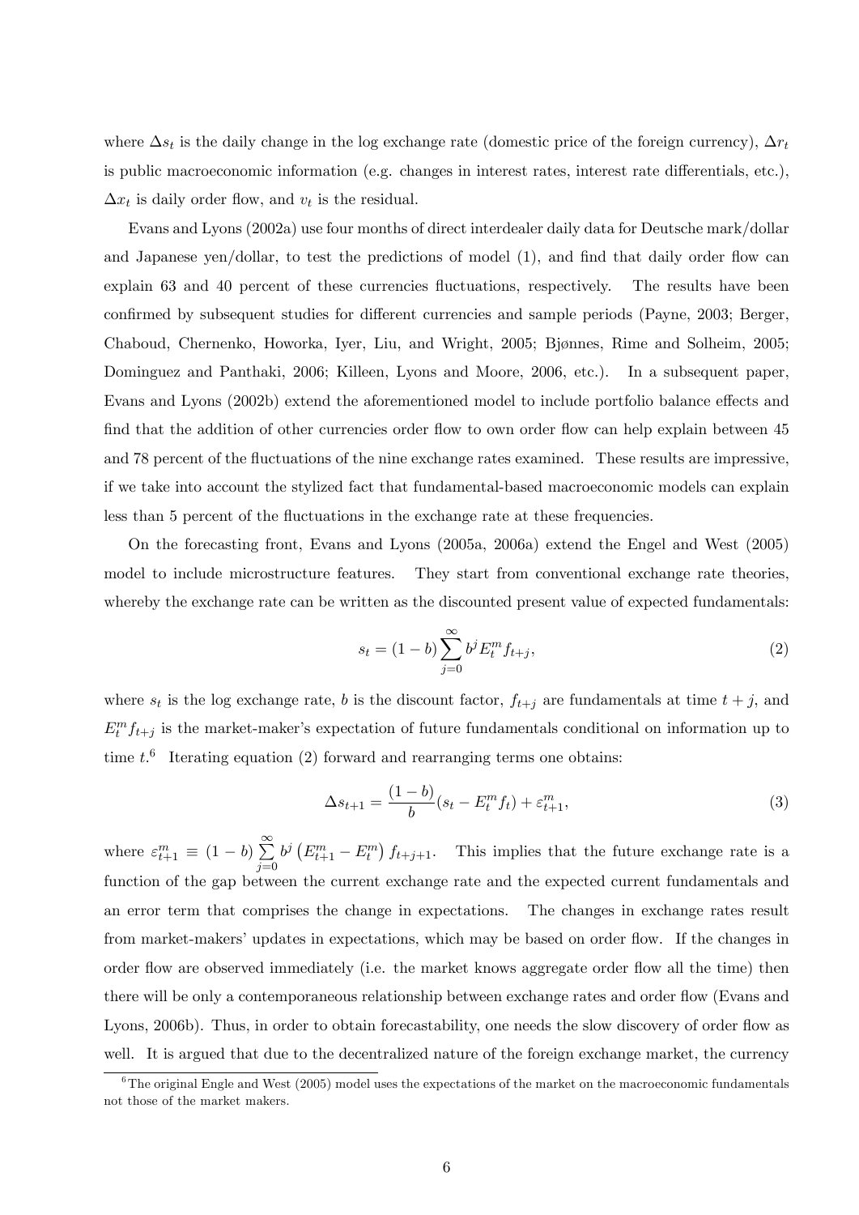where $\Delta s_t$ is the daily change in the log exchange rate (domestic price of the foreign currency), $\Delta r_t$ is public macroeconomic information (e.g. changes in interest rates, interest rate differentials, etc.), $\Delta x_t$ is daily order flow, and $v_t$ is the residual.

Evans and Lyons (2002a) use four months of direct interdealer daily data for Deutsche mark/dollar and Japanese yen/dollar, to test the predictions of model (1), and find that daily order flow can explain 63 and 40 percent of these currencies fluctuations, respectively. The results have been confirmed by subsequent studies for different currencies and sample periods (Payne, 2003; Berger, Chaboud, Chernenko, Howorka, Iyer, Liu, and Wright, 2005; Bjønnes, Rime and Solheim, 2005; Dominguez and Panthaki, 2006; Killeen, Lyons and Moore, 2006, etc.). In a subsequent paper, Evans and Lyons (2002b) extend the aforementioned model to include portfolio balance effects and find that the addition of other currencies order flow to own order flow can help explain between 45 and 78 percent of the fluctuations of the nine exchange rates examined. These results are impressive, if we take into account the stylized fact that fundamental-based macroeconomic models can explain less than 5 percent of the fluctuations in the exchange rate at these frequencies.

On the forecasting front, Evans and Lyons (2005a, 2006a) extend the Engel and West (2005) model to include microstructure features. They start from conventional exchange rate theories, whereby the exchange rate can be written as the discounted present value of expected fundamentals:

$$s_t = (1-b)\sum_{j=0}^{\infty} b^j E_t^m f_{t+j}, \tag{2}$$

where $s_t$ is the log exchange rate, $b$ is the discount factor, $f_{t+j}$ are fundamentals at time $t+j$, and $E_t^m f_{t+j}$ is the market-maker's expectation of future fundamentals conditional on information up to time $t$.[6] Iterating equation (2) forward and rearranging terms one obtains:

$$\Delta s_{t+1} = \frac{(1-b)}{b}(s_t - E_t^m f_t) + \varepsilon_{t+1}^m, \tag{3}$$

where $\varepsilon_{t+1}^m \equiv (1-b)\sum_{j=0}^{\infty} b^j \left(E_{t+1}^m - E_t^m\right) f_{t+j+1}$. This implies that the future exchange rate is a function of the gap between the current exchange rate and the expected current fundamentals and an error term that comprises the change in expectations. The changes in exchange rates result from market-makers' updates in expectations, which may be based on order flow. If the changes in order flow are observed immediately (i.e. the market knows aggregate order flow all the time) then there will be only a contemporaneous relationship between exchange rates and order flow (Evans and Lyons, 2006b). Thus, in order to obtain forecastability, one needs the slow discovery of order flow as well. It is argued that due to the decentralized nature of the foreign exchange market, the currency

[6] The original Engle and West (2005) model uses the expectations of the market on the macroeconomic fundamentals not those of the market makers.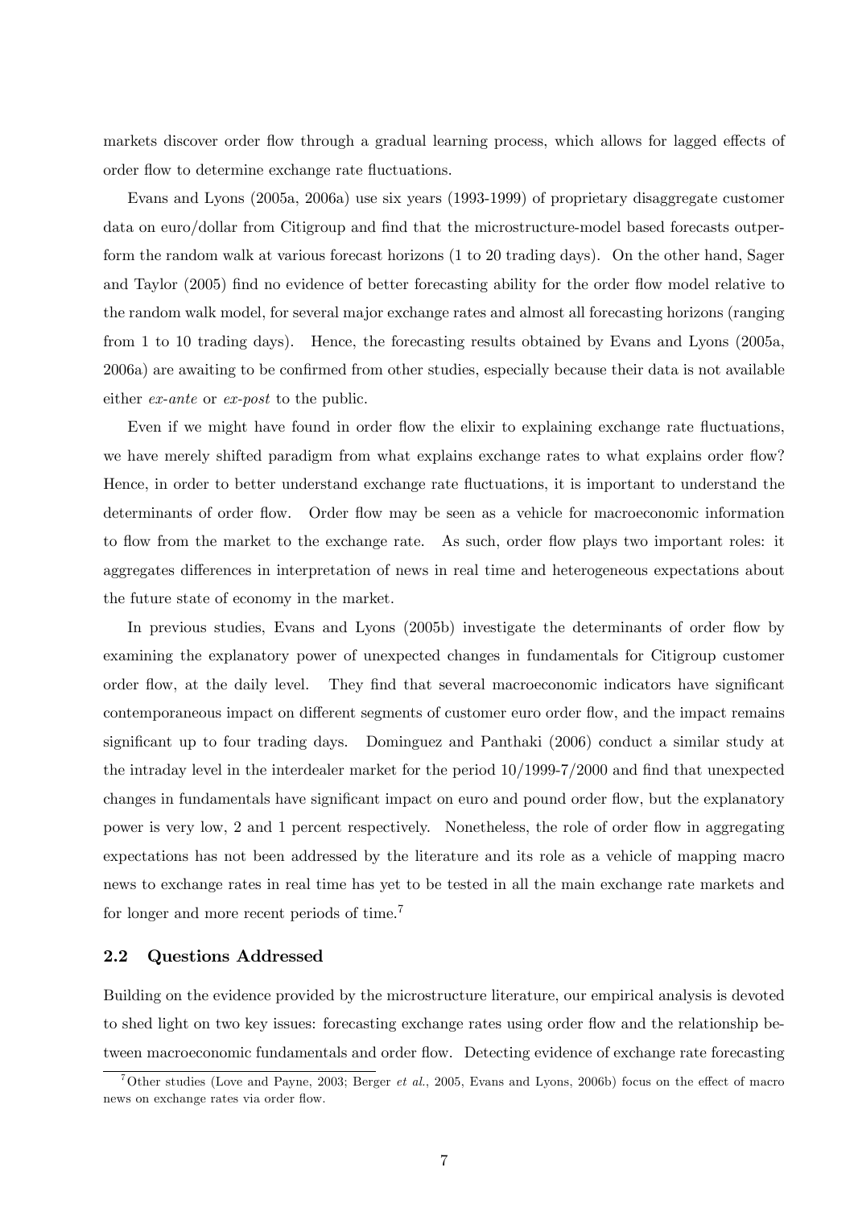markets discover order flow through a gradual learning process, which allows for lagged effects of order flow to determine exchange rate fluctuations.

Evans and Lyons (2005a, 2006a) use six years (1993-1999) of proprietary disaggregate customer data on euro/dollar from Citigroup and find that the microstructure-model based forecasts outperform the random walk at various forecast horizons (1 to 20 trading days). On the other hand, Sager and Taylor (2005) find no evidence of better forecasting ability for the order flow model relative to the random walk model, for several major exchange rates and almost all forecasting horizons (ranging from 1 to 10 trading days). Hence, the forecasting results obtained by Evans and Lyons (2005a, 2006a) are awaiting to be confirmed from other studies, especially because their data is not available either *ex-ante* or *ex-post* to the public.

Even if we might have found in order flow the elixir to explaining exchange rate fluctuations, we have merely shifted paradigm from what explains exchange rates to what explains order flow? Hence, in order to better understand exchange rate fluctuations, it is important to understand the determinants of order flow. Order flow may be seen as a vehicle for macroeconomic information to flow from the market to the exchange rate. As such, order flow plays two important roles: it aggregates differences in interpretation of news in real time and heterogeneous expectations about the future state of economy in the market.

In previous studies, Evans and Lyons (2005b) investigate the determinants of order flow by examining the explanatory power of unexpected changes in fundamentals for Citigroup customer order flow, at the daily level. They find that several macroeconomic indicators have significant contemporaneous impact on different segments of customer euro order flow, and the impact remains significant up to four trading days. Dominguez and Panthaki (2006) conduct a similar study at the intraday level in the interdealer market for the period 10/1999-7/2000 and find that unexpected changes in fundamentals have significant impact on euro and pound order flow, but the explanatory power is very low, 2 and 1 percent respectively. Nonetheless, the role of order flow in aggregating expectations has not been addressed by the literature and its role as a vehicle of mapping macro news to exchange rates in real time has yet to be tested in all the main exchange rate markets and for longer and more recent periods of time.[7]

### 2.2 Questions Addressed

Building on the evidence provided by the microstructure literature, our empirical analysis is devoted to shed light on two key issues: forecasting exchange rates using order flow and the relationship between macroeconomic fundamentals and order flow. Detecting evidence of exchange rate forecasting

[7] Other studies (Love and Payne, 2003; Berger *et al.*, 2005, Evans and Lyons, 2006b) focus on the effect of macro news on exchange rates via order flow.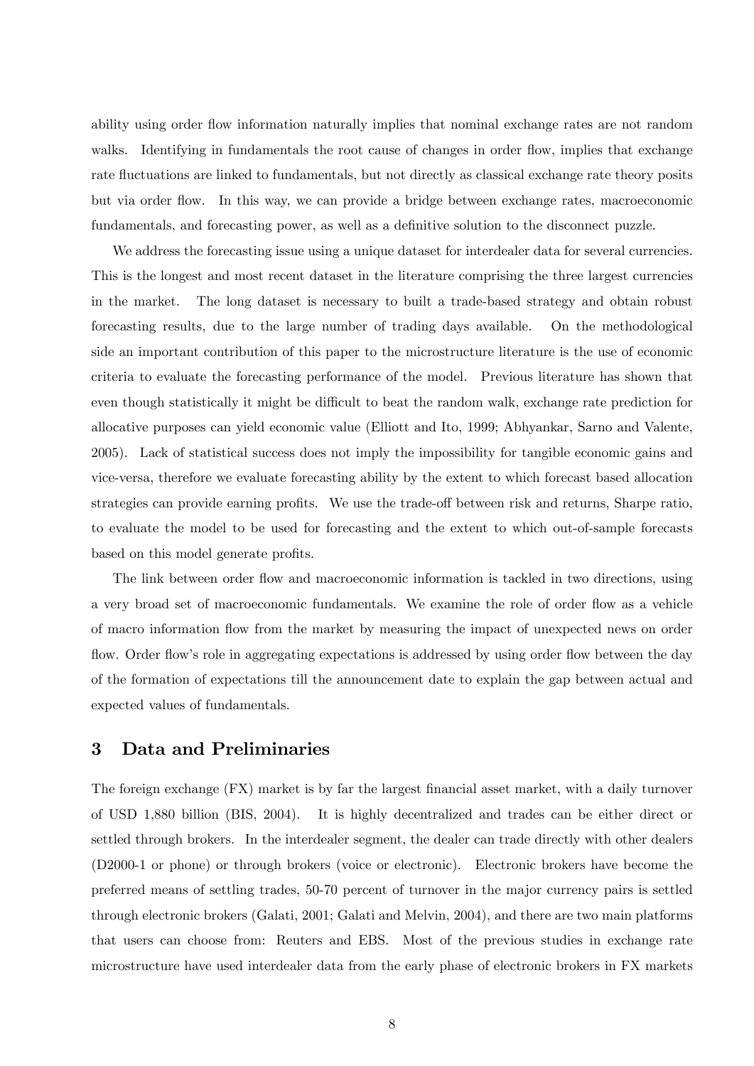ability using order flow information naturally implies that nominal exchange rates are not random walks. Identifying in fundamentals the root cause of changes in order flow, implies that exchange rate fluctuations are linked to fundamentals, but not directly as classical exchange rate theory posits but via order flow. In this way, we can provide a bridge between exchange rates, macroeconomic fundamentals, and forecasting power, as well as a definitive solution to the disconnect puzzle.

We address the forecasting issue using a unique dataset for interdealer data for several currencies. This is the longest and most recent dataset in the literature comprising the three largest currencies in the market. The long dataset is necessary to built a trade-based strategy and obtain robust forecasting results, due to the large number of trading days available. On the methodological side an important contribution of this paper to the microstructure literature is the use of economic criteria to evaluate the forecasting performance of the model. Previous literature has shown that even though statistically it might be difficult to beat the random walk, exchange rate prediction for allocative purposes can yield economic value (Elliott and Ito, 1999; Abhyankar, Sarno and Valente, 2005). Lack of statistical success does not imply the impossibility for tangible economic gains and vice-versa, therefore we evaluate forecasting ability by the extent to which forecast based allocation strategies can provide earning profits. We use the trade-off between risk and returns, Sharpe ratio, to evaluate the model to be used for forecasting and the extent to which out-of-sample forecasts based on this model generate profits.

The link between order flow and macroeconomic information is tackled in two directions, using a very broad set of macroeconomic fundamentals. We examine the role of order flow as a vehicle of macro information flow from the market by measuring the impact of unexpected news on order flow. Order flow's role in aggregating expectations is addressed by using order flow between the day of the formation of expectations till the announcement date to explain the gap between actual and expected values of fundamentals.

## 3 Data and Preliminaries

The foreign exchange (FX) market is by far the largest financial asset market, with a daily turnover of USD 1,880 billion (BIS, 2004). It is highly decentralized and trades can be either direct or settled through brokers. In the interdealer segment, the dealer can trade directly with other dealers (D2000-1 or phone) or through brokers (voice or electronic). Electronic brokers have become the preferred means of settling trades, 50-70 percent of turnover in the major currency pairs is settled through electronic brokers (Galati, 2001; Galati and Melvin, 2004), and there are two main platforms that users can choose from: Reuters and EBS. Most of the previous studies in exchange rate microstructure have used interdealer data from the early phase of electronic brokers in FX markets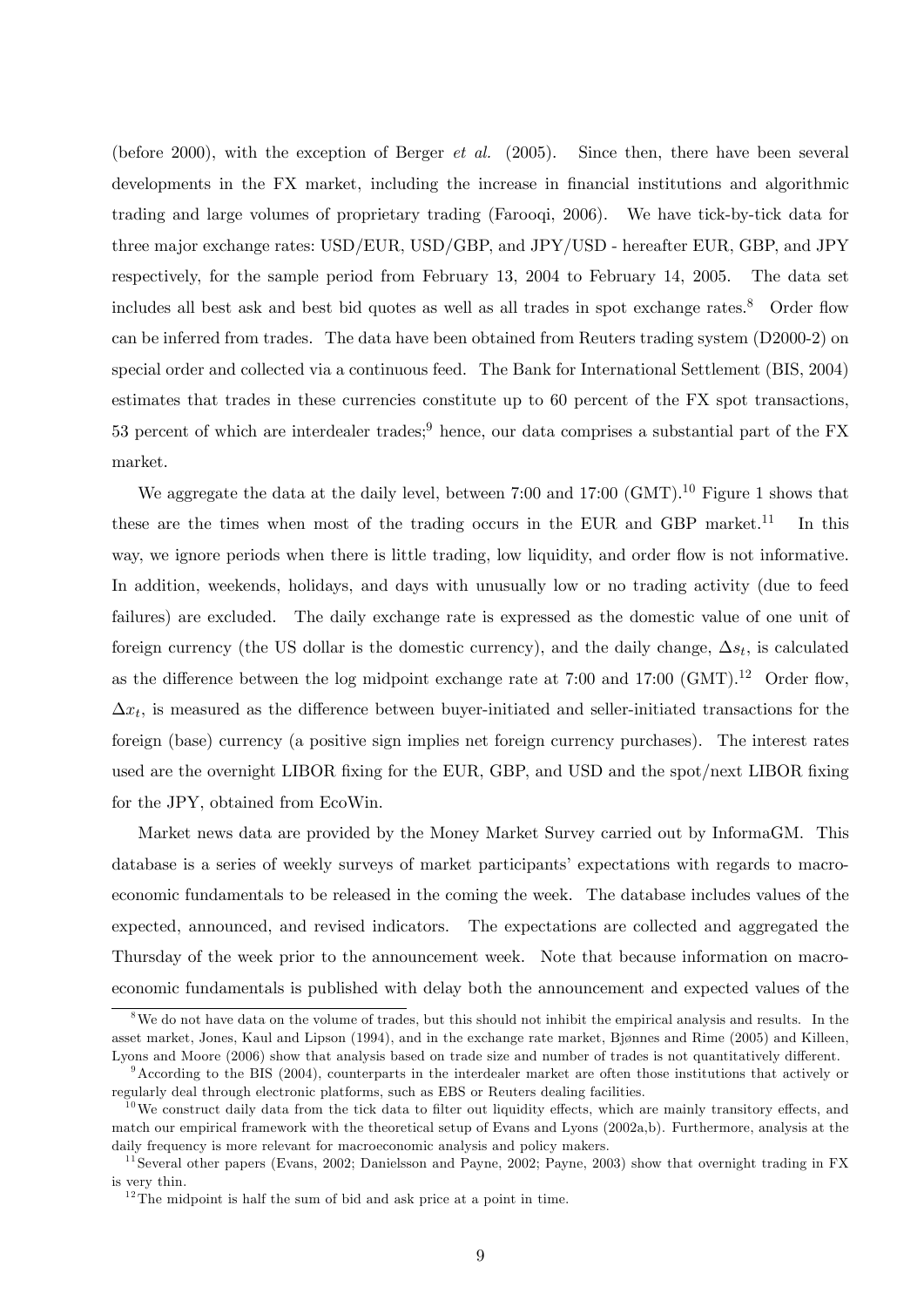(before 2000), with the exception of Berger *et al.* (2005). Since then, there have been several developments in the FX market, including the increase in financial institutions and algorithmic trading and large volumes of proprietary trading (Farooqi, 2006). We have tick-by-tick data for three major exchange rates: USD/EUR, USD/GBP, and JPY/USD - hereafter EUR, GBP, and JPY respectively, for the sample period from February 13, 2004 to February 14, 2005. The data set includes all best ask and best bid quotes as well as all trades in spot exchange rates.[8] Order flow can be inferred from trades. The data have been obtained from Reuters trading system (D2000-2) on special order and collected via a continuous feed. The Bank for International Settlement (BIS, 2004) estimates that trades in these currencies constitute up to 60 percent of the FX spot transactions, 53 percent of which are interdealer trades;[9] hence, our data comprises a substantial part of the FX market.

We aggregate the data at the daily level, between 7:00 and 17:00 (GMT).[10] Figure 1 shows that these are the times when most of the trading occurs in the EUR and GBP market.[11] In this way, we ignore periods when there is little trading, low liquidity, and order flow is not informative. In addition, weekends, holidays, and days with unusually low or no trading activity (due to feed failures) are excluded. The daily exchange rate is expressed as the domestic value of one unit of foreign currency (the US dollar is the domestic currency), and the daily change, $\Delta s_t$, is calculated as the difference between the log midpoint exchange rate at 7:00 and 17:00 (GMT).[12] Order flow, $\Delta x_t$, is measured as the difference between buyer-initiated and seller-initiated transactions for the foreign (base) currency (a positive sign implies net foreign currency purchases). The interest rates used are the overnight LIBOR fixing for the EUR, GBP, and USD and the spot/next LIBOR fixing for the JPY, obtained from EcoWin.

Market news data are provided by the Money Market Survey carried out by InformaGM. This database is a series of weekly surveys of market participants' expectations with regards to macroeconomic fundamentals to be released in the coming the week. The database includes values of the expected, announced, and revised indicators. The expectations are collected and aggregated the Thursday of the week prior to the announcement week. Note that because information on macroeconomic fundamentals is published with delay both the announcement and expected values of the

---

[8] We do not have data on the volume of trades, but this should not inhibit the empirical analysis and results. In the asset market, Jones, Kaul and Lipson (1994), and in the exchange rate market, Bjønnes and Rime (2005) and Killeen, Lyons and Moore (2006) show that analysis based on trade size and number of trades is not quantitatively different.

[9] According to the BIS (2004), counterparts in the interdealer market are often those institutions that actively or regularly deal through electronic platforms, such as EBS or Reuters dealing facilities.

[10] We construct daily data from the tick data to filter out liquidity effects, which are mainly transitory effects, and match our empirical framework with the theoretical setup of Evans and Lyons (2002a,b). Furthermore, analysis at the daily frequency is more relevant for macroeconomic analysis and policy makers.

[11] Several other papers (Evans, 2002; Danielsson and Payne, 2002; Payne, 2003) show that overnight trading in FX is very thin.

[12] The midpoint is half the sum of bid and ask price at a point in time.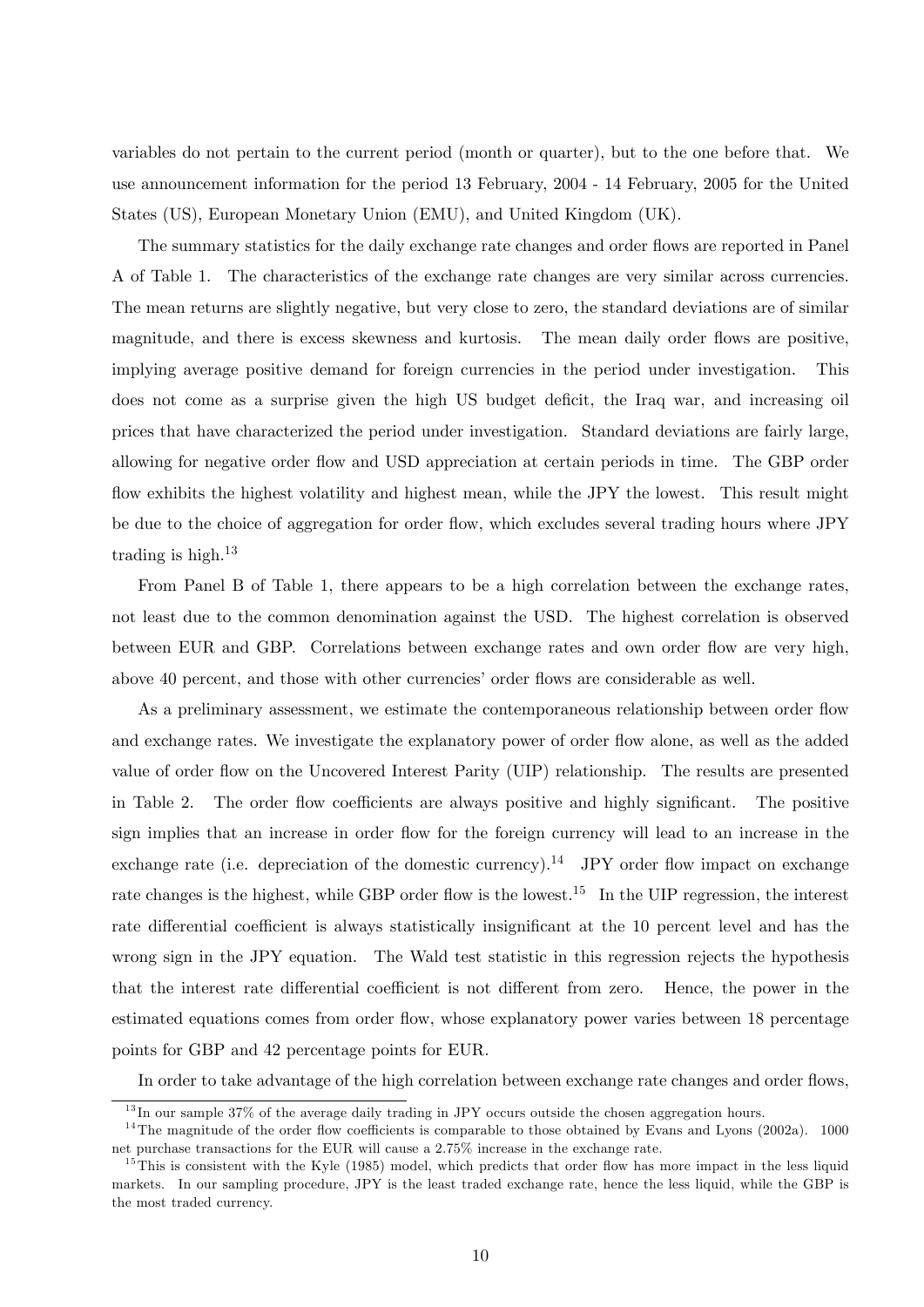variables do not pertain to the current period (month or quarter), but to the one before that. We use announcement information for the period 13 February, 2004 - 14 February, 2005 for the United States (US), European Monetary Union (EMU), and United Kingdom (UK).

The summary statistics for the daily exchange rate changes and order flows are reported in Panel A of Table 1. The characteristics of the exchange rate changes are very similar across currencies. The mean returns are slightly negative, but very close to zero, the standard deviations are of similar magnitude, and there is excess skewness and kurtosis. The mean daily order flows are positive, implying average positive demand for foreign currencies in the period under investigation. This does not come as a surprise given the high US budget deficit, the Iraq war, and increasing oil prices that have characterized the period under investigation. Standard deviations are fairly large, allowing for negative order flow and USD appreciation at certain periods in time. The GBP order flow exhibits the highest volatility and highest mean, while the JPY the lowest. This result might be due to the choice of aggregation for order flow, which excludes several trading hours where JPY trading is high.[13]

From Panel B of Table 1, there appears to be a high correlation between the exchange rates, not least due to the common denomination against the USD. The highest correlation is observed between EUR and GBP. Correlations between exchange rates and own order flow are very high, above 40 percent, and those with other currencies' order flows are considerable as well.

As a preliminary assessment, we estimate the contemporaneous relationship between order flow and exchange rates. We investigate the explanatory power of order flow alone, as well as the added value of order flow on the Uncovered Interest Parity (UIP) relationship. The results are presented in Table 2. The order flow coefficients are always positive and highly significant. The positive sign implies that an increase in order flow for the foreign currency will lead to an increase in the exchange rate (i.e. depreciation of the domestic currency).[14] JPY order flow impact on exchange rate changes is the highest, while GBP order flow is the lowest.[15] In the UIP regression, the interest rate differential coefficient is always statistically insignificant at the 10 percent level and has the wrong sign in the JPY equation. The Wald test statistic in this regression rejects the hypothesis that the interest rate differential coefficient is not different from zero. Hence, the power in the estimated equations comes from order flow, whose explanatory power varies between 18 percentage points for GBP and 42 percentage points for EUR.

In order to take advantage of the high correlation between exchange rate changes and order flows,

---

[13] In our sample 37% of the average daily trading in JPY occurs outside the chosen aggregation hours.

[14] The magnitude of the order flow coefficients is comparable to those obtained by Evans and Lyons (2002a). 1000 net purchase transactions for the EUR will cause a 2.75% increase in the exchange rate.

[15] This is consistent with the Kyle (1985) model, which predicts that order flow has more impact in the less liquid markets. In our sampling procedure, JPY is the least traded exchange rate, hence the less liquid, while the GBP is the most traded currency.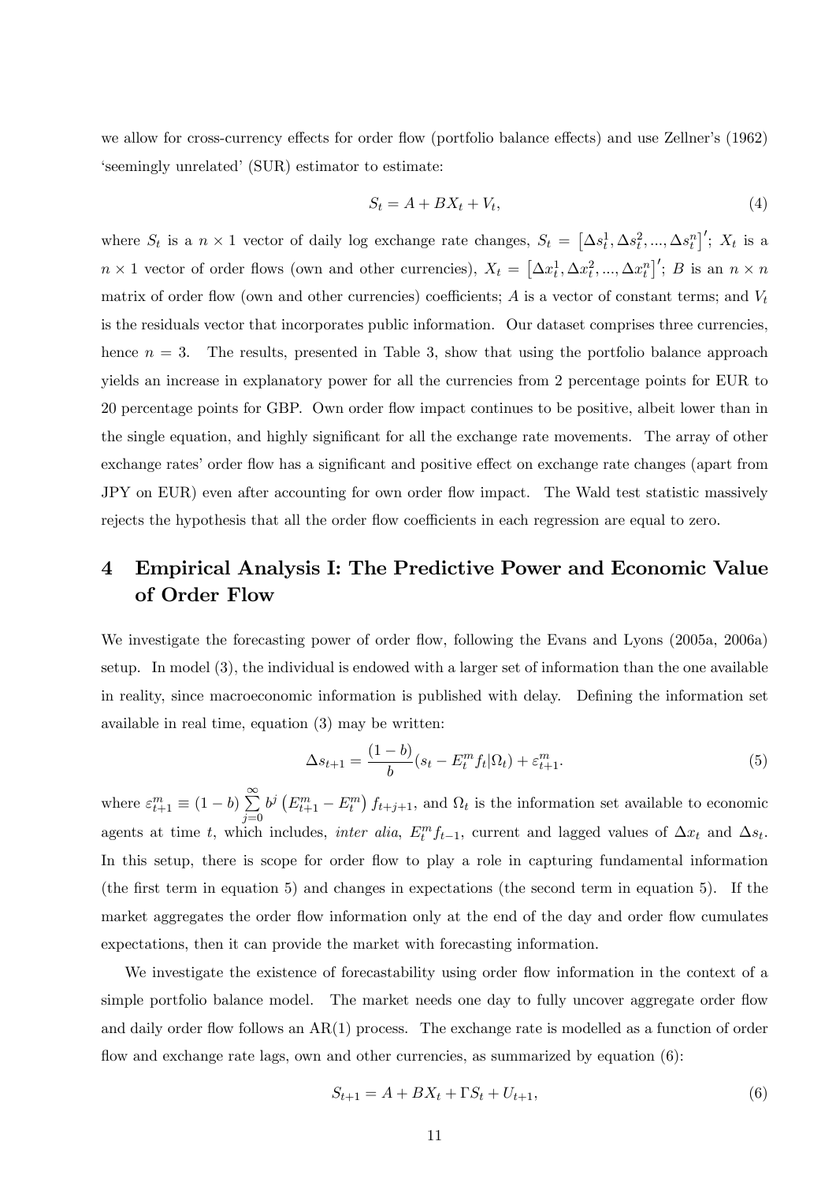we allow for cross-currency effects for order flow (portfolio balance effects) and use Zellner's (1962) 'seemingly unrelated' (SUR) estimator to estimate:

$$S_t = A + BX_t + V_t, \tag{4}$$

where $S_t$ is a $n \times 1$ vector of daily log exchange rate changes, $S_t = \left[\Delta s_t^1, \Delta s_t^2, ..., \Delta s_t^n\right]'$; $X_t$ is a $n \times 1$ vector of order flows (own and other currencies), $X_t = \left[\Delta x_t^1, \Delta x_t^2, ..., \Delta x_t^n\right]'$; $B$ is an $n \times n$ matrix of order flow (own and other currencies) coefficients; $A$ is a vector of constant terms; and $V_t$ is the residuals vector that incorporates public information. Our dataset comprises three currencies, hence $n = 3$. The results, presented in Table 3, show that using the portfolio balance approach yields an increase in explanatory power for all the currencies from 2 percentage points for EUR to 20 percentage points for GBP. Own order flow impact continues to be positive, albeit lower than in the single equation, and highly significant for all the exchange rate movements. The array of other exchange rates' order flow has a significant and positive effect on exchange rate changes (apart from JPY on EUR) even after accounting for own order flow impact. The Wald test statistic massively rejects the hypothesis that all the order flow coefficients in each regression are equal to zero.

# 4 Empirical Analysis I: The Predictive Power and Economic Value of Order Flow

We investigate the forecasting power of order flow, following the Evans and Lyons (2005a, 2006a) setup. In model (3), the individual is endowed with a larger set of information than the one available in reality, since macroeconomic information is published with delay. Defining the information set available in real time, equation (3) may be written:

$$\Delta s_{t+1} = \frac{(1-b)}{b}(s_t - E_t^m f_t | \Omega_t) + \varepsilon_{t+1}^m. \tag{5}$$

where $\varepsilon_{t+1}^m \equiv (1-b) \sum_{j=0}^{\infty} b^j \left(E_{t+1}^m - E_t^m\right) f_{t+j+1}$, and $\Omega_t$ is the information set available to economic agents at time $t$, which includes, *inter alia*, $E_t^m f_{t-1}$, current and lagged values of $\Delta x_t$ and $\Delta s_t$. In this setup, there is scope for order flow to play a role in capturing fundamental information (the first term in equation 5) and changes in expectations (the second term in equation 5). If the market aggregates the order flow information only at the end of the day and order flow cumulates expectations, then it can provide the market with forecasting information.

We investigate the existence of forecastability using order flow information in the context of a simple portfolio balance model. The market needs one day to fully uncover aggregate order flow and daily order flow follows an AR(1) process. The exchange rate is modelled as a function of order flow and exchange rate lags, own and other currencies, as summarized by equation (6):

$$S_{t+1} = A + BX_t + \Gamma S_t + U_{t+1}, \tag{6}$$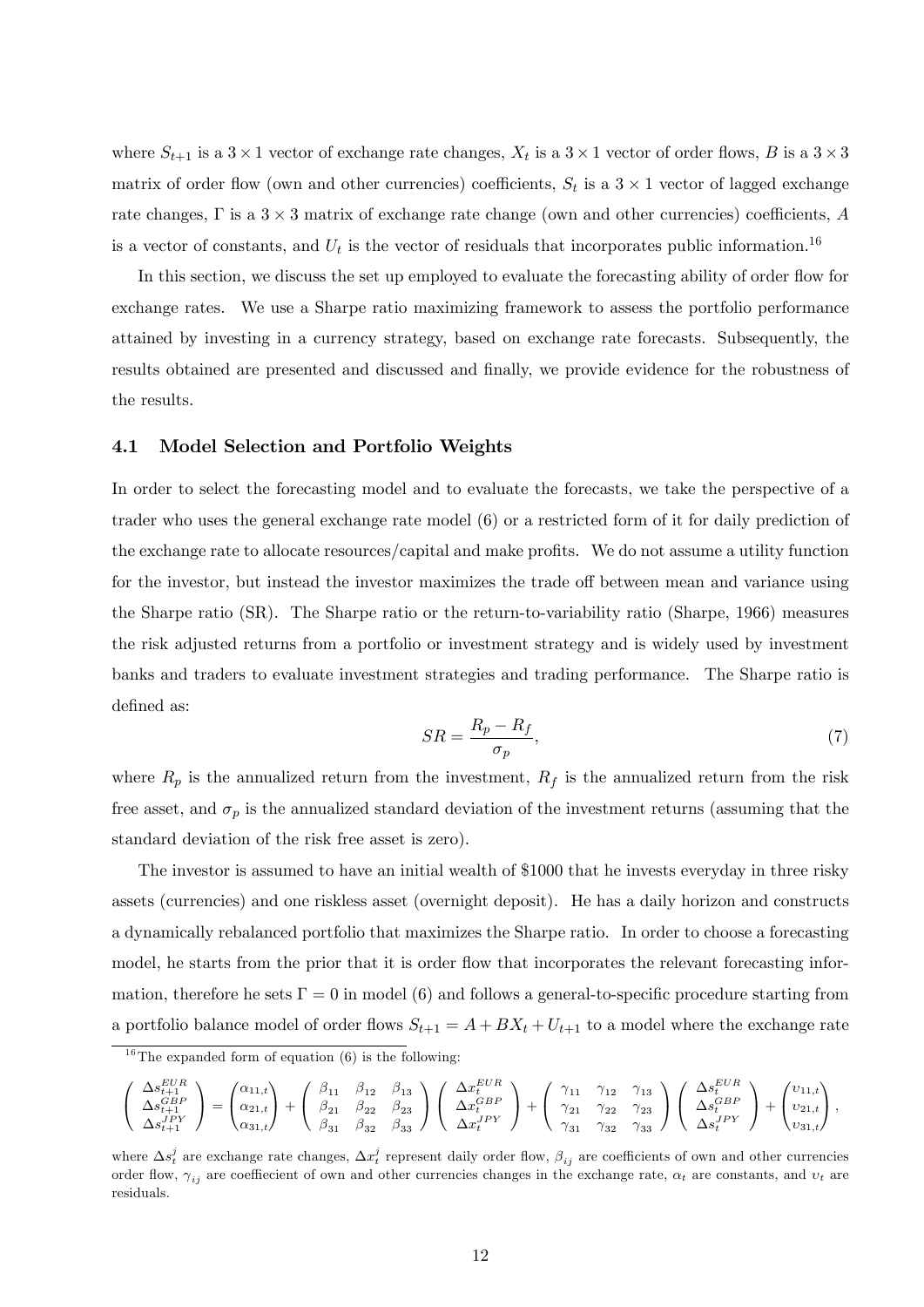where $S_{t+1}$ is a $3 \times 1$ vector of exchange rate changes, $X_t$ is a $3 \times 1$ vector of order flows, $B$ is a $3 \times 3$ matrix of order flow (own and other currencies) coefficients, $S_t$ is a $3 \times 1$ vector of lagged exchange rate changes, $\Gamma$ is a $3 \times 3$ matrix of exchange rate change (own and other currencies) coefficients, $A$ is a vector of constants, and $U_t$ is the vector of residuals that incorporates public information.[16]

In this section, we discuss the set up employed to evaluate the forecasting ability of order flow for exchange rates. We use a Sharpe ratio maximizing framework to assess the portfolio performance attained by investing in a currency strategy, based on exchange rate forecasts. Subsequently, the results obtained are presented and discussed and finally, we provide evidence for the robustness of the results.

### 4.1 Model Selection and Portfolio Weights

In order to select the forecasting model and to evaluate the forecasts, we take the perspective of a trader who uses the general exchange rate model (6) or a restricted form of it for daily prediction of the exchange rate to allocate resources/capital and make profits. We do not assume a utility function for the investor, but instead the investor maximizes the trade off between mean and variance using the Sharpe ratio (SR). The Sharpe ratio or the return-to-variability ratio (Sharpe, 1966) measures the risk adjusted returns from a portfolio or investment strategy and is widely used by investment banks and traders to evaluate investment strategies and trading performance. The Sharpe ratio is defined as:

$$SR = \frac{R_p - R_f}{\sigma_p}, \tag{7}$$

where $R_p$ is the annualized return from the investment, $R_f$ is the annualized return from the risk free asset, and $\sigma_p$ is the annualized standard deviation of the investment returns (assuming that the standard deviation of the risk free asset is zero).

The investor is assumed to have an initial wealth of \$1000 that he invests everyday in three risky assets (currencies) and one riskless asset (overnight deposit). He has a daily horizon and constructs a dynamically rebalanced portfolio that maximizes the Sharpe ratio. In order to choose a forecasting model, he starts from the prior that it is order flow that incorporates the relevant forecasting information, therefore he sets $\Gamma = 0$ in model (6) and follows a general-to-specific procedure starting from a portfolio balance model of order flows $S_{t+1} = A + BX_t + U_{t+1}$ to a model where the exchange rate

---

[16] The expanded form of equation (6) is the following:

$$\begin{pmatrix} \Delta s_{t+1}^{EUR} \\ \Delta s_{t+1}^{GBP} \\ \Delta s_{t+1}^{JPY} \end{pmatrix} = \begin{pmatrix} \alpha_{11,t} \\ \alpha_{21,t} \\ \alpha_{31,t} \end{pmatrix} + \begin{pmatrix} \beta_{11} & \beta_{12} & \beta_{13} \\ \beta_{21} & \beta_{22} & \beta_{23} \\ \beta_{31} & \beta_{32} & \beta_{33} \end{pmatrix} \begin{pmatrix} \Delta x_t^{EUR} \\ \Delta x_t^{GBP} \\ \Delta x_t^{JPY} \end{pmatrix} + \begin{pmatrix} \gamma_{11} & \gamma_{12} & \gamma_{13} \\ \gamma_{21} & \gamma_{22} & \gamma_{23} \\ \gamma_{31} & \gamma_{32} & \gamma_{33} \end{pmatrix} \begin{pmatrix} \Delta s_t^{EUR} \\ \Delta s_t^{GBP} \\ \Delta s_t^{JPY} \end{pmatrix} + \begin{pmatrix} \upsilon_{11,t} \\ \upsilon_{21,t} \\ \upsilon_{31,t} \end{pmatrix},$$

where $\Delta s_t^j$ are exchange rate changes, $\Delta x_t^j$ represent daily order flow, $\beta_{ij}$ are coefficients of own and other currencies order flow, $\gamma_{ij}$ are coeffiecient of own and other currencies changes in the exchange rate, $\alpha_t$ are constants, and $\upsilon_t$ are residuals.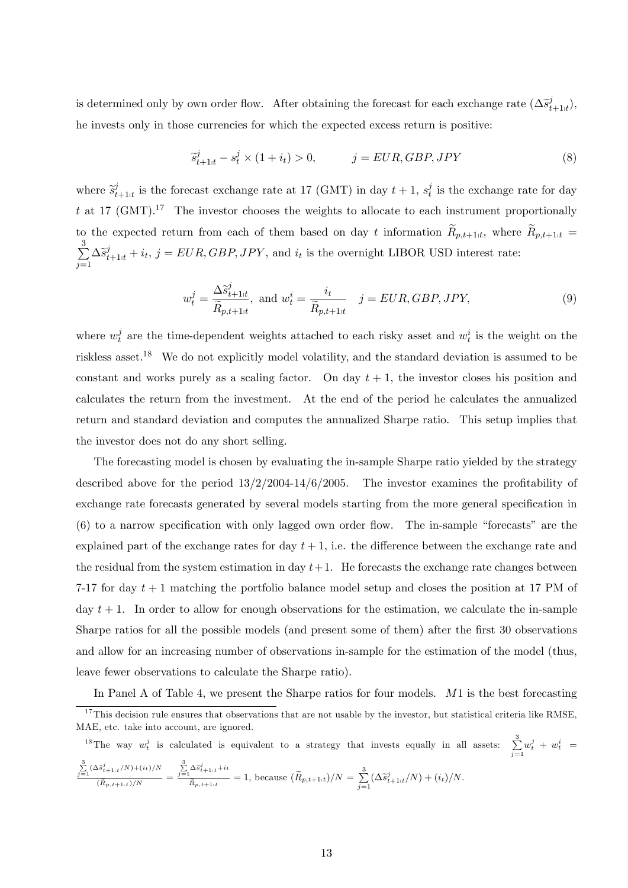is determined only by own order flow. After obtaining the forecast for each exchange rate ($\Delta\widetilde{s}^{j}_{t+1|t}$), he invests only in those currencies for which the expected excess return is positive:

$$\widetilde{s}^{j}_{t+1|t} - s^{j}_{t} \times (1 + i_t) > 0, \qquad j = EUR, GBP, JPY \tag{8}$$

where $\widetilde{s}^{j}_{t+1|t}$ is the forecast exchange rate at 17 (GMT) in day $t+1$, $s^{j}_{t}$ is the exchange rate for day $t$ at 17 (GMT).[17] The investor chooses the weights to allocate to each instrument proportionally to the expected return from each of them based on day $t$ information $\widetilde{R}_{p,t+1|t}$, where $\widetilde{R}_{p,t+1|t} = \sum_{j=1}^{3} \Delta\widetilde{s}^{j}_{t+1|t} + i_t$, $j = EUR, GBP, JPY$, and $i_t$ is the overnight LIBOR USD interest rate:

$$w^{j}_{t} = \frac{\Delta\widetilde{s}^{j}_{t+1|t}}{\widetilde{R}_{p,t+1|t}}, \text{ and } w^{i}_{t} = \frac{i_t}{\widetilde{R}_{p,t+1|t}} \quad j = EUR, GBP, JPY, \tag{9}$$

where $w^{j}_{t}$ are the time-dependent weights attached to each risky asset and $w^{i}_{t}$ is the weight on the riskless asset.[18] We do not explicitly model volatility, and the standard deviation is assumed to be constant and works purely as a scaling factor. On day $t+1$, the investor closes his position and calculates the return from the investment. At the end of the period he calculates the annualized return and standard deviation and computes the annualized Sharpe ratio. This setup implies that the investor does not do any short selling.

The forecasting model is chosen by evaluating the in-sample Sharpe ratio yielded by the strategy described above for the period 13/2/2004-14/6/2005. The investor examines the profitability of exchange rate forecasts generated by several models starting from the more general specification in (6) to a narrow specification with only lagged own order flow. The in-sample "forecasts" are the explained part of the exchange rates for day $t+1$, i.e. the difference between the exchange rate and the residual from the system estimation in day $t+1$. He forecasts the exchange rate changes between 7-17 for day $t+1$ matching the portfolio balance model setup and closes the position at 17 PM of day $t+1$. In order to allow for enough observations for the estimation, we calculate the in-sample Sharpe ratios for all the possible models (and present some of them) after the first 30 observations and allow for an increasing number of observations in-sample for the estimation of the model (thus, leave fewer observations to calculate the Sharpe ratio).

In Panel A of Table 4, we present the Sharpe ratios for four models. $M1$ is the best forecasting

---

[17] This decision rule ensures that observations that are not usable by the investor, but statistical criteria like RMSE, MAE, etc. take into account, are ignored.

[18] The way $w^{j}_{t}$ is calculated is equivalent to a strategy that invests equally in all assets: $\sum_{j=1}^{3} w^{j}_{t} + w^{i}_{t} = \frac{\sum_{j=1}^{3}(\Delta\widetilde{s}^{j}_{t+1|t}/N) + (i_t)/N}{(\widetilde{R}_{p,t+1|t})/N} = \frac{\sum_{j=1}^{3}\Delta\widetilde{s}^{j}_{t+1|t} + i_t}{\widetilde{R}_{p,t+1|t}} = 1$, because $(\widetilde{R}_{p,t+1|t})/N = \sum_{j=1}^{3}(\Delta\widetilde{s}^{j}_{t+1|t}/N) + (i_t)/N$.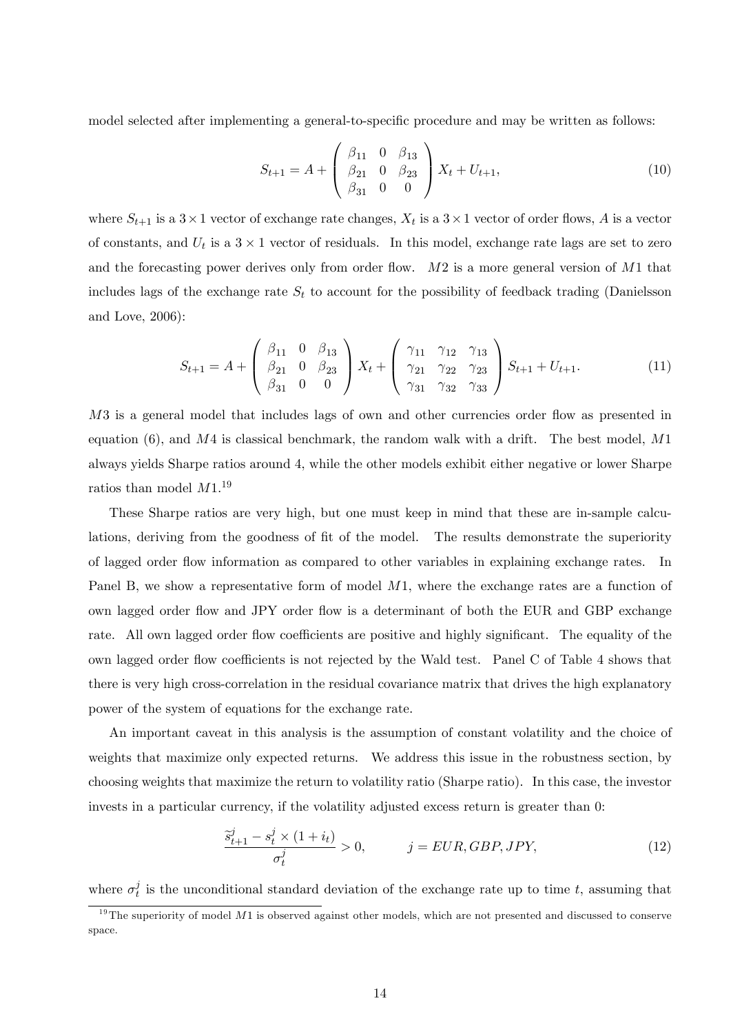model selected after implementing a general-to-specific procedure and may be written as follows:

$$S_{t+1} = A + \begin{pmatrix} \beta_{11} & 0 & \beta_{13} \\ \beta_{21} & 0 & \beta_{23} \\ \beta_{31} & 0 & 0 \end{pmatrix} X_t + U_{t+1}, \tag{10}$$

where $S_{t+1}$ is a $3 \times 1$ vector of exchange rate changes, $X_t$ is a $3 \times 1$ vector of order flows, $A$ is a vector of constants, and $U_t$ is a $3 \times 1$ vector of residuals. In this model, exchange rate lags are set to zero and the forecasting power derives only from order flow. $M2$ is a more general version of $M1$ that includes lags of the exchange rate $S_t$ to account for the possibility of feedback trading (Danielsson and Love, 2006):

$$S_{t+1} = A + \begin{pmatrix} \beta_{11} & 0 & \beta_{13} \\ \beta_{21} & 0 & \beta_{23} \\ \beta_{31} & 0 & 0 \end{pmatrix} X_t + \begin{pmatrix} \gamma_{11} & \gamma_{12} & \gamma_{13} \\ \gamma_{21} & \gamma_{22} & \gamma_{23} \\ \gamma_{31} & \gamma_{32} & \gamma_{33} \end{pmatrix} S_{t+1} + U_{t+1}. \tag{11}$$

$M3$ is a general model that includes lags of own and other currencies order flow as presented in equation (6), and $M4$ is classical benchmark, the random walk with a drift. The best model, $M1$ always yields Sharpe ratios around 4, while the other models exhibit either negative or lower Sharpe ratios than model $M1$.[19]

These Sharpe ratios are very high, but one must keep in mind that these are in-sample calculations, deriving from the goodness of fit of the model. The results demonstrate the superiority of lagged order flow information as compared to other variables in explaining exchange rates. In Panel B, we show a representative form of model $M1$, where the exchange rates are a function of own lagged order flow and JPY order flow is a determinant of both the EUR and GBP exchange rate. All own lagged order flow coefficients are positive and highly significant. The equality of the own lagged order flow coefficients is not rejected by the Wald test. Panel C of Table 4 shows that there is very high cross-correlation in the residual covariance matrix that drives the high explanatory power of the system of equations for the exchange rate.

An important caveat in this analysis is the assumption of constant volatility and the choice of weights that maximize only expected returns. We address this issue in the robustness section, by choosing weights that maximize the return to volatility ratio (Sharpe ratio). In this case, the investor invests in a particular currency, if the volatility adjusted excess return is greater than 0:

$$\frac{\widetilde{s}^{j}_{t+1} - s^{j}_{t} \times (1 + i_t)}{\sigma^{j}_{t}} > 0, \qquad j = EUR, GBP, JPY, \tag{12}$$

where $\sigma^j_t$ is the unconditional standard deviation of the exchange rate up to time $t$, assuming that

[19] The superiority of model $M1$ is observed against other models, which are not presented and discussed to conserve space.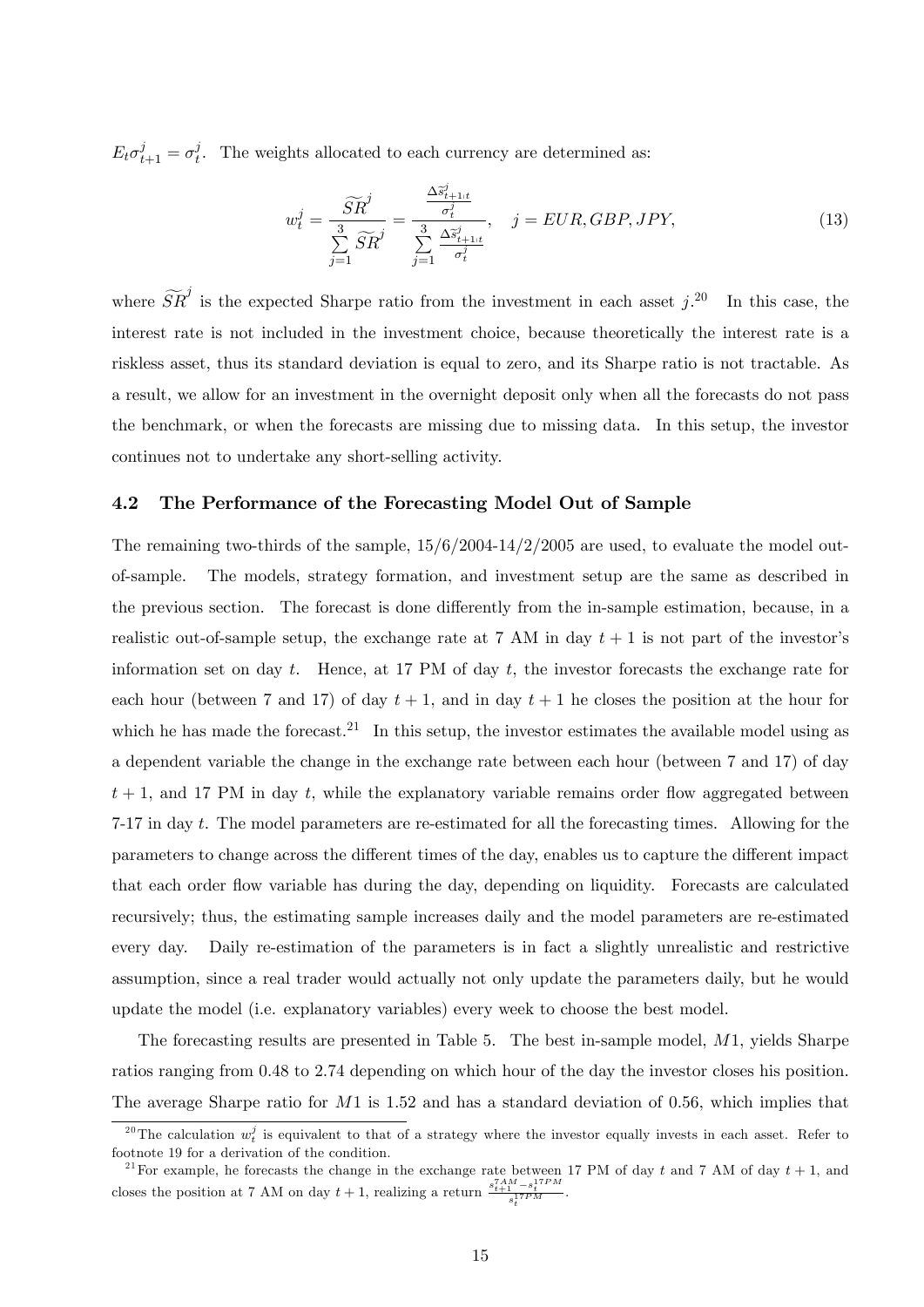$E_t \sigma^j_{t+1} = \sigma^j_t$. The weights allocated to each currency are determined as:

$$w^j_t = \frac{\widetilde{SR}^j}{\sum\limits_{j=1}^{3} \widetilde{SR}^j} = \frac{\frac{\Delta \widetilde{s}^j_{t+1 \mid t}}{\sigma^j_t}}{\sum\limits_{j=1}^{3} \frac{\Delta \widetilde{s}^j_{t+1 \mid t}}{\sigma^j_t}}, \quad j = EUR, GBP, JPY, \tag{13}$$

where $\widetilde{SR}^j$ is the expected Sharpe ratio from the investment in each asset $j$.[20] In this case, the interest rate is not included in the investment choice, because theoretically the interest rate is a riskless asset, thus its standard deviation is equal to zero, and its Sharpe ratio is not tractable. As a result, we allow for an investment in the overnight deposit only when all the forecasts do not pass the benchmark, or when the forecasts are missing due to missing data. In this setup, the investor continues not to undertake any short-selling activity.

### 4.2 The Performance of the Forecasting Model Out of Sample

The remaining two-thirds of the sample, 15/6/2004-14/2/2005 are used, to evaluate the model out-of-sample. The models, strategy formation, and investment setup are the same as described in the previous section. The forecast is done differently from the in-sample estimation, because, in a realistic out-of-sample setup, the exchange rate at 7 AM in day $t+1$ is not part of the investor's information set on day $t$. Hence, at 17 PM of day $t$, the investor forecasts the exchange rate for each hour (between 7 and 17) of day $t+1$, and in day $t+1$ he closes the position at the hour for which he has made the forecast.[21] In this setup, the investor estimates the available model using as a dependent variable the change in the exchange rate between each hour (between 7 and 17) of day $t+1$, and 17 PM in day $t$, while the explanatory variable remains order flow aggregated between 7-17 in day $t$. The model parameters are re-estimated for all the forecasting times. Allowing for the parameters to change across the different times of the day, enables us to capture the different impact that each order flow variable has during the day, depending on liquidity. Forecasts are calculated recursively; thus, the estimating sample increases daily and the model parameters are re-estimated every day. Daily re-estimation of the parameters is in fact a slightly unrealistic and restrictive assumption, since a real trader would actually not only update the parameters daily, but he would update the model (i.e. explanatory variables) every week to choose the best model.

The forecasting results are presented in Table 5. The best in-sample model, $M1$, yields Sharpe ratios ranging from 0.48 to 2.74 depending on which hour of the day the investor closes his position. The average Sharpe ratio for $M1$ is 1.52 and has a standard deviation of 0.56, which implies that

[20] The calculation $w^j_t$ is equivalent to that of a strategy where the investor equally invests in each asset. Refer to footnote 19 for a derivation of the condition.

[21] For example, he forecasts the change in the exchange rate between 17 PM of day $t$ and 7 AM of day $t+1$, and closes the position at 7 AM on day $t+1$, realizing a return $\frac{s^{7AM}_{t+1} - s^{17PM}_t}{s^{17PM}_t}$.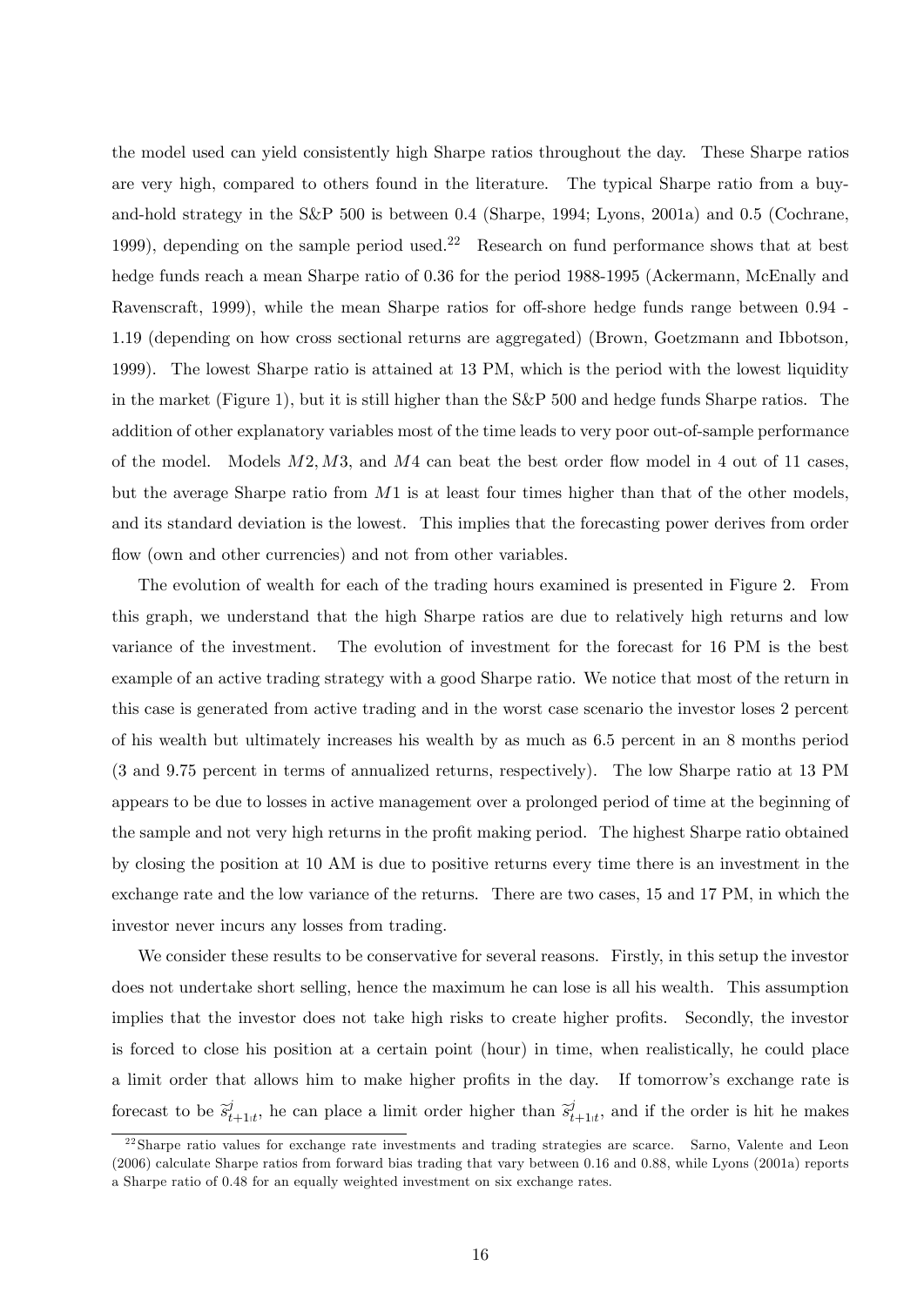the model used can yield consistently high Sharpe ratios throughout the day. These Sharpe ratios are very high, compared to others found in the literature. The typical Sharpe ratio from a buy-and-hold strategy in the S&P 500 is between 0.4 (Sharpe, 1994; Lyons, 2001a) and 0.5 (Cochrane, 1999), depending on the sample period used.[22] Research on fund performance shows that at best hedge funds reach a mean Sharpe ratio of 0.36 for the period 1988-1995 (Ackermann, McEnally and Ravenscraft, 1999), while the mean Sharpe ratios for off-shore hedge funds range between 0.94 - 1.19 (depending on how cross sectional returns are aggregated) (Brown, Goetzmann and Ibbotson, 1999). The lowest Sharpe ratio is attained at 13 PM, which is the period with the lowest liquidity in the market (Figure 1), but it is still higher than the S&P 500 and hedge funds Sharpe ratios. The addition of other explanatory variables most of the time leads to very poor out-of-sample performance of the model. Models $M2, M3$, and $M4$ can beat the best order flow model in 4 out of 11 cases, but the average Sharpe ratio from $M1$ is at least four times higher than that of the other models, and its standard deviation is the lowest. This implies that the forecasting power derives from order flow (own and other currencies) and not from other variables.

The evolution of wealth for each of the trading hours examined is presented in Figure 2. From this graph, we understand that the high Sharpe ratios are due to relatively high returns and low variance of the investment. The evolution of investment for the forecast for 16 PM is the best example of an active trading strategy with a good Sharpe ratio. We notice that most of the return in this case is generated from active trading and in the worst case scenario the investor loses 2 percent of his wealth but ultimately increases his wealth by as much as 6.5 percent in an 8 months period (3 and 9.75 percent in terms of annualized returns, respectively). The low Sharpe ratio at 13 PM appears to be due to losses in active management over a prolonged period of time at the beginning of the sample and not very high returns in the profit making period. The highest Sharpe ratio obtained by closing the position at 10 AM is due to positive returns every time there is an investment in the exchange rate and the low variance of the returns. There are two cases, 15 and 17 PM, in which the investor never incurs any losses from trading.

We consider these results to be conservative for several reasons. Firstly, in this setup the investor does not undertake short selling, hence the maximum he can lose is all his wealth. This assumption implies that the investor does not take high risks to create higher profits. Secondly, the investor is forced to close his position at a certain point (hour) in time, when realistically, he could place a limit order that allows him to make higher profits in the day. If tomorrow's exchange rate is forecast to be $\widetilde{s}^j_{t+1|t}$, he can place a limit order higher than $\widetilde{s}^j_{t+1|t}$, and if the order is hit he makes

[22] Sharpe ratio values for exchange rate investments and trading strategies are scarce. Sarno, Valente and Leon (2006) calculate Sharpe ratios from forward bias trading that vary between 0.16 and 0.88, while Lyons (2001a) reports a Sharpe ratio of 0.48 for an equally weighted investment on six exchange rates.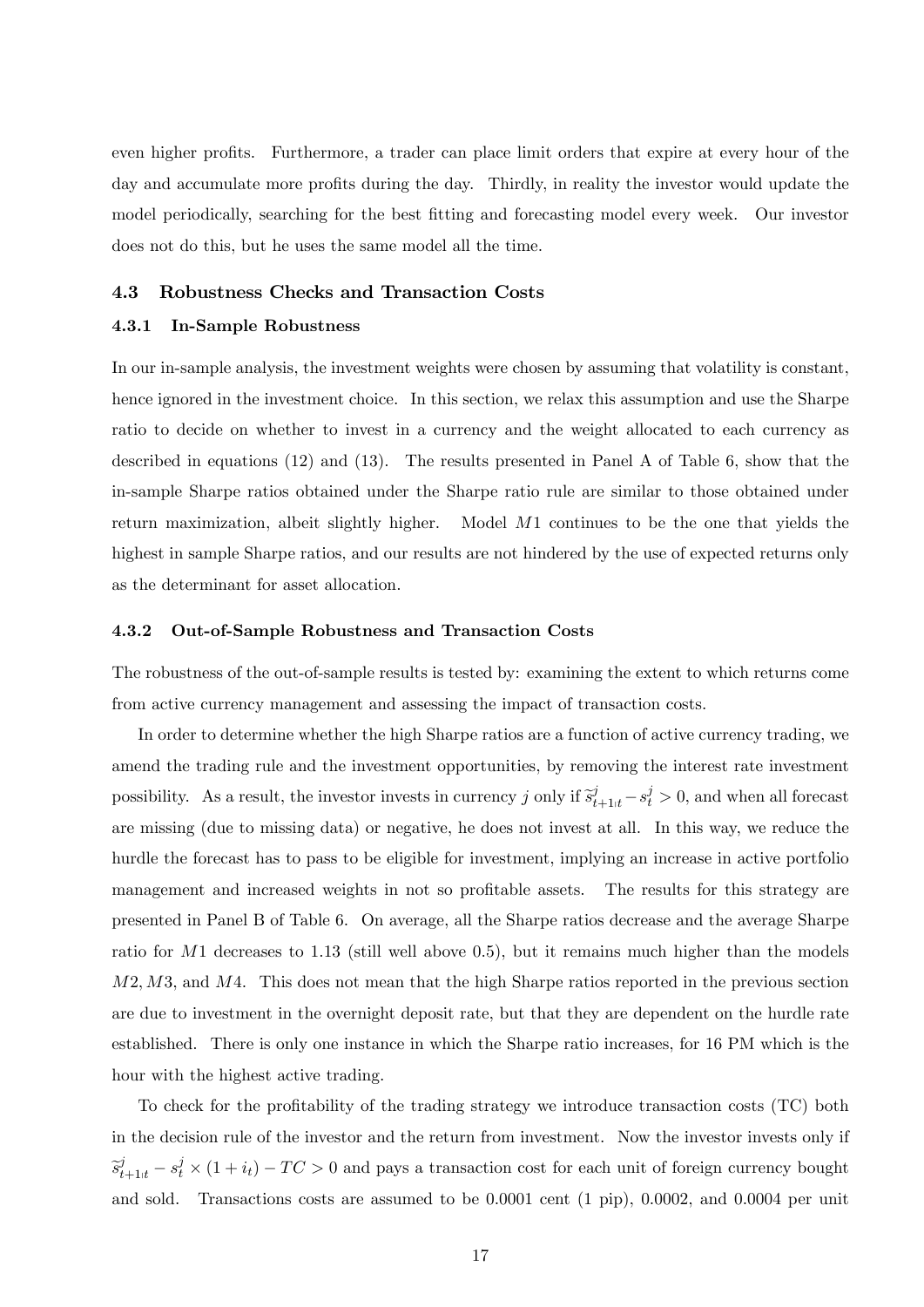even higher profits. Furthermore, a trader can place limit orders that expire at every hour of the day and accumulate more profits during the day. Thirdly, in reality the investor would update the model periodically, searching for the best fitting and forecasting model every week. Our investor does not do this, but he uses the same model all the time.

## 4.3 Robustness Checks and Transaction Costs

### 4.3.1 In-Sample Robustness

In our in-sample analysis, the investment weights were chosen by assuming that volatility is constant, hence ignored in the investment choice. In this section, we relax this assumption and use the Sharpe ratio to decide on whether to invest in a currency and the weight allocated to each currency as described in equations (12) and (13). The results presented in Panel A of Table 6, show that the in-sample Sharpe ratios obtained under the Sharpe ratio rule are similar to those obtained under return maximization, albeit slightly higher. Model $M1$ continues to be the one that yields the highest in sample Sharpe ratios, and our results are not hindered by the use of expected returns only as the determinant for asset allocation.

### 4.3.2 Out-of-Sample Robustness and Transaction Costs

The robustness of the out-of-sample results is tested by: examining the extent to which returns come from active currency management and assessing the impact of transaction costs.

In order to determine whether the high Sharpe ratios are a function of active currency trading, we amend the trading rule and the investment opportunities, by removing the interest rate investment possibility. As a result, the investor invests in currency $j$ only if $\widetilde{s}^{j}_{t+1|t} - s^{j}_{t} > 0$, and when all forecast are missing (due to missing data) or negative, he does not invest at all. In this way, we reduce the hurdle the forecast has to pass to be eligible for investment, implying an increase in active portfolio management and increased weights in not so profitable assets. The results for this strategy are presented in Panel B of Table 6. On average, all the Sharpe ratios decrease and the average Sharpe ratio for $M1$ decreases to 1.13 (still well above 0.5), but it remains much higher than the models $M2, M3$, and $M4$. This does not mean that the high Sharpe ratios reported in the previous section are due to investment in the overnight deposit rate, but that they are dependent on the hurdle rate established. There is only one instance in which the Sharpe ratio increases, for 16 PM which is the hour with the highest active trading.

To check for the profitability of the trading strategy we introduce transaction costs (TC) both in the decision rule of the investor and the return from investment. Now the investor invests only if $\widetilde{s}^{j}_{t+1|t} - s^{j}_{t} \times (1 + i_t) - TC > 0$ and pays a transaction cost for each unit of foreign currency bought and sold. Transactions costs are assumed to be 0.0001 cent (1 pip), 0.0002, and 0.0004 per unit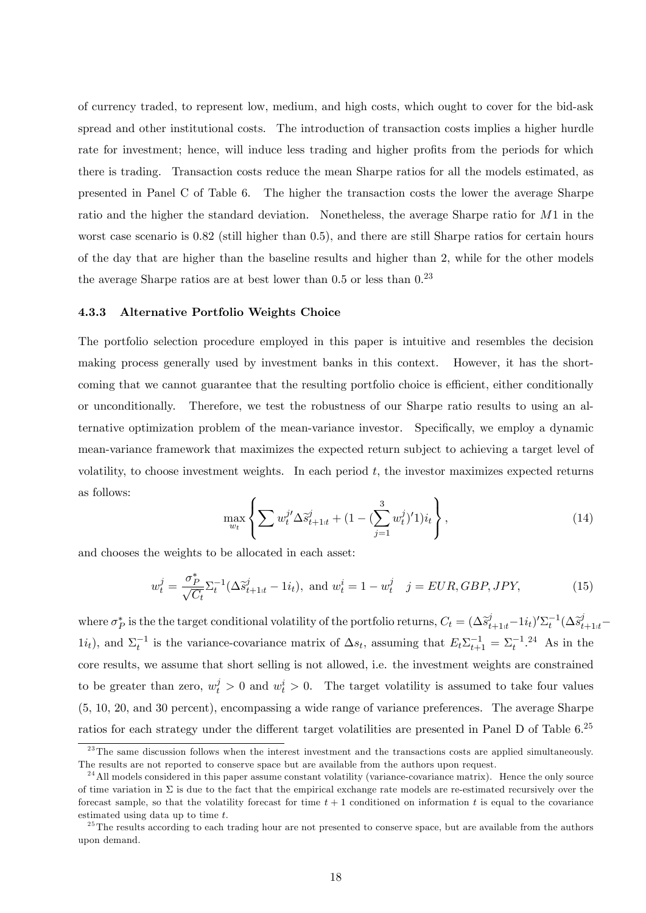of currency traded, to represent low, medium, and high costs, which ought to cover for the bid-ask spread and other institutional costs. The introduction of transaction costs implies a higher hurdle rate for investment; hence, will induce less trading and higher profits from the periods for which there is trading. Transaction costs reduce the mean Sharpe ratios for all the models estimated, as presented in Panel C of Table 6. The higher the transaction costs the lower the average Sharpe ratio and the higher the standard deviation. Nonetheless, the average Sharpe ratio for $M1$ in the worst case scenario is 0.82 (still higher than 0.5), and there are still Sharpe ratios for certain hours of the day that are higher than the baseline results and higher than 2, while for the other models the average Sharpe ratios are at best lower than 0.5 or less than 0.[23]

### 4.3.3 Alternative Portfolio Weights Choice

The portfolio selection procedure employed in this paper is intuitive and resembles the decision making process generally used by investment banks in this context. However, it has the shortcoming that we cannot guarantee that the resulting portfolio choice is efficient, either conditionally or unconditionally. Therefore, we test the robustness of our Sharpe ratio results to using an alternative optimization problem of the mean-variance investor. Specifically, we employ a dynamic mean-variance framework that maximizes the expected return subject to achieving a target level of volatility, to choose investment weights. In each period $t$, the investor maximizes expected returns as follows:

$$\max_{w_t} \left\{ \sum w_t^{j\prime} \Delta \widetilde{s}^j_{t+1|t} + (1 - (\sum_{j=1}^{3} w_t^j)^\prime 1) i_t \right\}, \tag{14}$$

and chooses the weights to be allocated in each asset:

$$w_t^j = \frac{\sigma_P^*}{\sqrt{C_t}} \Sigma_t^{-1} (\Delta \widetilde{s}^j_{t+1|t} - 1 i_t), \text{ and } w_t^i = 1 - w_t^j \quad j = EUR, GBP, JPY, \tag{15}$$

where $\sigma_P^*$ is the the target conditional volatility of the portfolio returns, $C_t = (\Delta \widetilde{s}^j_{t+1|t} - 1 i_t)^\prime \Sigma_t^{-1} (\Delta \widetilde{s}^j_{t+1|t} - 1 i_t)$, and $\Sigma_t^{-1}$ is the variance-covariance matrix of $\Delta s_t$, assuming that $E_t \Sigma_{t+1}^{-1} = \Sigma_t^{-1}$.[24] As in the core results, we assume that short selling is not allowed, i.e. the investment weights are constrained to be greater than zero, $w_t^j > 0$ and $w_t^i > 0$. The target volatility is assumed to take four values (5, 10, 20, and 30 percent), encompassing a wide range of variance preferences. The average Sharpe ratios for each strategy under the different target volatilities are presented in Panel D of Table 6.[25]

---

[23] The same discussion follows when the interest investment and the transactions costs are applied simultaneously. The results are not reported to conserve space but are available from the authors upon request.

[24] All models considered in this paper assume constant volatility (variance-covariance matrix). Hence the only source of time variation in $\Sigma$ is due to the fact that the empirical exchange rate models are re-estimated recursively over the forecast sample, so that the volatility forecast for time $t+1$ conditioned on information $t$ is equal to the covariance estimated using data up to time $t$.

[25] The results according to each trading hour are not presented to conserve space, but are available from the authors upon demand.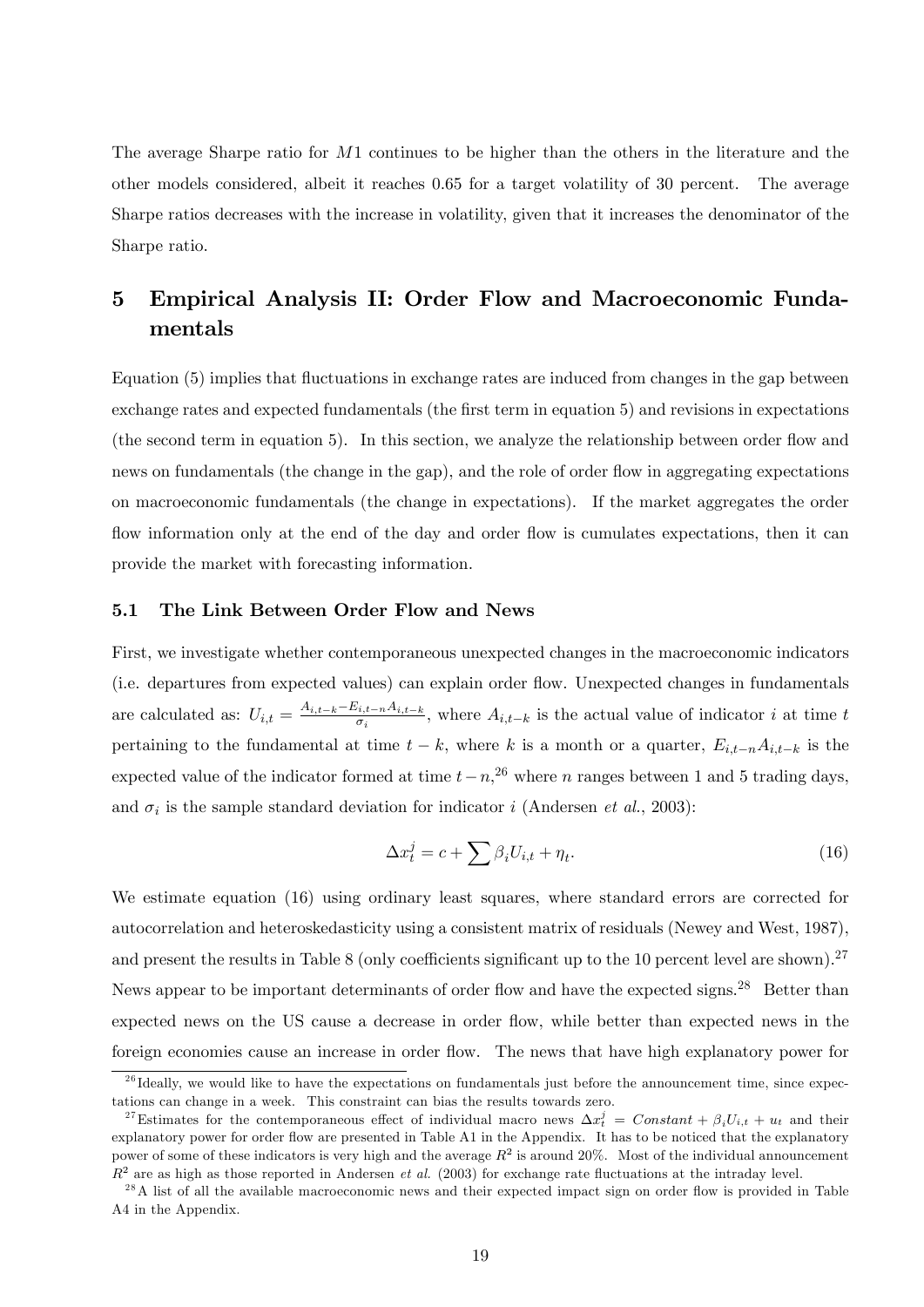The average Sharpe ratio for $M1$ continues to be higher than the others in the literature and the other models considered, albeit it reaches 0.65 for a target volatility of 30 percent. The average Sharpe ratios decreases with the increase in volatility, given that it increases the denominator of the Sharpe ratio.

# 5 Empirical Analysis II: Order Flow and Macroeconomic Fundamentals

Equation (5) implies that fluctuations in exchange rates are induced from changes in the gap between exchange rates and expected fundamentals (the first term in equation 5) and revisions in expectations (the second term in equation 5). In this section, we analyze the relationship between order flow and news on fundamentals (the change in the gap), and the role of order flow in aggregating expectations on macroeconomic fundamentals (the change in expectations). If the market aggregates the order flow information only at the end of the day and order flow is cumulates expectations, then it can provide the market with forecasting information.

## 5.1 The Link Between Order Flow and News

First, we investigate whether contemporaneous unexpected changes in the macroeconomic indicators (i.e. departures from expected values) can explain order flow. Unexpected changes in fundamentals are calculated as: $U_{i,t} = \frac{A_{i,t-k} - E_{i,t-n}A_{i,t-k}}{\sigma_i}$, where $A_{i,t-k}$ is the actual value of indicator $i$ at time $t$ pertaining to the fundamental at time $t-k$, where $k$ is a month or a quarter, $E_{i,t-n}A_{i,t-k}$ is the expected value of the indicator formed at time $t-n$,[26] where $n$ ranges between 1 and 5 trading days, and $\sigma_i$ is the sample standard deviation for indicator $i$ (Andersen *et al.*, 2003):

$$\Delta x_t^j = c + \sum \beta_i U_{i,t} + \eta_t. \tag{16}$$

We estimate equation (16) using ordinary least squares, where standard errors are corrected for autocorrelation and heteroskedasticity using a consistent matrix of residuals (Newey and West, 1987), and present the results in Table 8 (only coefficients significant up to the 10 percent level are shown).[27] News appear to be important determinants of order flow and have the expected signs.[28] Better than expected news on the US cause a decrease in order flow, while better than expected news in the foreign economies cause an increase in order flow. The news that have high explanatory power for

[26] Ideally, we would like to have the expectations on fundamentals just before the announcement time, since expectations can change in a week. This constraint can bias the results towards zero.

[27] Estimates for the contemporaneous effect of individual macro news $\Delta x_t^j = Constant + \beta_i U_{i,t} + u_t$ and their explanatory power for order flow are presented in Table A1 in the Appendix. It has to be noticed that the explanatory power of some of these indicators is very high and the average $R^2$ is around 20%. Most of the individual announcement $R^2$ are as high as those reported in Andersen *et al.* (2003) for exchange rate fluctuations at the intraday level.

[28] A list of all the available macroeconomic news and their expected impact sign on order flow is provided in Table A4 in the Appendix.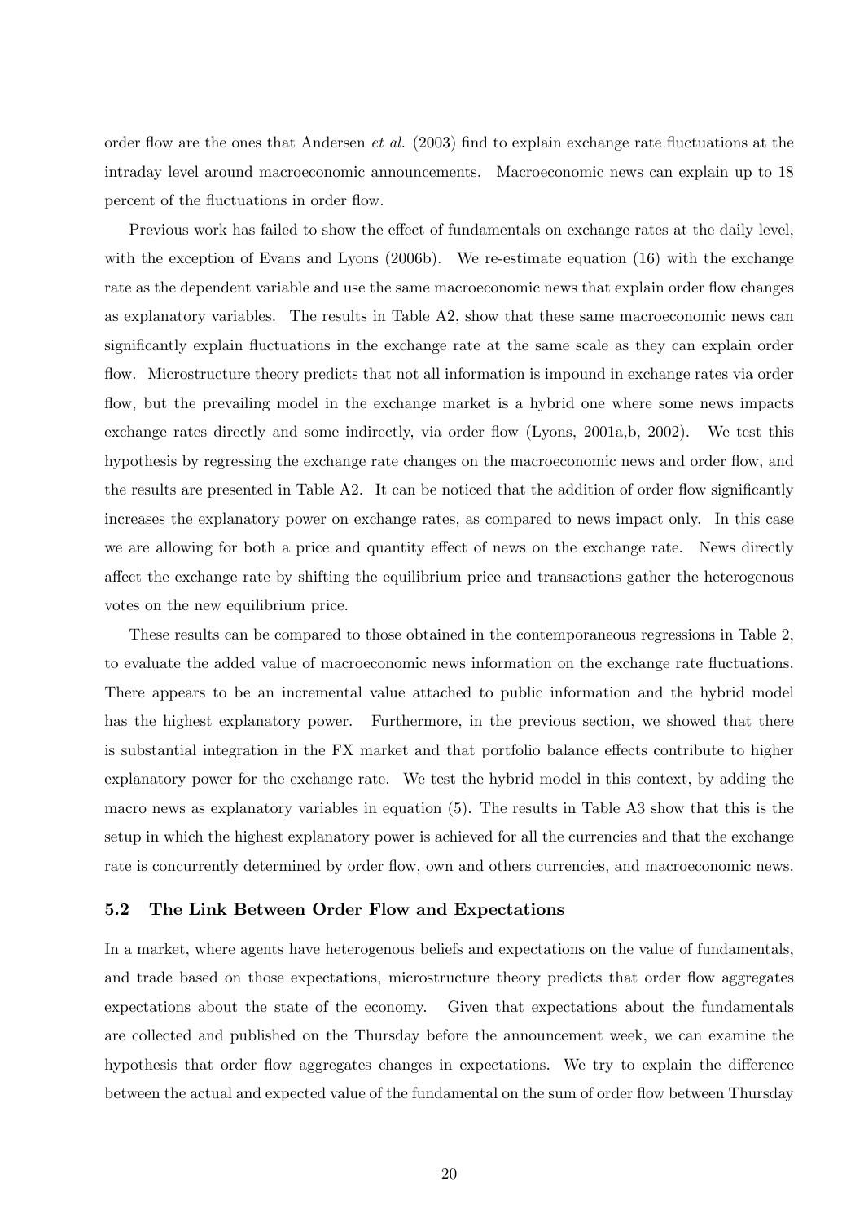order flow are the ones that Andersen *et al.* (2003) find to explain exchange rate fluctuations at the intraday level around macroeconomic announcements. Macroeconomic news can explain up to 18 percent of the fluctuations in order flow.

Previous work has failed to show the effect of fundamentals on exchange rates at the daily level, with the exception of Evans and Lyons (2006b). We re-estimate equation (16) with the exchange rate as the dependent variable and use the same macroeconomic news that explain order flow changes as explanatory variables. The results in Table A2, show that these same macroeconomic news can significantly explain fluctuations in the exchange rate at the same scale as they can explain order flow. Microstructure theory predicts that not all information is impound in exchange rates via order flow, but the prevailing model in the exchange market is a hybrid one where some news impacts exchange rates directly and some indirectly, via order flow (Lyons, 2001a,b, 2002). We test this hypothesis by regressing the exchange rate changes on the macroeconomic news and order flow, and the results are presented in Table A2. It can be noticed that the addition of order flow significantly increases the explanatory power on exchange rates, as compared to news impact only. In this case we are allowing for both a price and quantity effect of news on the exchange rate. News directly affect the exchange rate by shifting the equilibrium price and transactions gather the heterogenous votes on the new equilibrium price.

These results can be compared to those obtained in the contemporaneous regressions in Table 2, to evaluate the added value of macroeconomic news information on the exchange rate fluctuations. There appears to be an incremental value attached to public information and the hybrid model has the highest explanatory power. Furthermore, in the previous section, we showed that there is substantial integration in the FX market and that portfolio balance effects contribute to higher explanatory power for the exchange rate. We test the hybrid model in this context, by adding the macro news as explanatory variables in equation (5). The results in Table A3 show that this is the setup in which the highest explanatory power is achieved for all the currencies and that the exchange rate is concurrently determined by order flow, own and others currencies, and macroeconomic news.

### 5.2 The Link Between Order Flow and Expectations

In a market, where agents have heterogenous beliefs and expectations on the value of fundamentals, and trade based on those expectations, microstructure theory predicts that order flow aggregates expectations about the state of the economy. Given that expectations about the fundamentals are collected and published on the Thursday before the announcement week, we can examine the hypothesis that order flow aggregates changes in expectations. We try to explain the difference between the actual and expected value of the fundamental on the sum of order flow between Thursday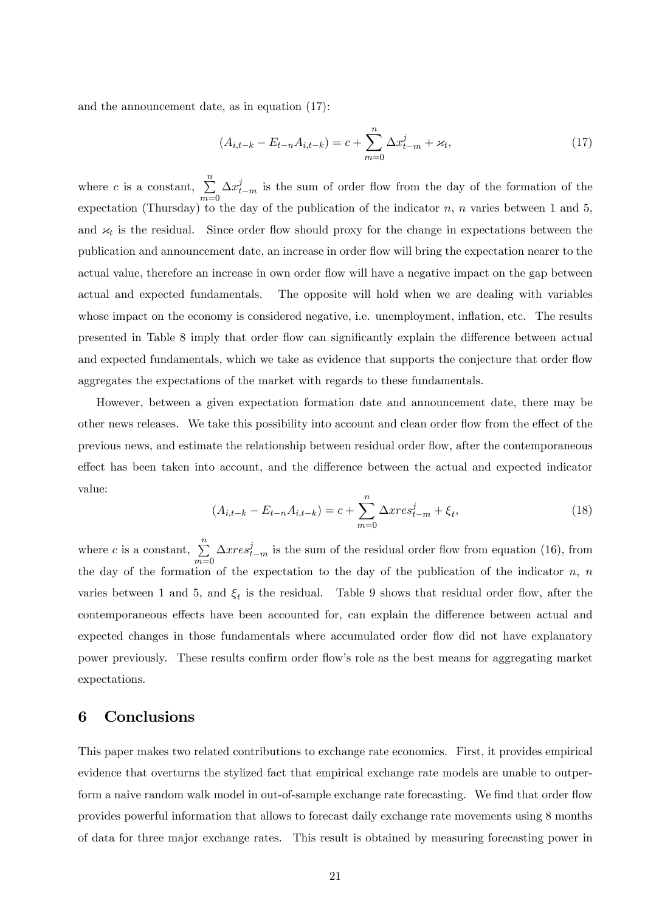and the announcement date, as in equation (17):

$$(A_{i,t-k} - E_{t-n}A_{i,t-k}) = c + \sum_{m=0}^{n} \Delta x_{t-m}^{j} + \varkappa_t, \tag{17}$$

where $c$ is a constant, $\sum_{m=0}^{n} \Delta x_{t-m}^{j}$ is the sum of order flow from the day of the formation of the expectation (Thursday) to the day of the publication of the indicator $n$, $n$ varies between 1 and 5, and $\varkappa_t$ is the residual. Since order flow should proxy for the change in expectations between the publication and announcement date, an increase in order flow will bring the expectation nearer to the actual value, therefore an increase in own order flow will have a negative impact on the gap between actual and expected fundamentals. The opposite will hold when we are dealing with variables whose impact on the economy is considered negative, i.e. unemployment, inflation, etc. The results presented in Table 8 imply that order flow can significantly explain the difference between actual and expected fundamentals, which we take as evidence that supports the conjecture that order flow aggregates the expectations of the market with regards to these fundamentals.

However, between a given expectation formation date and announcement date, there may be other news releases. We take this possibility into account and clean order flow from the effect of the previous news, and estimate the relationship between residual order flow, after the contemporaneous effect has been taken into account, and the difference between the actual and expected indicator value:

$$(A_{i,t-k} - E_{t-n}A_{i,t-k}) = c + \sum_{m=0}^{n} \Delta xres_{t-m}^{j} + \xi_t, \tag{18}$$

where $c$ is a constant, $\sum_{m=0}^{n} \Delta xres_{t-m}^{j}$ is the sum of the residual order flow from equation (16), from the day of the formation of the expectation to the day of the publication of the indicator $n$, $n$ varies between 1 and 5, and $\xi_t$ is the residual. Table 9 shows that residual order flow, after the contemporaneous effects have been accounted for, can explain the difference between actual and expected changes in those fundamentals where accumulated order flow did not have explanatory power previously. These results confirm order flow's role as the best means for aggregating market expectations.

## 6 Conclusions

This paper makes two related contributions to exchange rate economics. First, it provides empirical evidence that overturns the stylized fact that empirical exchange rate models are unable to outperform a naive random walk model in out-of-sample exchange rate forecasting. We find that order flow provides powerful information that allows to forecast daily exchange rate movements using 8 months of data for three major exchange rates. This result is obtained by measuring forecasting power in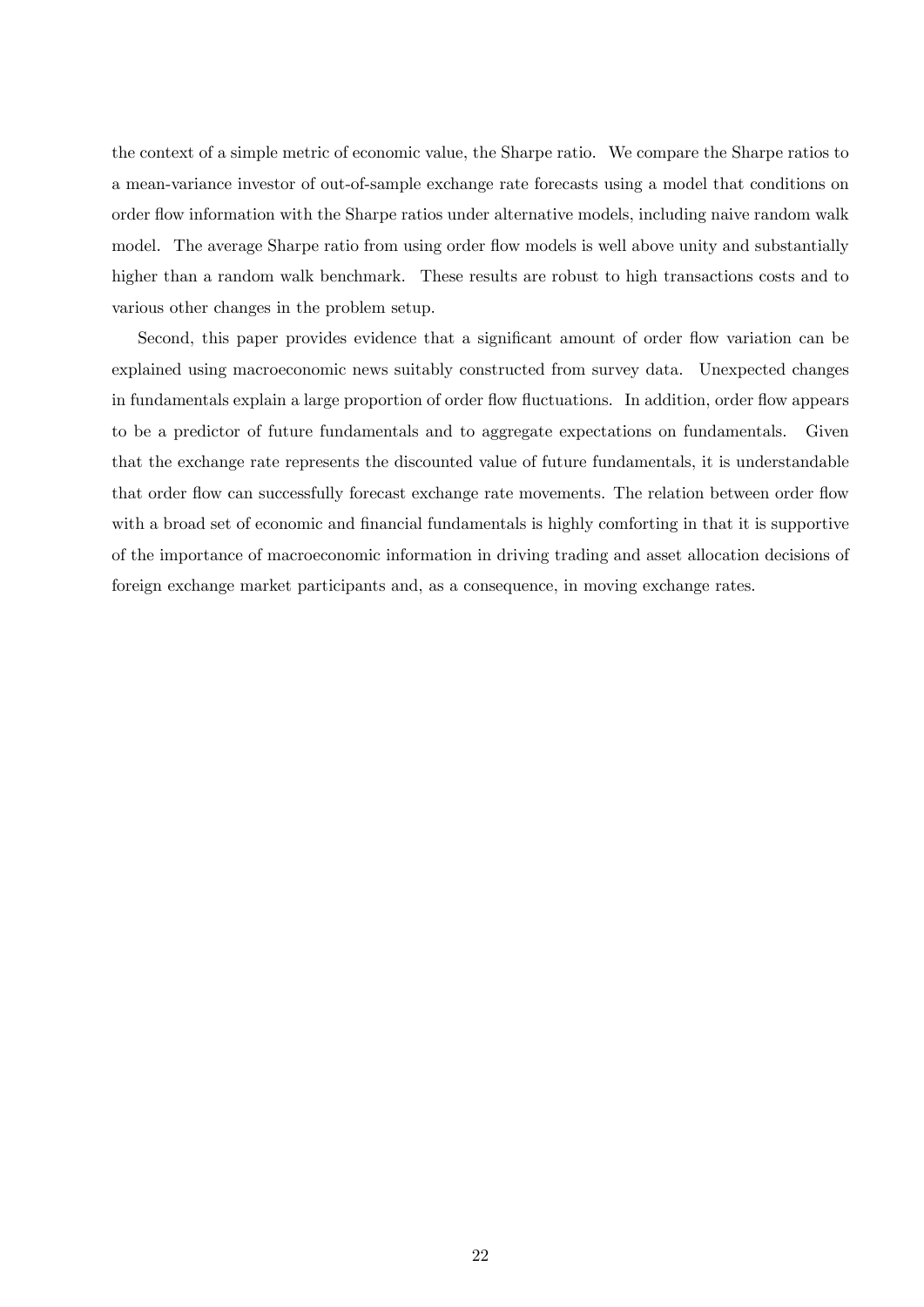the context of a simple metric of economic value, the Sharpe ratio. We compare the Sharpe ratios to a mean-variance investor of out-of-sample exchange rate forecasts using a model that conditions on order flow information with the Sharpe ratios under alternative models, including naive random walk model. The average Sharpe ratio from using order flow models is well above unity and substantially higher than a random walk benchmark. These results are robust to high transactions costs and to various other changes in the problem setup.

Second, this paper provides evidence that a significant amount of order flow variation can be explained using macroeconomic news suitably constructed from survey data. Unexpected changes in fundamentals explain a large proportion of order flow fluctuations. In addition, order flow appears to be a predictor of future fundamentals and to aggregate expectations on fundamentals. Given that the exchange rate represents the discounted value of future fundamentals, it is understandable that order flow can successfully forecast exchange rate movements. The relation between order flow with a broad set of economic and financial fundamentals is highly comforting in that it is supportive of the importance of macroeconomic information in driving trading and asset allocation decisions of foreign exchange market participants and, as a consequence, in moving exchange rates.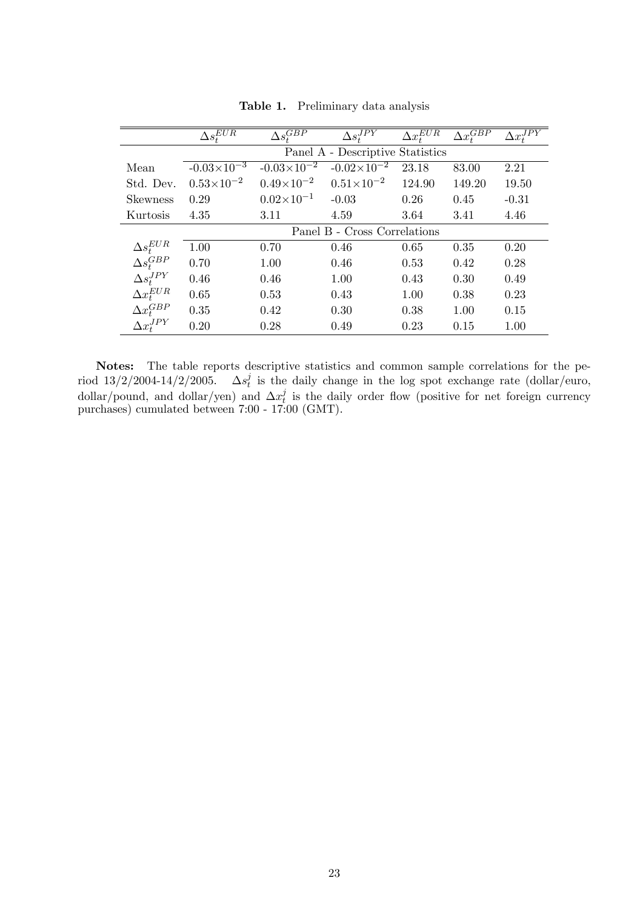**Table 1.** Preliminary data analysis

| | $\Delta s_t^{EUR}$ | $\Delta s_t^{GBP}$ | $\Delta s_t^{JPY}$ | $\Delta x_t^{EUR}$ | $\Delta x_t^{GBP}$ | $\Delta x_t^{JPY}$ |
|---|---|---|---|---|---|---|
| | Panel A - Descriptive Statistics | | | | | |
| Mean | $-0.03\times10^{-3}$ | $-0.03\times10^{-2}$ | $-0.02\times10^{-2}$ | 23.18 | 83.00 | 2.21 |
| Std. Dev. | $0.53\times10^{-2}$ | $0.49\times10^{-2}$ | $0.51\times10^{-2}$ | 124.90 | 149.20 | 19.50 |
| Skewness | 0.29 | $0.02\times10^{-1}$ | -0.03 | 0.26 | 0.45 | -0.31 |
| Kurtosis | 4.35 | 3.11 | 4.59 | 3.64 | 3.41 | 4.46 |
| | Panel B - Cross Correlations | | | | | |
| $\Delta s_t^{EUR}$ | 1.00 | 0.70 | 0.46 | 0.65 | 0.35 | 0.20 |
| $\Delta s_t^{GBP}$ | 0.70 | 1.00 | 0.46 | 0.53 | 0.42 | 0.28 |
| $\Delta s_t^{JPY}$ | 0.46 | 0.46 | 1.00 | 0.43 | 0.30 | 0.49 |
| $\Delta x_t^{EUR}$ | 0.65 | 0.53 | 0.43 | 1.00 | 0.38 | 0.23 |
| $\Delta x_t^{GBP}$ | 0.35 | 0.42 | 0.30 | 0.38 | 1.00 | 0.15 |
| $\Delta x_t^{JPY}$ | 0.20 | 0.28 | 0.49 | 0.23 | 0.15 | 1.00 |

**Notes:** The table reports descriptive statistics and common sample correlations for the period 13/2/2004-14/2/2005. $\Delta s_t^j$ is the daily change in the log spot exchange rate (dollar/euro, dollar/pound, and dollar/yen) and $\Delta x_t^j$ is the daily order flow (positive for net foreign currency purchases) cumulated between 7:00 - 17:00 (GMT).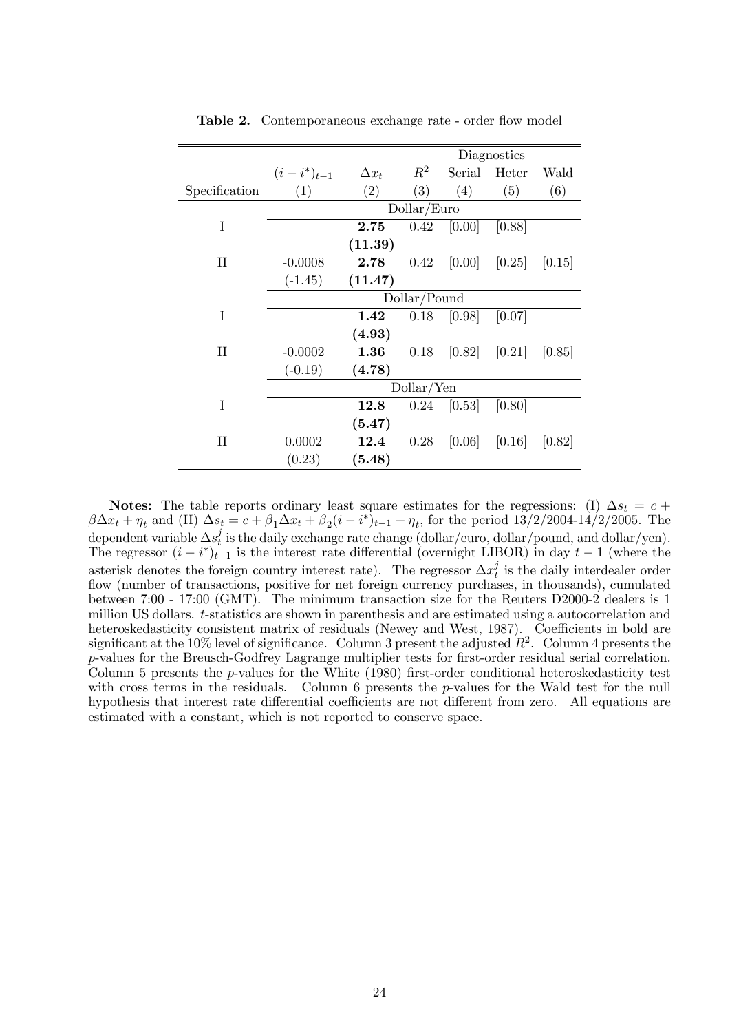**Table 2.** Contemporaneous exchange rate - order flow model

| | | | Diagnostics | | | |
|---|---|---|---|---|---|---|
| | $(i-i^*)_{t-1}$ | $\Delta x_t$ | $R^2$ | Serial | Heter | Wald |
| Specification | (1) | (2) | (3) | (4) | (5) | (6) |
| | | | Dollar/Euro | | | |
| I | | **2.75** | 0.42 | [0.00] | [0.88] | |
| | | **(11.39)** | | | | |
| II | -0.0008 | **2.78** | 0.42 | [0.00] | [0.25] | [0.15] |
| | (-1.45) | **(11.47)** | | | | |
| | | | Dollar/Pound | | | |
| I | | **1.42** | 0.18 | [0.98] | [0.07] | |
| | | **(4.93)** | | | | |
| II | -0.0002 | **1.36** | 0.18 | [0.82] | [0.21] | [0.85] |
| | (-0.19) | **(4.78)** | | | | |
| | | | Dollar/Yen | | | |
| I | | **12.8** | 0.24 | [0.53] | [0.80] | |
| | | **(5.47)** | | | | |
| II | 0.0002 | **12.4** | 0.28 | [0.06] | [0.16] | [0.82] |
| | (0.23) | **(5.48)** | | | | |

**Notes:** The table reports ordinary least square estimates for the regressions: (I) $\Delta s_t = c + \beta \Delta x_t + \eta_t$ and (II) $\Delta s_t = c + \beta_1 \Delta x_t + \beta_2 (i - i^*)_{t-1} + \eta_t$, for the period 13/2/2004-14/2/2005. The dependent variable $\Delta s_t^j$ is the daily exchange rate change (dollar/euro, dollar/pound, and dollar/yen). The regressor $(i - i^*)_{t-1}$ is the interest rate differential (overnight LIBOR) in day $t-1$ (where the asterisk denotes the foreign country interest rate). The regressor $\Delta x_t^j$ is the daily interdealer order flow (number of transactions, positive for net foreign currency purchases, in thousands), cumulated between 7:00 - 17:00 (GMT). The minimum transaction size for the Reuters D2000-2 dealers is 1 million US dollars. $t$-statistics are shown in parenthesis and are estimated using a autocorrelation and heteroskedasticity consistent matrix of residuals (Newey and West, 1987). Coefficients in bold are significant at the 10% level of significance. Column 3 present the adjusted $R^2$. Column 4 presents the $p$-values for the Breusch-Godfrey Lagrange multiplier tests for first-order residual serial correlation. Column 5 presents the $p$-values for the White (1980) first-order conditional heteroskedasticity test with cross terms in the residuals. Column 6 presents the $p$-values for the Wald test for the null hypothesis that interest rate differential coefficients are not different from zero. All equations are estimated with a constant, which is not reported to conserve space.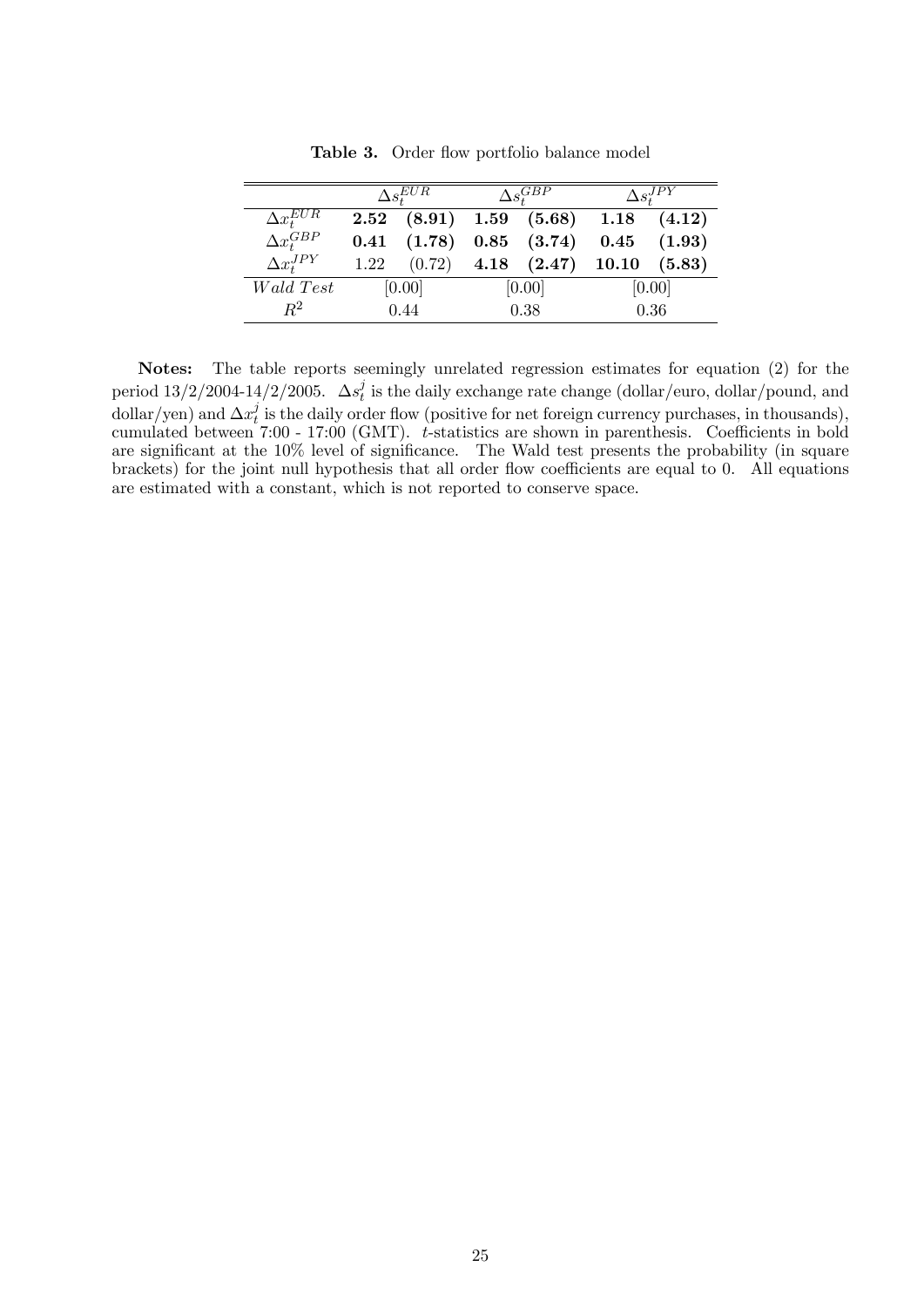**Table 3.** Order flow portfolio balance model

| | $\Delta s_t^{EUR}$ | | $\Delta s_t^{GBP}$ | | $\Delta s_t^{JPY}$ | |
|---|---|---|---|---|---|---|
| $\Delta x_t^{EUR}$ | **2.52** | **(8.91)** | **1.59** | **(5.68)** | **1.18** | **(4.12)** |
| $\Delta x_t^{GBP}$ | **0.41** | **(1.78)** | **0.85** | **(3.74)** | **0.45** | **(1.93)** |
| $\Delta x_t^{JPY}$ | 1.22 | (0.72) | **4.18** | **(2.47)** | **10.10** | **(5.83)** |
| $Wald\ Test$ | [0.00] | | [0.00] | | [0.00] | |
| $R^2$ | 0.44 | | 0.38 | | 0.36 | |

**Notes:** The table reports seemingly unrelated regression estimates for equation (2) for the period 13/2/2004-14/2/2005. $\Delta s_t^j$ is the daily exchange rate change (dollar/euro, dollar/pound, and dollar/yen) and $\Delta x_t^j$ is the daily order flow (positive for net foreign currency purchases, in thousands), cumulated between 7:00 - 17:00 (GMT). $t$-statistics are shown in parenthesis. Coefficients in bold are significant at the 10% level of significance. The Wald test presents the probability (in square brackets) for the joint null hypothesis that all order flow coefficients are equal to 0. All equations are estimated with a constant, which is not reported to conserve space.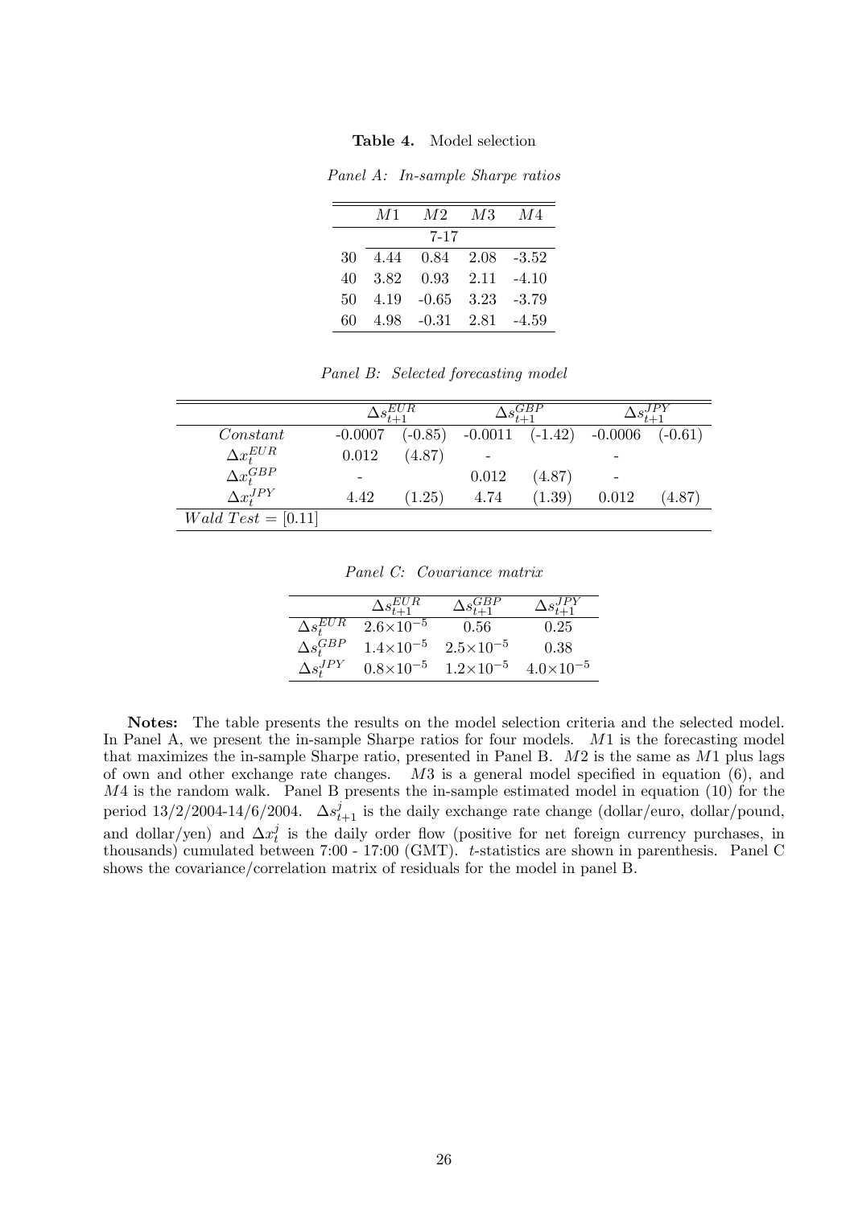**Table 4.** Model selection

*Panel A: In-sample Sharpe ratios*

| | $M1$ | $M2$ | $M3$ | $M4$ |
|---|---|---|---|---|
| | | 7-17 | | |
| 30 | 4.44 | 0.84 | 2.08 | -3.52 |
| 40 | 3.82 | 0.93 | 2.11 | -4.10 |
| 50 | 4.19 | -0.65 | 3.23 | -3.79 |
| 60 | 4.98 | -0.31 | 2.81 | -4.59 |

*Panel B: Selected forecasting model*

| | $\Delta s_{t+1}^{EUR}$ | | $\Delta s_{t+1}^{GBP}$ | | $\Delta s_{t+1}^{JPY}$ | |
|---|---|---|---|---|---|---|
| $Constant$ | -0.0007 | (-0.85) | -0.0011 | (-1.42) | -0.0006 | (-0.61) |
| $\Delta x_t^{EUR}$ | 0.012 | (4.87) | - | | - | |
| $\Delta x_t^{GBP}$ | - | | 0.012 | (4.87) | - | |
| $\Delta x_t^{JPY}$ | 4.42 | (1.25) | 4.74 | (1.39) | 0.012 | (4.87) |
| $Wald\ Test = [0.11]$ | | | | | | |

*Panel C: Covariance matrix*

| | $\Delta s_{t+1}^{EUR}$ | $\Delta s_{t+1}^{GBP}$ | $\Delta s_{t+1}^{JPY}$ |
|---|---|---|---|
| $\Delta s_t^{EUR}$ | $2.6\times10^{-5}$ | 0.56 | 0.25 |
| $\Delta s_t^{GBP}$ | $1.4\times10^{-5}$ | $2.5\times10^{-5}$ | 0.38 |
| $\Delta s_t^{JPY}$ | $0.8\times10^{-5}$ | $1.2\times10^{-5}$ | $4.0\times10^{-5}$ |

**Notes:** The table presents the results on the model selection criteria and the selected model. In Panel A, we present the in-sample Sharpe ratios for four models. $M1$ is the forecasting model that maximizes the in-sample Sharpe ratio, presented in Panel B. $M2$ is the same as $M1$ plus lags of own and other exchange rate changes. $M3$ is a general model specified in equation (6), and $M4$ is the random walk. Panel B presents the in-sample estimated model in equation (10) for the period 13/2/2004-14/6/2004. $\Delta s_{t+1}^{j}$ is the daily exchange rate change (dollar/euro, dollar/pound, and dollar/yen) and $\Delta x_t^j$ is the daily order flow (positive for net foreign currency purchases, in thousands) cumulated between 7:00 - 17:00 (GMT). $t$-statistics are shown in parenthesis. Panel C shows the covariance/correlation matrix of residuals for the model in panel B.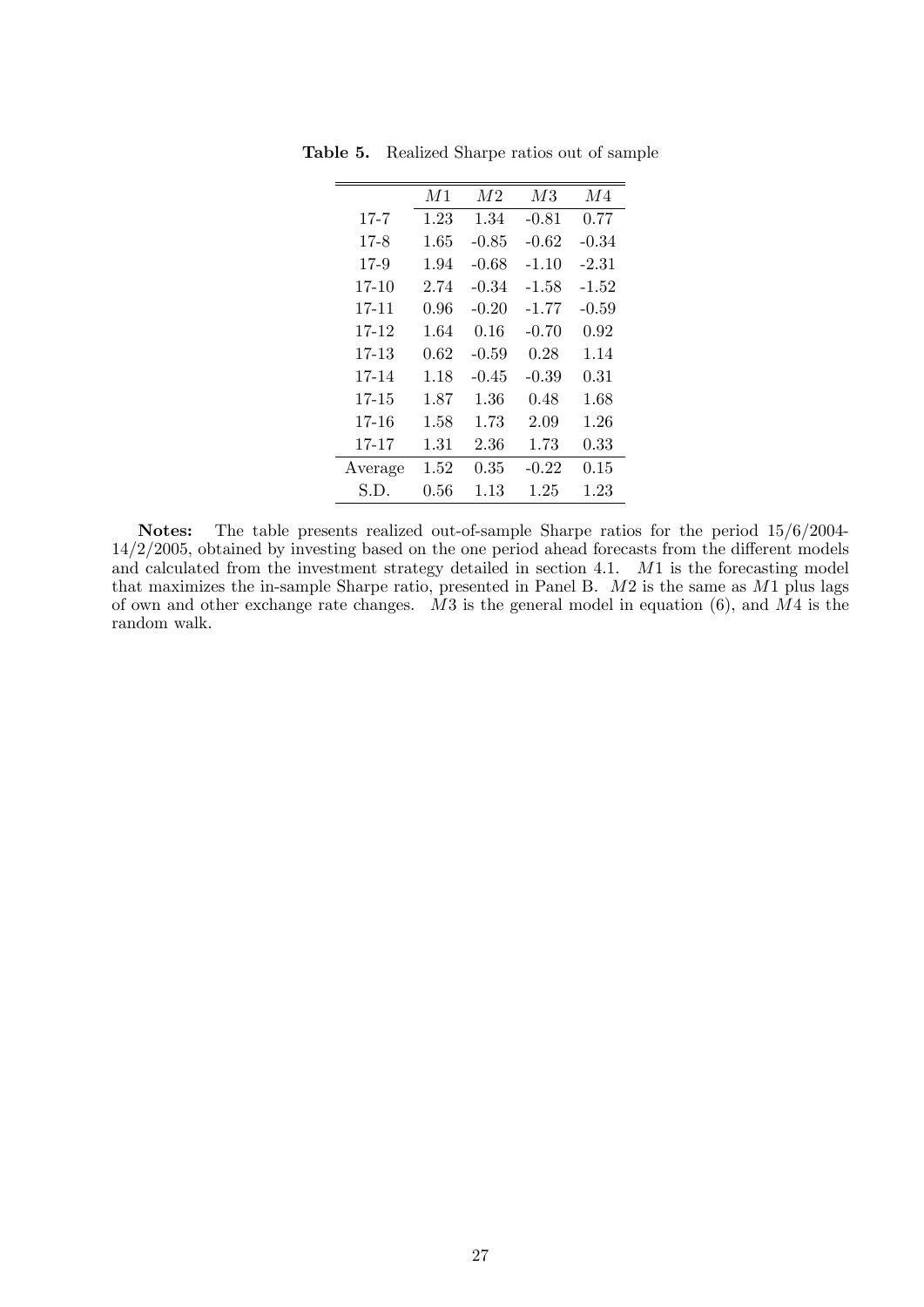**Table 5.** Realized Sharpe ratios out of sample

| | $M1$ | $M2$ | $M3$ | $M4$ |
|---|---|---|---|---|
| 17-7 | 1.23 | 1.34 | -0.81 | 0.77 |
| 17-8 | 1.65 | -0.85 | -0.62 | -0.34 |
| 17-9 | 1.94 | -0.68 | -1.10 | -2.31 |
| 17-10 | 2.74 | -0.34 | -1.58 | -1.52 |
| 17-11 | 0.96 | -0.20 | -1.77 | -0.59 |
| 17-12 | 1.64 | 0.16 | -0.70 | 0.92 |
| 17-13 | 0.62 | -0.59 | 0.28 | 1.14 |
| 17-14 | 1.18 | -0.45 | -0.39 | 0.31 |
| 17-15 | 1.87 | 1.36 | 0.48 | 1.68 |
| 17-16 | 1.58 | 1.73 | 2.09 | 1.26 |
| 17-17 | 1.31 | 2.36 | 1.73 | 0.33 |
| Average | 1.52 | 0.35 | -0.22 | 0.15 |
| S.D. | 0.56 | 1.13 | 1.25 | 1.23 |

**Notes:** The table presents realized out-of-sample Sharpe ratios for the period 15/6/2004-14/2/2005, obtained by investing based on the one period ahead forecasts from the different models and calculated from the investment strategy detailed in section 4.1. $M1$ is the forecasting model that maximizes the in-sample Sharpe ratio, presented in Panel B. $M2$ is the same as $M1$ plus lags of own and other exchange rate changes. $M3$ is the general model in equation (6), and $M4$ is the random walk.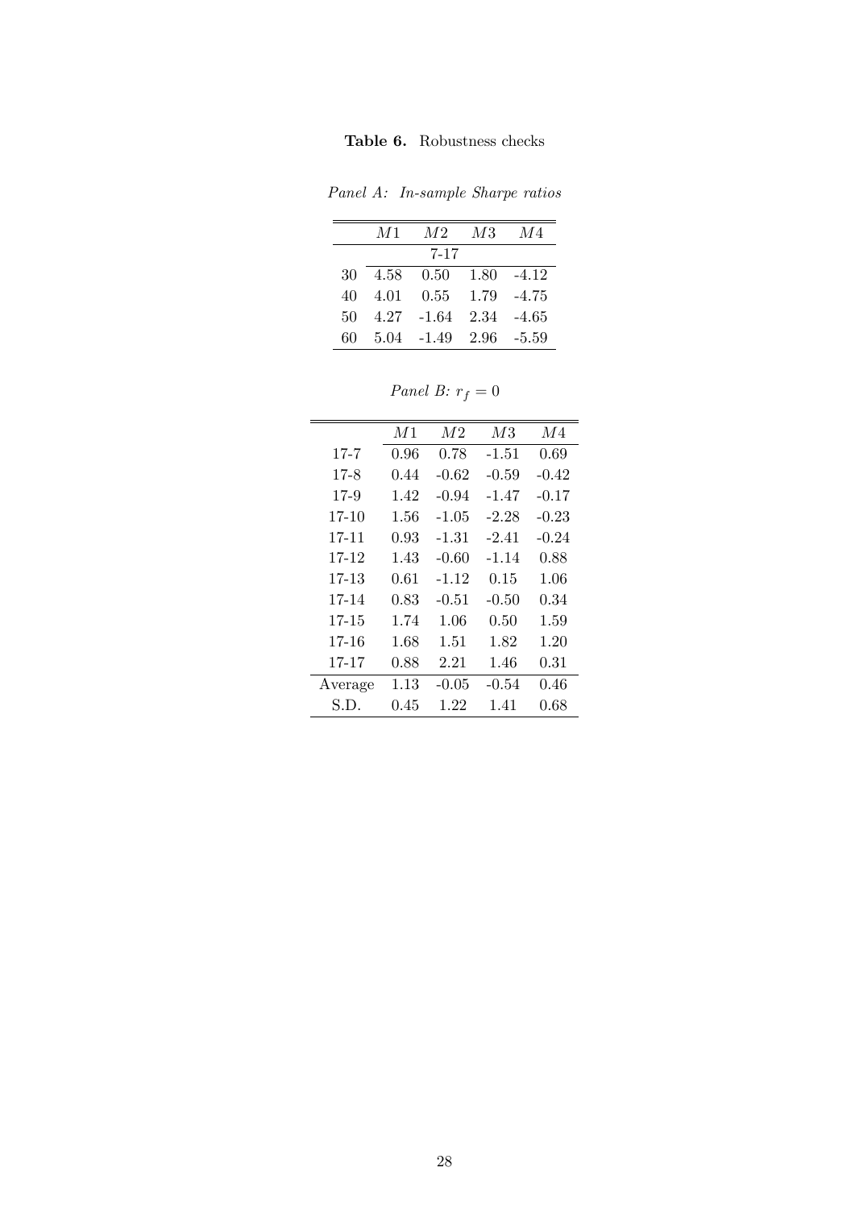**Table 6.** Robustness checks

*Panel A: In-sample Sharpe ratios*

| | $M1$ | $M2$ | $M3$ | $M4$ |
|---|---|---|---|---|
| | 7-17 | | | |
| 30 | 4.58 | 0.50 | 1.80 | -4.12 |
| 40 | 4.01 | 0.55 | 1.79 | -4.75 |
| 50 | 4.27 | -1.64 | 2.34 | -4.65 |
| 60 | 5.04 | -1.49 | 2.96 | -5.59 |

*Panel B:* $r_f = 0$

| | $M1$ | $M2$ | $M3$ | $M4$ |
|---|---|---|---|---|
| 17-7 | 0.96 | 0.78 | -1.51 | 0.69 |
| 17-8 | 0.44 | -0.62 | -0.59 | -0.42 |
| 17-9 | 1.42 | -0.94 | -1.47 | -0.17 |
| 17-10 | 1.56 | -1.05 | -2.28 | -0.23 |
| 17-11 | 0.93 | -1.31 | -2.41 | -0.24 |
| 17-12 | 1.43 | -0.60 | -1.14 | 0.88 |
| 17-13 | 0.61 | -1.12 | 0.15 | 1.06 |
| 17-14 | 0.83 | -0.51 | -0.50 | 0.34 |
| 17-15 | 1.74 | 1.06 | 0.50 | 1.59 |
| 17-16 | 1.68 | 1.51 | 1.82 | 1.20 |
| 17-17 | 0.88 | 2.21 | 1.46 | 0.31 |
| Average | 1.13 | -0.05 | -0.54 | 0.46 |
| S.D. | 0.45 | 1.22 | 1.41 | 0.68 |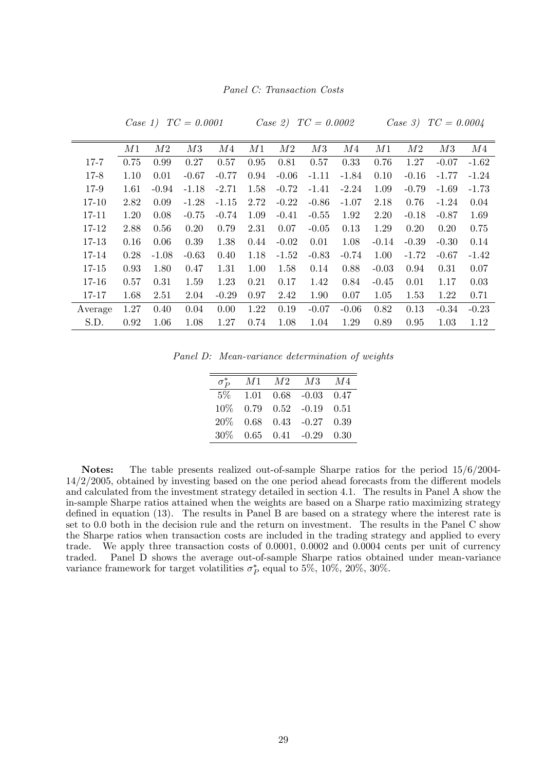*Panel C: Transaction Costs*

| | *Case 1) TC = 0.0001* | | | | *Case 2) TC = 0.0002* | | | | *Case 3) TC = 0.0004* | | | |
|---|---|---|---|---|---|---|---|---|---|---|---|---|
| | $M1$ | $M2$ | $M3$ | $M4$ | $M1$ | $M2$ | $M3$ | $M4$ | $M1$ | $M2$ | $M3$ | $M4$ |
| 17-7 | 0.75 | 0.99 | 0.27 | 0.57 | 0.95 | 0.81 | 0.57 | 0.33 | 0.76 | 1.27 | -0.07 | -1.62 |
| 17-8 | 1.10 | 0.01 | -0.67 | -0.77 | 0.94 | -0.06 | -1.11 | -1.84 | 0.10 | -0.16 | -1.77 | -1.24 |
| 17-9 | 1.61 | -0.94 | -1.18 | -2.71 | 1.58 | -0.72 | -1.41 | -2.24 | 1.09 | -0.79 | -1.69 | -1.73 |
| 17-10 | 2.82 | 0.09 | -1.28 | -1.15 | 2.72 | -0.22 | -0.86 | -1.07 | 2.18 | 0.76 | -1.24 | 0.04 |
| 17-11 | 1.20 | 0.08 | -0.75 | -0.74 | 1.09 | -0.41 | -0.55 | 1.92 | 2.20 | -0.18 | -0.87 | 1.69 |
| 17-12 | 2.88 | 0.56 | 0.20 | 0.79 | 2.31 | 0.07 | -0.05 | 0.13 | 1.29 | 0.20 | 0.20 | 0.75 |
| 17-13 | 0.16 | 0.06 | 0.39 | 1.38 | 0.44 | -0.02 | 0.01 | 1.08 | -0.14 | -0.39 | -0.30 | 0.14 |
| 17-14 | 0.28 | -1.08 | -0.63 | 0.40 | 1.18 | -1.52 | -0.83 | -0.74 | 1.00 | -1.72 | -0.67 | -1.42 |
| 17-15 | 0.93 | 1.80 | 0.47 | 1.31 | 1.00 | 1.58 | 0.14 | 0.88 | -0.03 | 0.94 | 0.31 | 0.07 |
| 17-16 | 0.57 | 0.31 | 1.59 | 1.23 | 0.21 | 0.17 | 1.42 | 0.84 | -0.45 | 0.01 | 1.17 | 0.03 |
| 17-17 | 1.68 | 2.51 | 2.04 | -0.29 | 0.97 | 2.42 | 1.90 | 0.07 | 1.05 | 1.53 | 1.22 | 0.71 |
| Average | 1.27 | 0.40 | 0.04 | 0.00 | 1.22 | 0.19 | -0.07 | -0.06 | 0.82 | 0.13 | -0.34 | -0.23 |
| S.D. | 0.92 | 1.06 | 1.08 | 1.27 | 0.74 | 1.08 | 1.04 | 1.29 | 0.89 | 0.95 | 1.03 | 1.12 |

*Panel D: Mean-variance determination of weights*

| $\sigma_P^*$ | $M1$ | $M2$ | $M3$ | $M4$ |
|---|---|---|---|---|
| 5% | 1.01 | 0.68 | -0.03 | 0.47 |
| 10% | 0.79 | 0.52 | -0.19 | 0.51 |
| 20% | 0.68 | 0.43 | -0.27 | 0.39 |
| 30% | 0.65 | 0.41 | -0.29 | 0.30 |

**Notes:** The table presents realized out-of-sample Sharpe ratios for the period 15/6/2004-14/2/2005, obtained by investing based on the one period ahead forecasts from the different models and calculated from the investment strategy detailed in section 4.1. The results in Panel A show the in-sample Sharpe ratios attained when the weights are based on a Sharpe ratio maximizing strategy defined in equation (13). The results in Panel B are based on a strategy where the interest rate is set to 0.0 both in the decision rule and the return on investment. The results in the Panel C show the Sharpe ratios when transaction costs are included in the trading strategy and applied to every trade. We apply three transaction costs of 0.0001, 0.0002 and 0.0004 cents per unit of currency traded. Panel D shows the average out-of-sample Sharpe ratios obtained under mean-variance variance framework for target volatilities $\sigma_P^*$ equal to 5%, 10%, 20%, 30%.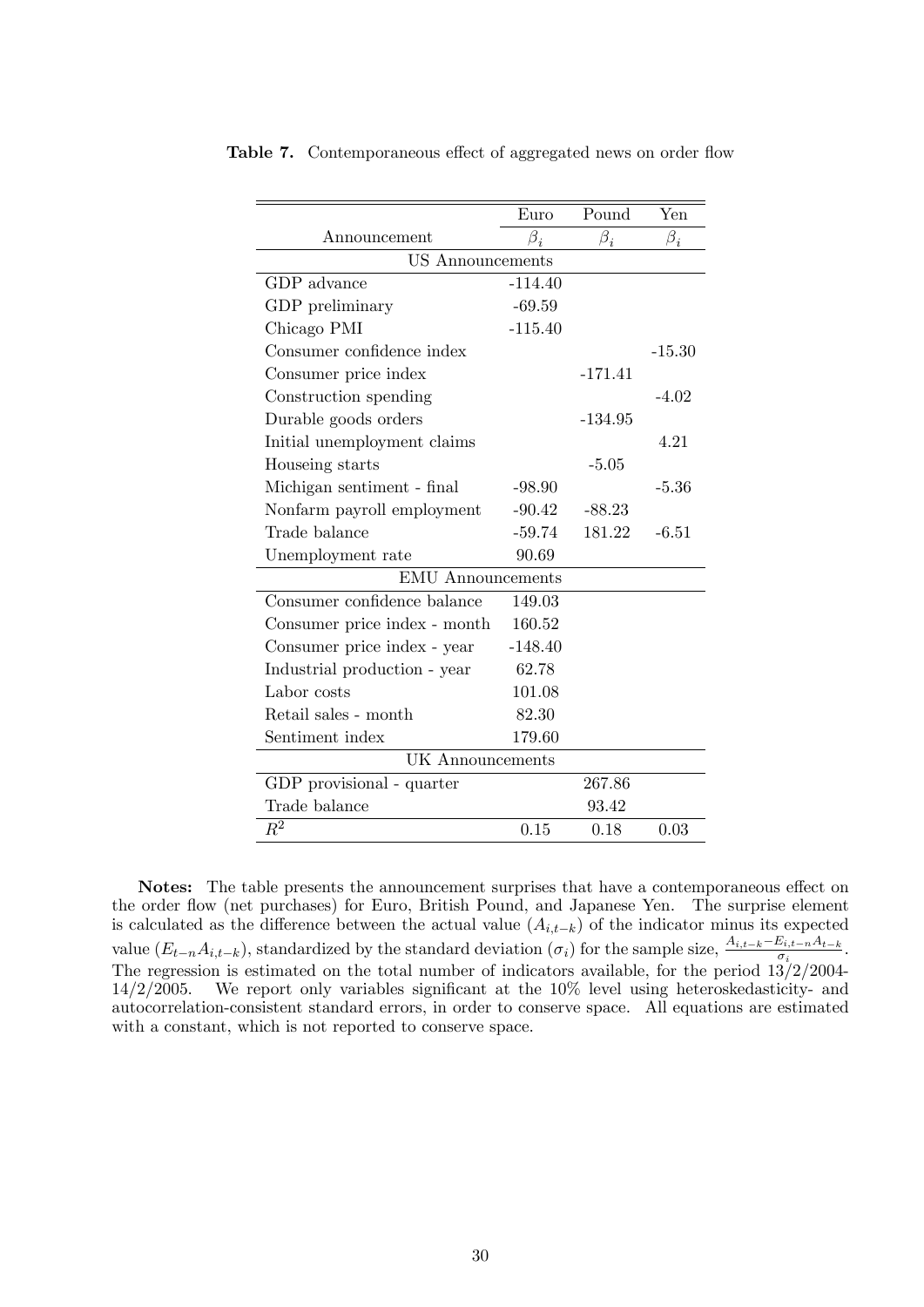**Table 7.** Contemporaneous effect of aggregated news on order flow

| | Euro | Pound | Yen |
|---|---|---|---|
| Announcement | $\beta_i$ | $\beta_i$ | $\beta_i$ |
| US Announcements | | | |
| GDP advance | -114.40 | | |
| GDP preliminary | -69.59 | | |
| Chicago PMI | -115.40 | | |
| Consumer confidence index | | | -15.30 |
| Consumer price index | | -171.41 | |
| Construction spending | | | -4.02 |
| Durable goods orders | | -134.95 | |
| Initial unemployment claims | | | 4.21 |
| Houseing starts | | -5.05 | |
| Michigan sentiment - final | -98.90 | | -5.36 |
| Nonfarm payroll employment | -90.42 | -88.23 | |
| Trade balance | -59.74 | 181.22 | -6.51 |
| Unemployment rate | 90.69 | | |
| EMU Announcements | | | |
| Consumer confidence balance | 149.03 | | |
| Consumer price index - month | 160.52 | | |
| Consumer price index - year | -148.40 | | |
| Industrial production - year | 62.78 | | |
| Labor costs | 101.08 | | |
| Retail sales - month | 82.30 | | |
| Sentiment index | 179.60 | | |
| UK Announcements | | | |
| GDP provisional - quarter | | 267.86 | |
| Trade balance | | 93.42 | |
| $R^2$ | 0.15 | 0.18 | 0.03 |

**Notes:** The table presents the announcement surprises that have a contemporaneous effect on the order flow (net purchases) for Euro, British Pound, and Japanese Yen. The surprise element is calculated as the difference between the actual value ($A_{i,t-k}$) of the indicator minus its expected value ($E_{t-n}A_{i,t-k}$), standardized by the standard deviation ($\sigma_i$) for the sample size, $\frac{A_{i,t-k}-E_{i,t-n}A_{t-k}}{\sigma_i}$. The regression is estimated on the total number of indicators available, for the period 13/2/2004-14/2/2005. We report only variables significant at the 10% level using heteroskedasticity- and autocorrelation-consistent standard errors, in order to conserve space. All equations are estimated with a constant, which is not reported to conserve space.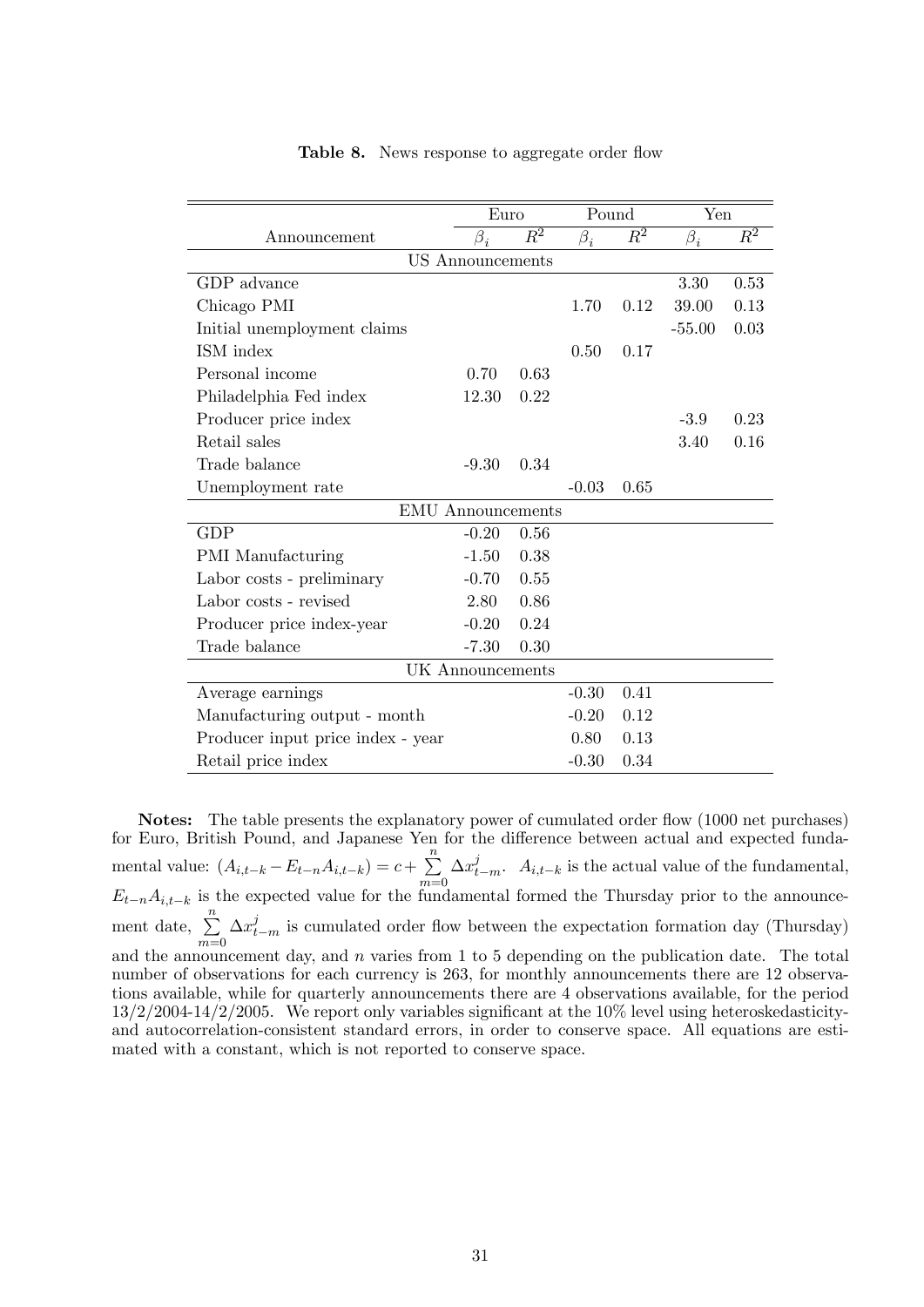**Table 8.** News response to aggregate order flow

| Announcement | Euro | | Pound | | Yen | |
|---|---|---|---|---|---|---|
| | $\beta_i$ | $R^2$ | $\beta_i$ | $R^2$ | $\beta_i$ | $R^2$ |
| **US Announcements** | | | | | | |
| GDP advance | | | | | 3.30 | 0.53 |
| Chicago PMI | | | 1.70 | 0.12 | 39.00 | 0.13 |
| Initial unemployment claims | | | | | -55.00 | 0.03 |
| ISM index | | | 0.50 | 0.17 | | |
| Personal income | 0.70 | 0.63 | | | | |
| Philadelphia Fed index | 12.30 | 0.22 | | | | |
| Producer price index | | | | | -3.9 | 0.23 |
| Retail sales | | | | | 3.40 | 0.16 |
| Trade balance | -9.30 | 0.34 | | | | |
| Unemployment rate | | | -0.03 | 0.65 | | |
| **EMU Announcements** | | | | | | |
| GDP | -0.20 | 0.56 | | | | |
| PMI Manufacturing | -1.50 | 0.38 | | | | |
| Labor costs - preliminary | -0.70 | 0.55 | | | | |
| Labor costs - revised | 2.80 | 0.86 | | | | |
| Producer price index-year | -0.20 | 0.24 | | | | |
| Trade balance | -7.30 | 0.30 | | | | |
| **UK Announcements** | | | | | | |
| Average earnings | | | -0.30 | 0.41 | | |
| Manufacturing output - month | | | -0.20 | 0.12 | | |
| Producer input price index - year | | | 0.80 | 0.13 | | |
| Retail price index | | | -0.30 | 0.34 | | |

**Notes:** The table presents the explanatory power of cumulated order flow (1000 net purchases) for Euro, British Pound, and Japanese Yen for the difference between actual and expected fundamental value: $(A_{i,t-k} - E_{t-n}A_{i,t-k}) = c + \sum_{m=0}^{n} \Delta x^j_{t-m}$. $A_{i,t-k}$ is the actual value of the fundamental, $E_{t-n}A_{i,t-k}$ is the expected value for the fundamental formed the Thursday prior to the announcement date, $\sum_{m=0}^{n} \Delta x^j_{t-m}$ is cumulated order flow between the expectation formation day (Thursday) and the announcement day, and $n$ varies from 1 to 5 depending on the publication date. The total number of observations for each currency is 263, for monthly announcements there are 12 observations available, while for quarterly announcements there are 4 observations available, for the period 13/2/2004-14/2/2005. We report only variables significant at the 10% level using heteroskedasticity- and autocorrelation-consistent standard errors, in order to conserve space. All equations are estimated with a constant, which is not reported to conserve space.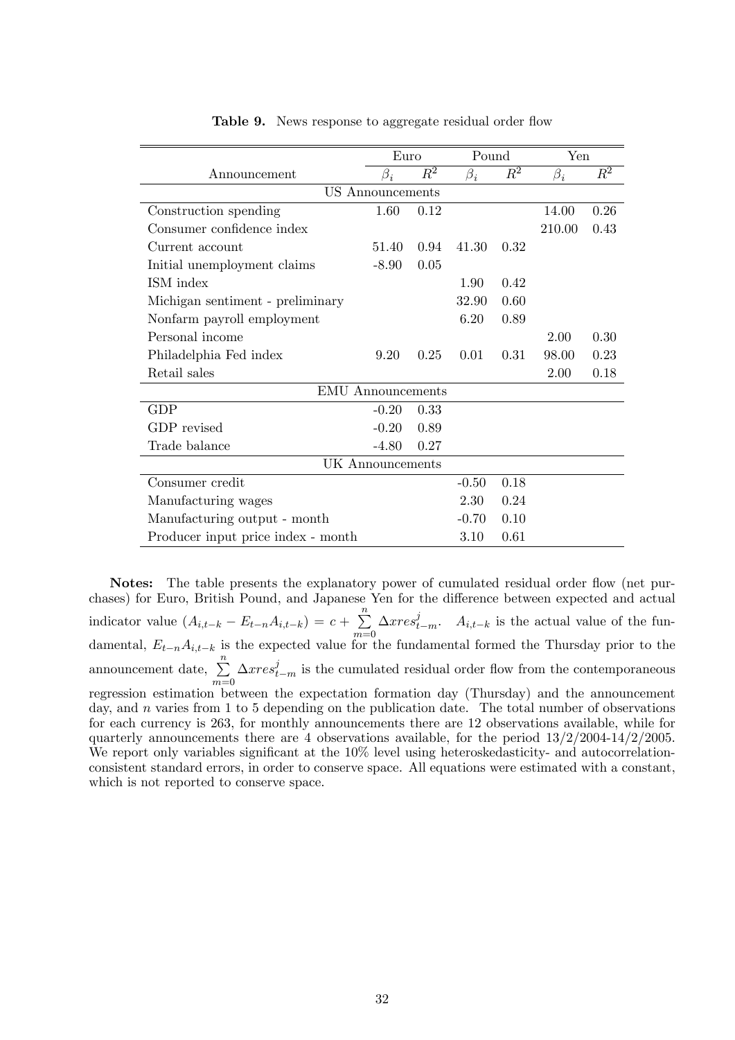**Table 9.** News response to aggregate residual order flow

| | Euro | | Pound | | Yen | |
|---|---|---|---|---|---|---|
| Announcement | $\beta_i$ | $R^2$ | $\beta_i$ | $R^2$ | $\beta_i$ | $R^2$ |
| US Announcements | | | | | | |
| Construction spending | 1.60 | 0.12 | | | 14.00 | 0.26 |
| Consumer confidence index | | | | | 210.00 | 0.43 |
| Current account | 51.40 | 0.94 | 41.30 | 0.32 | | |
| Initial unemployment claims | -8.90 | 0.05 | | | | |
| ISM index | | | 1.90 | 0.42 | | |
| Michigan sentiment - preliminary | | | 32.90 | 0.60 | | |
| Nonfarm payroll employment | | | 6.20 | 0.89 | | |
| Personal income | | | | | 2.00 | 0.30 |
| Philadelphia Fed index | 9.20 | 0.25 | 0.01 | 0.31 | 98.00 | 0.23 |
| Retail sales | | | | | 2.00 | 0.18 |
| EMU Announcements | | | | | | |
| GDP | -0.20 | 0.33 | | | | |
| GDP revised | -0.20 | 0.89 | | | | |
| Trade balance | -4.80 | 0.27 | | | | |
| UK Announcements | | | | | | |
| Consumer credit | | | -0.50 | 0.18 | | |
| Manufacturing wages | | | 2.30 | 0.24 | | |
| Manufacturing output - month | | | -0.70 | 0.10 | | |
| Producer input price index - month | | | 3.10 | 0.61 | | |

**Notes:** The table presents the explanatory power of cumulated residual order flow (net purchases) for Euro, British Pound, and Japanese Yen for the difference between expected and actual indicator value $(A_{i,t-k} - E_{t-n}A_{i,t-k}) = c + \sum_{m=0}^{n} \Delta xres_{t-m}^{j}$. $A_{i,t-k}$ is the actual value of the fundamental, $E_{t-n}A_{i,t-k}$ is the expected value for the fundamental formed the Thursday prior to the announcement date, $\sum_{m=0}^{n} \Delta xres_{t-m}^{j}$ is the cumulated residual order flow from the contemporaneous regression estimation between the expectation formation day (Thursday) and the announcement day, and $n$ varies from 1 to 5 depending on the publication date. The total number of observations for each currency is 263, for monthly announcements there are 12 observations available, while for quarterly announcements there are 4 observations available, for the period 13/2/2004-14/2/2005. We report only variables significant at the 10% level using heteroskedasticity- and autocorrelation-consistent standard errors, in order to conserve space. All equations were estimated with a constant, which is not reported to conserve space.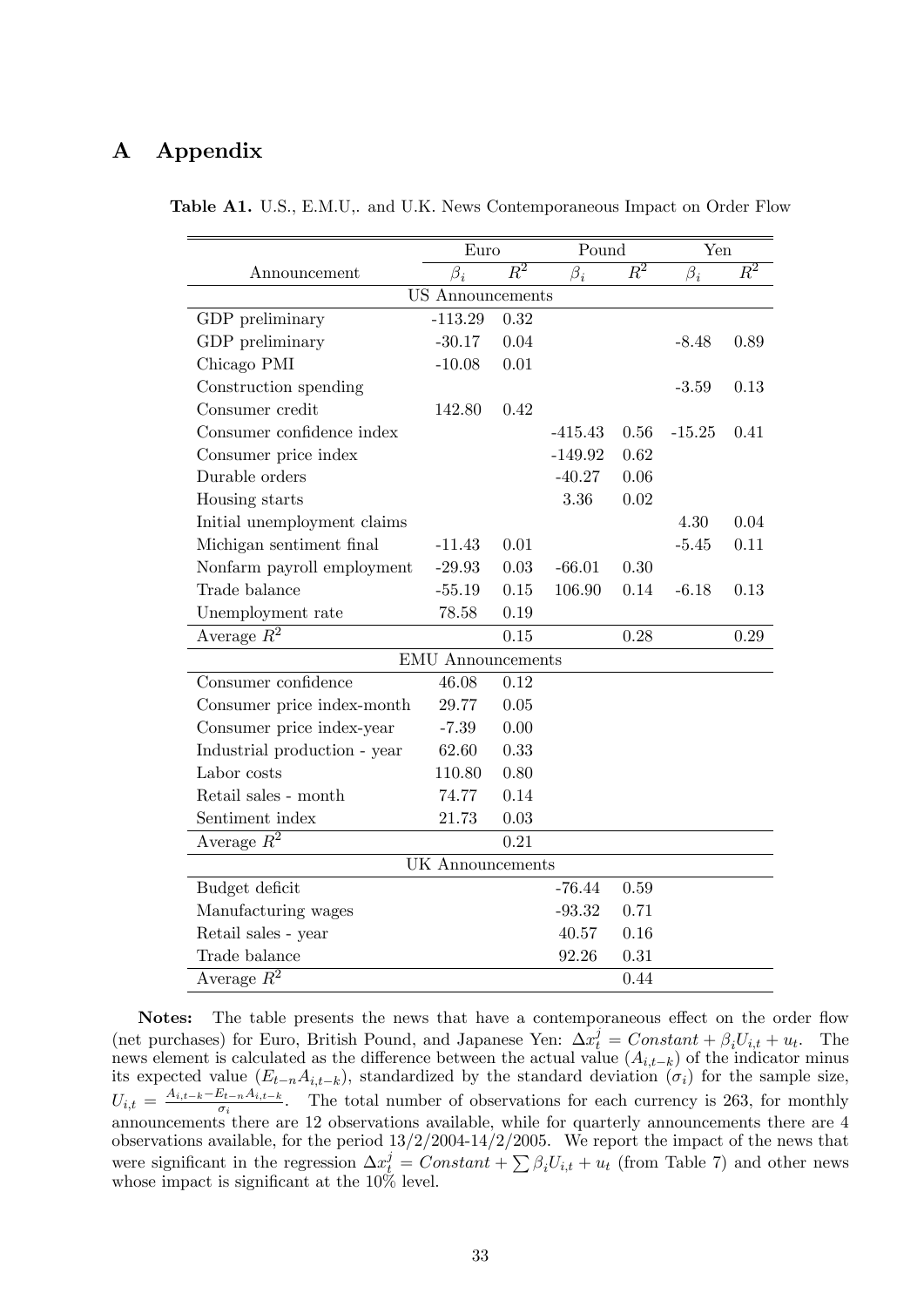# A Appendix

**Table A1.** U.S., E.M.U,. and U.K. News Contemporaneous Impact on Order Flow

| Announcement | Euro $\beta_i$ | Euro $R^2$ | Pound $\beta_i$ | Pound $R^2$ | Yen $\beta_i$ | Yen $R^2$ |
|---|---|---|---|---|---|---|
| **US Announcements** | | | | | | |
| GDP preliminary | -113.29 | 0.32 | | | | |
| GDP preliminary | -30.17 | 0.04 | | | -8.48 | 0.89 |
| Chicago PMI | -10.08 | 0.01 | | | | |
| Construction spending | | | | | -3.59 | 0.13 |
| Consumer credit | 142.80 | 0.42 | | | | |
| Consumer confidence index | | | -415.43 | 0.56 | -15.25 | 0.41 |
| Consumer price index | | | -149.92 | 0.62 | | |
| Durable orders | | | -40.27 | 0.06 | | |
| Housing starts | | | 3.36 | 0.02 | | |
| Initial unemployment claims | | | | | 4.30 | 0.04 |
| Michigan sentiment final | -11.43 | 0.01 | | | -5.45 | 0.11 |
| Nonfarm payroll employment | -29.93 | 0.03 | -66.01 | 0.30 | | |
| Trade balance | -55.19 | 0.15 | 106.90 | 0.14 | -6.18 | 0.13 |
| Unemployment rate | 78.58 | 0.19 | | | | |
| Average $R^2$ | | 0.15 | | 0.28 | | 0.29 |
| **EMU Announcements** | | | | | | |
| Consumer confidence | 46.08 | 0.12 | | | | |
| Consumer price index-month | 29.77 | 0.05 | | | | |
| Consumer price index-year | -7.39 | 0.00 | | | | |
| Industrial production - year | 62.60 | 0.33 | | | | |
| Labor costs | 110.80 | 0.80 | | | | |
| Retail sales - month | 74.77 | 0.14 | | | | |
| Sentiment index | 21.73 | 0.03 | | | | |
| Average $R^2$ | | 0.21 | | | | |
| **UK Announcements** | | | | | | |
| Budget deficit | | | -76.44 | 0.59 | | |
| Manufacturing wages | | | -93.32 | 0.71 | | |
| Retail sales - year | | | 40.57 | 0.16 | | |
| Trade balance | | | 92.26 | 0.31 | | |
| Average $R^2$ | | | | 0.44 | | |

**Notes:** The table presents the news that have a contemporaneous effect on the order flow (net purchases) for Euro, British Pound, and Japanese Yen: $\Delta x_t^j = Constant + \beta_i U_{i,t} + u_t$. The news element is calculated as the difference between the actual value ($A_{i,t-k}$) of the indicator minus its expected value ($E_{t-n}A_{i,t-k}$), standardized by the standard deviation ($\sigma_i$) for the sample size, $U_{i,t} = \frac{A_{i,t-k} - E_{t-n}A_{i,t-k}}{\sigma_i}$. The total number of observations for each currency is 263, for monthly announcements there are 12 observations available, while for quarterly announcements there are 4 observations available, for the period 13/2/2004-14/2/2005. We report the impact of the news that were significant in the regression $\Delta x_t^j = Constant + \sum \beta_i U_{i,t} + u_t$ (from Table 7) and other news whose impact is significant at the 10% level.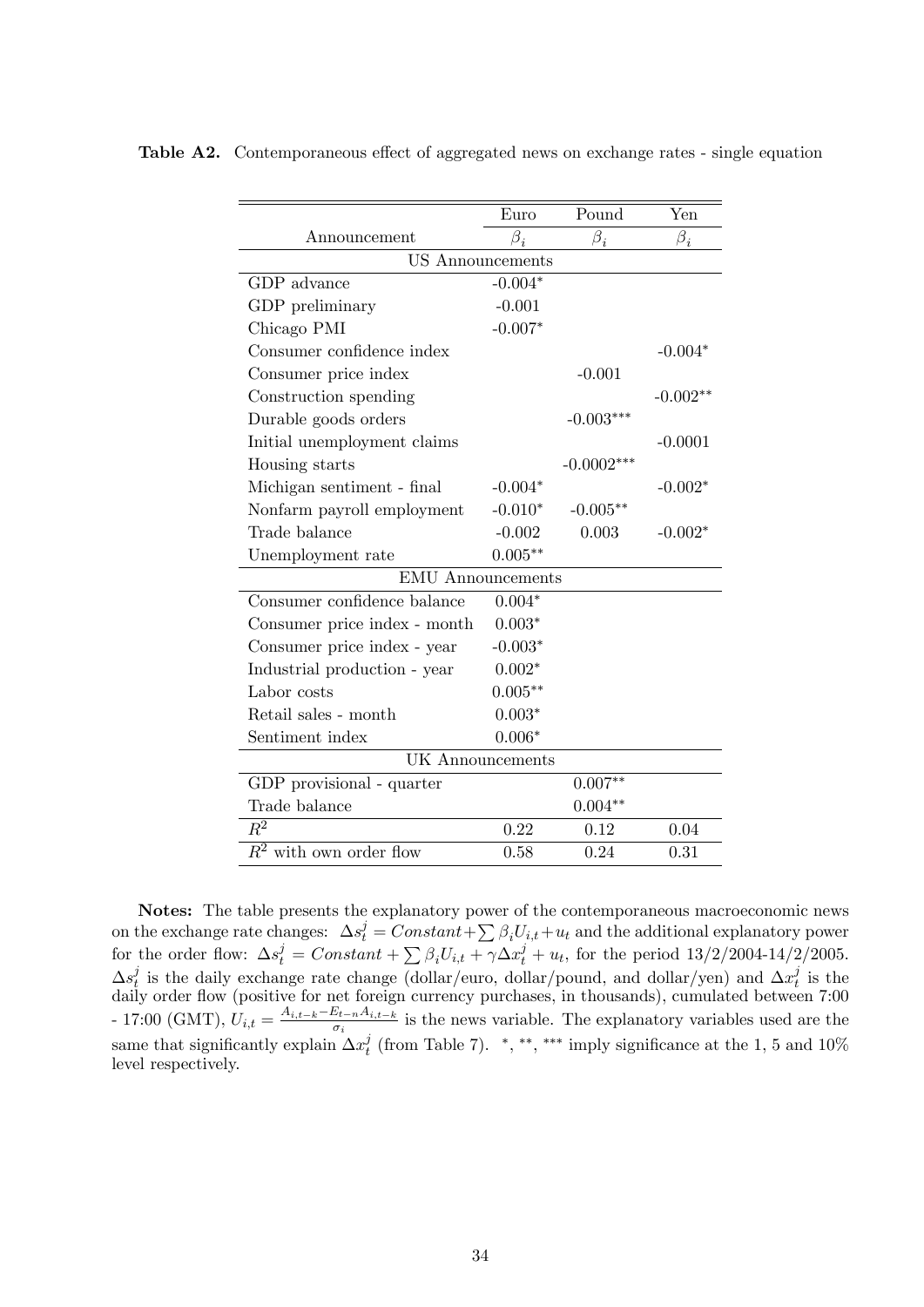**Table A2.** Contemporaneous effect of aggregated news on exchange rates - single equation

| | Euro | Pound | Yen |
|---|---|---|---|
| Announcement | $\beta_i$ | $\beta_i$ | $\beta_i$ |
| **US Announcements** | | | |
| GDP advance | -0.004* | | |
| GDP preliminary | -0.001 | | |
| Chicago PMI | -0.007* | | |
| Consumer confidence index | | | -0.004* |
| Consumer price index | | -0.001 | |
| Construction spending | | | -0.002** |
| Durable goods orders | | -0.003*** | |
| Initial unemployment claims | | | -0.0001 |
| Housing starts | | -0.0002*** | |
| Michigan sentiment - final | -0.004* | | -0.002* |
| Nonfarm payroll employment | -0.010* | -0.005** | |
| Trade balance | -0.002 | 0.003 | -0.002* |
| Unemployment rate | 0.005** | | |
| **EMU Announcements** | | | |
| Consumer confidence balance | 0.004* | | |
| Consumer price index - month | 0.003* | | |
| Consumer price index - year | -0.003* | | |
| Industrial production - year | 0.002* | | |
| Labor costs | 0.005** | | |
| Retail sales - month | 0.003* | | |
| Sentiment index | 0.006* | | |
| **UK Announcements** | | | |
| GDP provisional - quarter | | 0.007** | |
| Trade balance | | 0.004** | |
| $R^2$ | 0.22 | 0.12 | 0.04 |
| $R^2$ with own order flow | 0.58 | 0.24 | 0.31 |

**Notes:** The table presents the explanatory power of the contemporaneous macroeconomic news on the exchange rate changes: $\Delta s_t^j = Constant + \sum \beta_i U_{i,t} + u_t$ and the additional explanatory power for the order flow: $\Delta s_t^j = Constant + \sum \beta_i U_{i,t} + \gamma \Delta x_t^j + u_t$, for the period 13/2/2004-14/2/2005. $\Delta s_t^j$ is the daily exchange rate change (dollar/euro, dollar/pound, and dollar/yen) and $\Delta x_t^j$ is the daily order flow (positive for net foreign currency purchases, in thousands), cumulated between 7:00 - 17:00 (GMT), $U_{i,t} = \frac{A_{i,t-k} - E_{t-n} A_{i,t-k}}{\sigma_i}$ is the news variable. The explanatory variables used are the same that significantly explain $\Delta x_t^j$ (from Table 7). *, **, *** imply significance at the 1, 5 and 10% level respectively.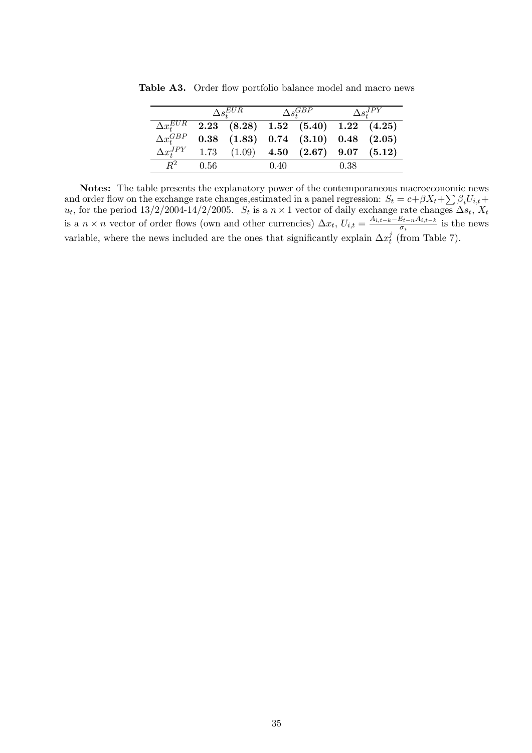**Table A3.** Order flow portfolio balance model and macro news

| | $\Delta s_t^{EUR}$ | | $\Delta s_t^{GBP}$ | | $\Delta s_t^{JPY}$ | |
|---|---|---|---|---|---|---|
| $\Delta x_t^{EUR}$ | **2.23** | **(8.28)** | **1.52** | **(5.40)** | **1.22** | **(4.25)** |
| $\Delta x_t^{GBP}$ | **0.38** | **(1.83)** | **0.74** | **(3.10)** | **0.48** | **(2.05)** |
| $\Delta x_t^{JPY}$ | 1.73 | (1.09) | **4.50** | **(2.67)** | **9.07** | **(5.12)** |
| $R^2$ | 0.56 | | 0.40 | | 0.38 | |

**Notes:** The table presents the explanatory power of the contemporaneous macroeconomic news and order flow on the exchange rate changes,estimated in a panel regression: $S_t = c+\beta X_t+\sum \beta_i U_{i,t}+u_t$, for the period 13/2/2004-14/2/2005. $S_t$ is a $n \times 1$ vector of daily exchange rate changes $\Delta s_t$, $X_t$ is a $n \times n$ vector of order flows (own and other currencies) $\Delta x_t$, $U_{i,t} = \frac{A_{i,t-k} - E_{t-n}A_{i,t-k}}{\sigma_i}$ is the news variable, where the news included are the ones that significantly explain $\Delta x_t^j$ (from Table 7).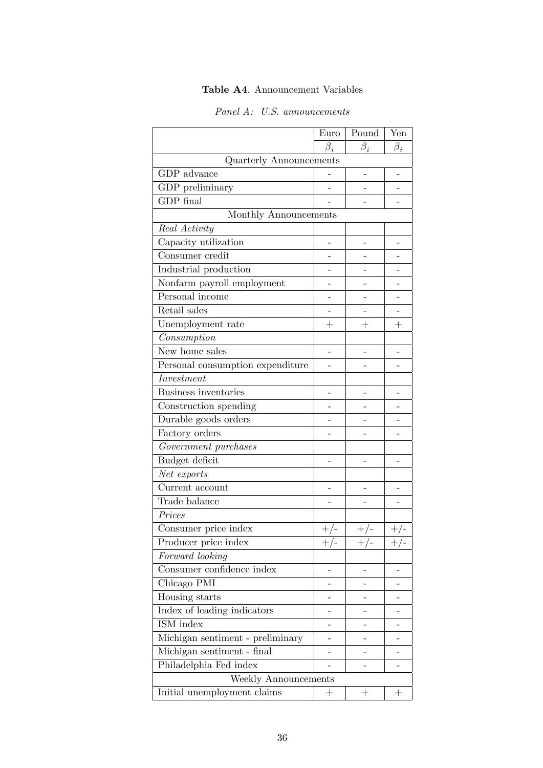**Table A4**. Announcement Variables

*Panel A: U.S. announcements*

| | Euro | Pound | Yen |
|---|---|---|---|
| | $\beta_i$ | $\beta_i$ | $\beta_i$ |
| Quarterly Announcements | | | |
| GDP advance | - | - | - |
| GDP preliminary | - | - | - |
| GDP final | - | - | - |
| Monthly Announcements | | | |
| *Real Activity* | | | |
| Capacity utilization | - | - | - |
| Consumer credit | - | - | - |
| Industrial production | - | - | - |
| Nonfarm payroll employment | - | - | - |
| Personal income | - | - | - |
| Retail sales | - | - | - |
| Unemployment rate | + | + | + |
| *Consumption* | | | |
| New home sales | - | - | - |
| Personal consumption expenditure | - | - | - |
| *Investment* | | | |
| Business inventories | - | - | - |
| Construction spending | - | - | - |
| Durable goods orders | - | - | - |
| Factory orders | - | - | - |
| *Government purchases* | | | |
| Budget deficit | - | - | - |
| *Net exports* | | | |
| Current account | - | - | - |
| Trade balance | - | - | - |
| *Prices* | | | |
| Consumer price index | +/- | +/- | +/- |
| Producer price index | +/- | +/- | +/- |
| *Forward looking* | | | |
| Consumer confidence index | - | - | - |
| Chicago PMI | - | - | - |
| Housing starts | - | - | - |
| Index of leading indicators | - | - | - |
| ISM index | - | - | - |
| Michigan sentiment - preliminary | - | - | - |
| Michigan sentiment - final | - | - | - |
| Philadelphia Fed index | - | - | - |
| Weekly Announcements | | | |
| Initial unemployment claims | + | + | + |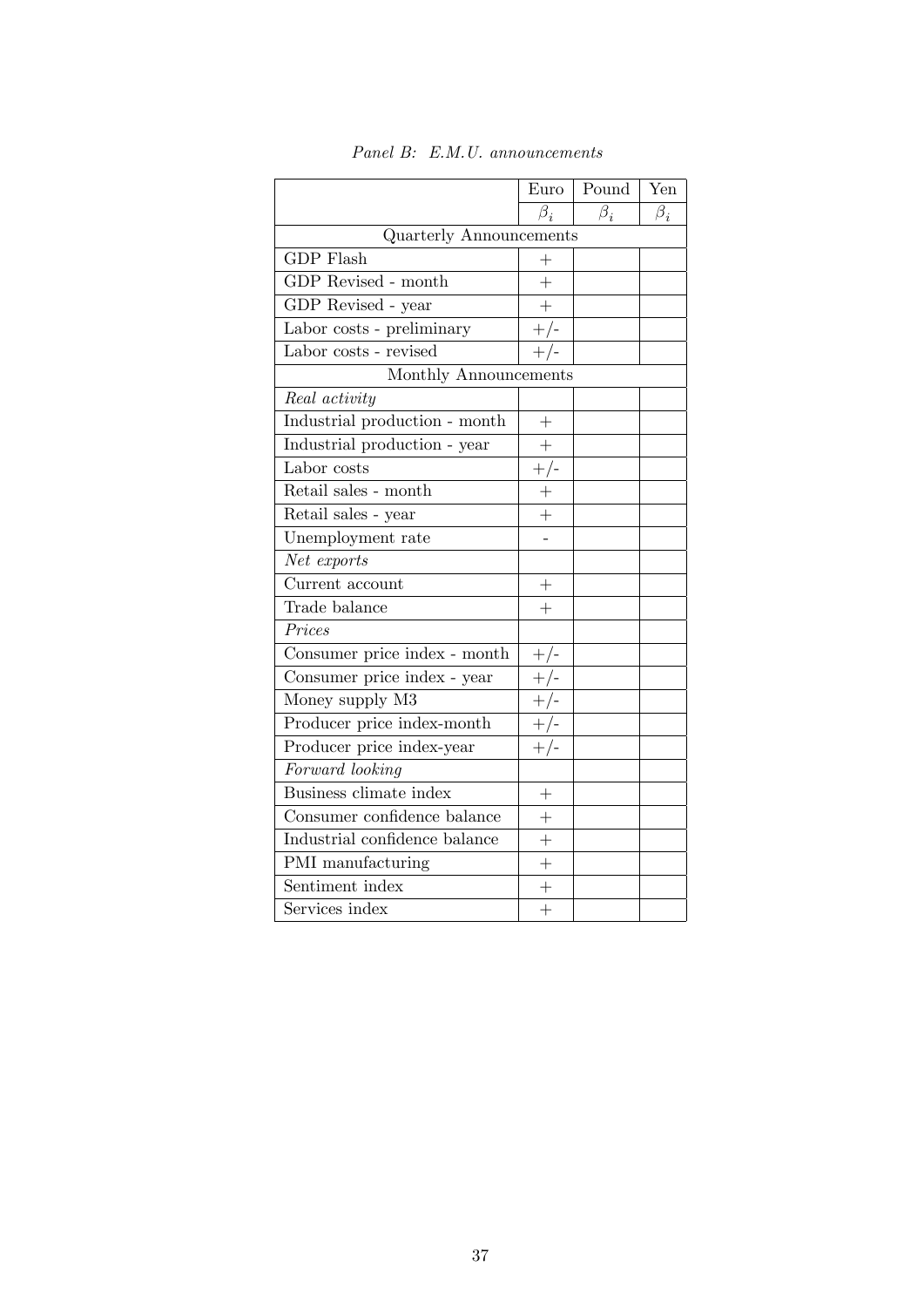*Panel B: E.M.U. announcements*

| | Euro | Pound | Yen |
|---|---|---|---|
| | $\beta_i$ | $\beta_i$ | $\beta_i$ |
| Quarterly Announcements | | | |
| GDP Flash | + | | |
| GDP Revised - month | + | | |
| GDP Revised - year | + | | |
| Labor costs - preliminary | +/- | | |
| Labor costs - revised | +/- | | |
| Monthly Announcements | | | |
| *Real activity* | | | |
| Industrial production - month | + | | |
| Industrial production - year | + | | |
| Labor costs | +/- | | |
| Retail sales - month | + | | |
| Retail sales - year | + | | |
| Unemployment rate | - | | |
| *Net exports* | | | |
| Current account | + | | |
| Trade balance | + | | |
| *Prices* | | | |
| Consumer price index - month | +/- | | |
| Consumer price index - year | +/- | | |
| Money supply M3 | +/- | | |
| Producer price index-month | +/- | | |
| Producer price index-year | +/- | | |
| *Forward looking* | | | |
| Business climate index | + | | |
| Consumer confidence balance | + | | |
| Industrial confidence balance | + | | |
| PMI manufacturing | + | | |
| Sentiment index | + | | |
| Services index | + | | |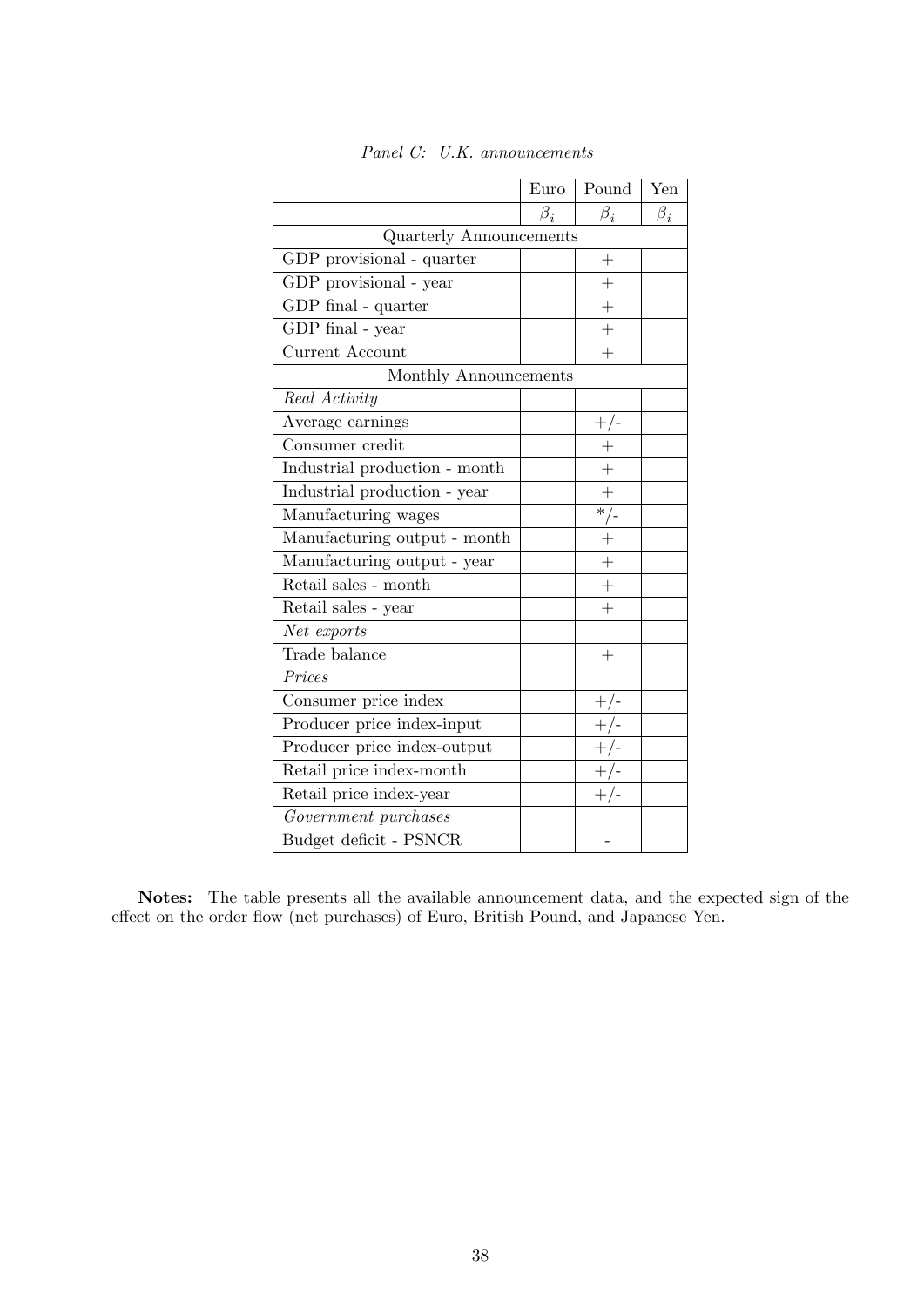*Panel C: U.K. announcements*

| | Euro | Pound | Yen |
|---|---|---|---|
| | $\beta_i$ | $\beta_i$ | $\beta_i$ |
| Quarterly Announcements | | | |
| GDP provisional - quarter | | + | |
| GDP provisional - year | | + | |
| GDP final - quarter | | + | |
| GDP final - year | | + | |
| Current Account | | + | |
| Monthly Announcements | | | |
| *Real Activity* | | | |
| Average earnings | | +/- | |
| Consumer credit | | + | |
| Industrial production - month | | + | |
| Industrial production - year | | + | |
| Manufacturing wages | | */- | |
| Manufacturing output - month | | + | |
| Manufacturing output - year | | + | |
| Retail sales - month | | + | |
| Retail sales - year | | + | |
| *Net exports* | | | |
| Trade balance | | + | |
| *Prices* | | | |
| Consumer price index | | +/- | |
| Producer price index-input | | +/- | |
| Producer price index-output | | +/- | |
| Retail price index-month | | +/- | |
| Retail price index-year | | +/- | |
| *Government purchases* | | | |
| Budget deficit - PSNCR | | - | |

**Notes:** The table presents all the available announcement data, and the expected sign of the effect on the order flow (net purchases) of Euro, British Pound, and Japanese Yen.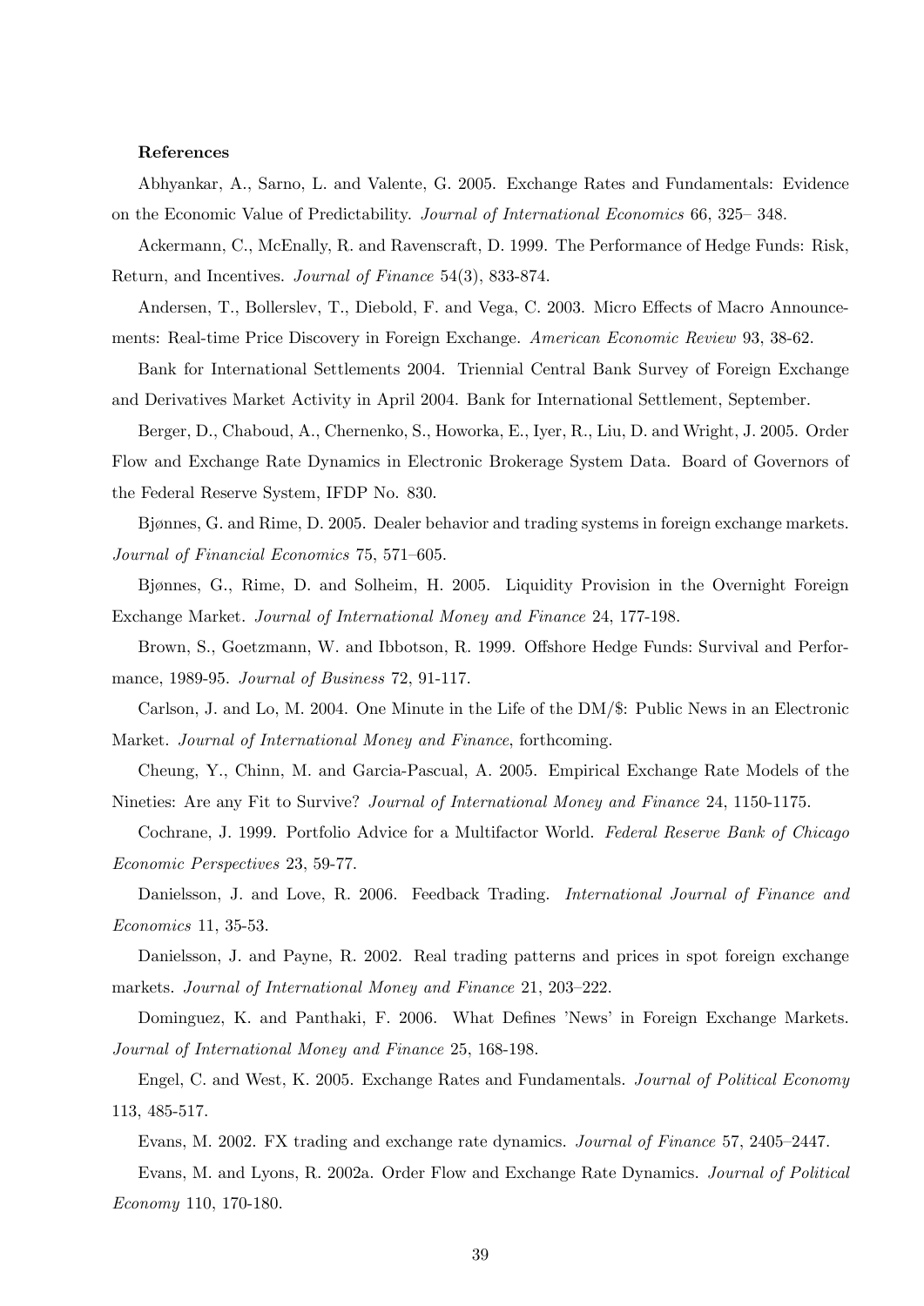**References**

Abhyankar, A., Sarno, L. and Valente, G. 2005. Exchange Rates and Fundamentals: Evidence on the Economic Value of Predictability. *Journal of International Economics* 66, 325– 348.

Ackermann, C., McEnally, R. and Ravenscraft, D. 1999. The Performance of Hedge Funds: Risk, Return, and Incentives. *Journal of Finance* 54(3), 833-874.

Andersen, T., Bollerslev, T., Diebold, F. and Vega, C. 2003. Micro Effects of Macro Announcements: Real-time Price Discovery in Foreign Exchange. *American Economic Review* 93, 38-62.

Bank for International Settlements 2004. Triennial Central Bank Survey of Foreign Exchange and Derivatives Market Activity in April 2004. Bank for International Settlement, September.

Berger, D., Chaboud, A., Chernenko, S., Howorka, E., Iyer, R., Liu, D. and Wright, J. 2005. Order Flow and Exchange Rate Dynamics in Electronic Brokerage System Data. Board of Governors of the Federal Reserve System, IFDP No. 830.

Bjønnes, G. and Rime, D. 2005. Dealer behavior and trading systems in foreign exchange markets. *Journal of Financial Economics* 75, 571–605.

Bjønnes, G., Rime, D. and Solheim, H. 2005. Liquidity Provision in the Overnight Foreign Exchange Market. *Journal of International Money and Finance* 24, 177-198.

Brown, S., Goetzmann, W. and Ibbotson, R. 1999. Offshore Hedge Funds: Survival and Performance, 1989-95. *Journal of Business* 72, 91-117.

Carlson, J. and Lo, M. 2004. One Minute in the Life of the DM/$: Public News in an Electronic Market. *Journal of International Money and Finance*, forthcoming.

Cheung, Y., Chinn, M. and Garcia-Pascual, A. 2005. Empirical Exchange Rate Models of the Nineties: Are any Fit to Survive? *Journal of International Money and Finance* 24, 1150-1175.

Cochrane, J. 1999. Portfolio Advice for a Multifactor World. *Federal Reserve Bank of Chicago Economic Perspectives* 23, 59-77.

Danielsson, J. and Love, R. 2006. Feedback Trading. *International Journal of Finance and Economics* 11, 35-53.

Danielsson, J. and Payne, R. 2002. Real trading patterns and prices in spot foreign exchange markets. *Journal of International Money and Finance* 21, 203–222.

Dominguez, K. and Panthaki, F. 2006. What Defines 'News' in Foreign Exchange Markets. *Journal of International Money and Finance* 25, 168-198.

Engel, C. and West, K. 2005. Exchange Rates and Fundamentals. *Journal of Political Economy* 113, 485-517.

Evans, M. 2002. FX trading and exchange rate dynamics. *Journal of Finance* 57, 2405–2447.

Evans, M. and Lyons, R. 2002a. Order Flow and Exchange Rate Dynamics. *Journal of Political Economy* 110, 170-180.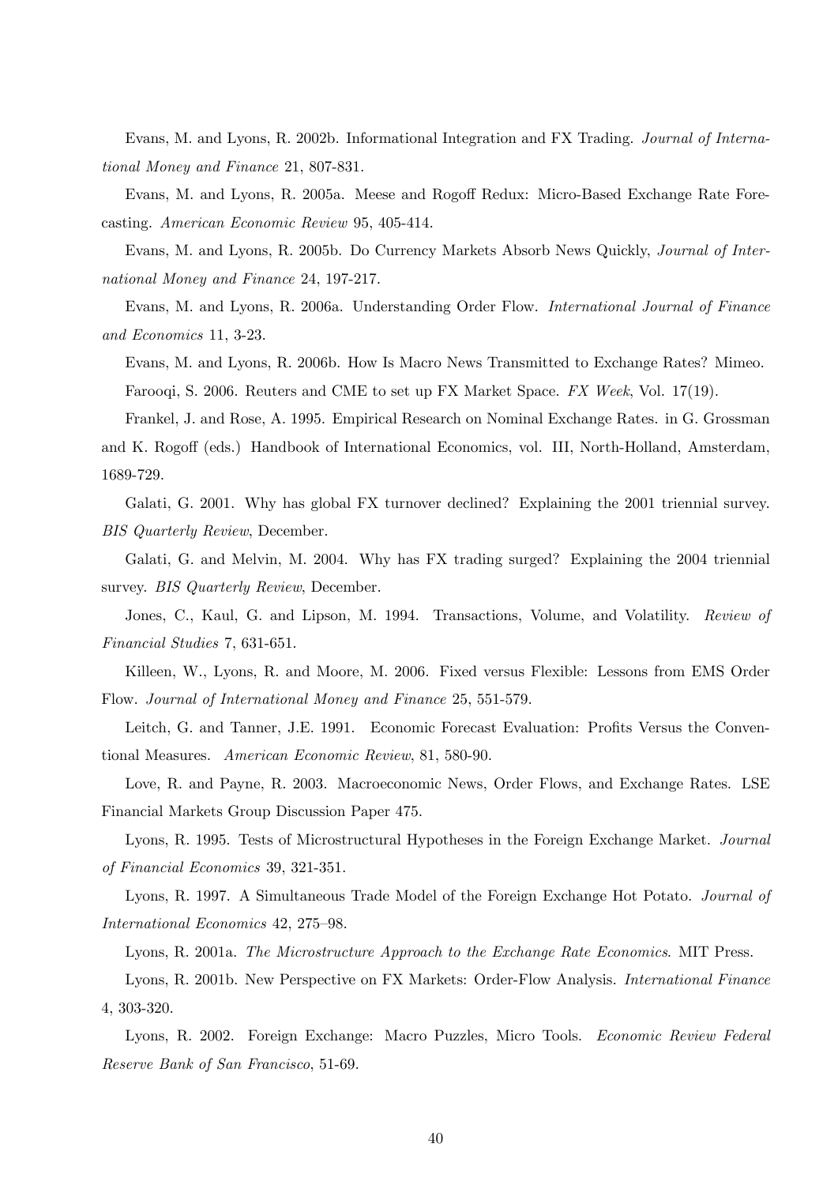Evans, M. and Lyons, R. 2002b. Informational Integration and FX Trading. *Journal of International Money and Finance* 21, 807-831.

Evans, M. and Lyons, R. 2005a. Meese and Rogoff Redux: Micro-Based Exchange Rate Forecasting. *American Economic Review* 95, 405-414.

Evans, M. and Lyons, R. 2005b. Do Currency Markets Absorb News Quickly, *Journal of International Money and Finance* 24, 197-217.

Evans, M. and Lyons, R. 2006a. Understanding Order Flow. *International Journal of Finance and Economics* 11, 3-23.

Evans, M. and Lyons, R. 2006b. How Is Macro News Transmitted to Exchange Rates? Mimeo.

Farooqi, S. 2006. Reuters and CME to set up FX Market Space. *FX Week*, Vol. 17(19).

Frankel, J. and Rose, A. 1995. Empirical Research on Nominal Exchange Rates. in G. Grossman and K. Rogoff (eds.) Handbook of International Economics, vol. III, North-Holland, Amsterdam, 1689-729.

Galati, G. 2001. Why has global FX turnover declined? Explaining the 2001 triennial survey. *BIS Quarterly Review*, December.

Galati, G. and Melvin, M. 2004. Why has FX trading surged? Explaining the 2004 triennial survey. *BIS Quarterly Review*, December.

Jones, C., Kaul, G. and Lipson, M. 1994. Transactions, Volume, and Volatility. *Review of Financial Studies* 7, 631-651.

Killeen, W., Lyons, R. and Moore, M. 2006. Fixed versus Flexible: Lessons from EMS Order Flow. *Journal of International Money and Finance* 25, 551-579.

Leitch, G. and Tanner, J.E. 1991. Economic Forecast Evaluation: Profits Versus the Conventional Measures. *American Economic Review*, 81, 580-90.

Love, R. and Payne, R. 2003. Macroeconomic News, Order Flows, and Exchange Rates. LSE Financial Markets Group Discussion Paper 475.

Lyons, R. 1995. Tests of Microstructural Hypotheses in the Foreign Exchange Market. *Journal of Financial Economics* 39, 321-351.

Lyons, R. 1997. A Simultaneous Trade Model of the Foreign Exchange Hot Potato. *Journal of International Economics* 42, 275–98.

Lyons, R. 2001a. *The Microstructure Approach to the Exchange Rate Economics*. MIT Press.

Lyons, R. 2001b. New Perspective on FX Markets: Order-Flow Analysis. *International Finance* 4, 303-320.

Lyons, R. 2002. Foreign Exchange: Macro Puzzles, Micro Tools. *Economic Review Federal Reserve Bank of San Francisco*, 51-69.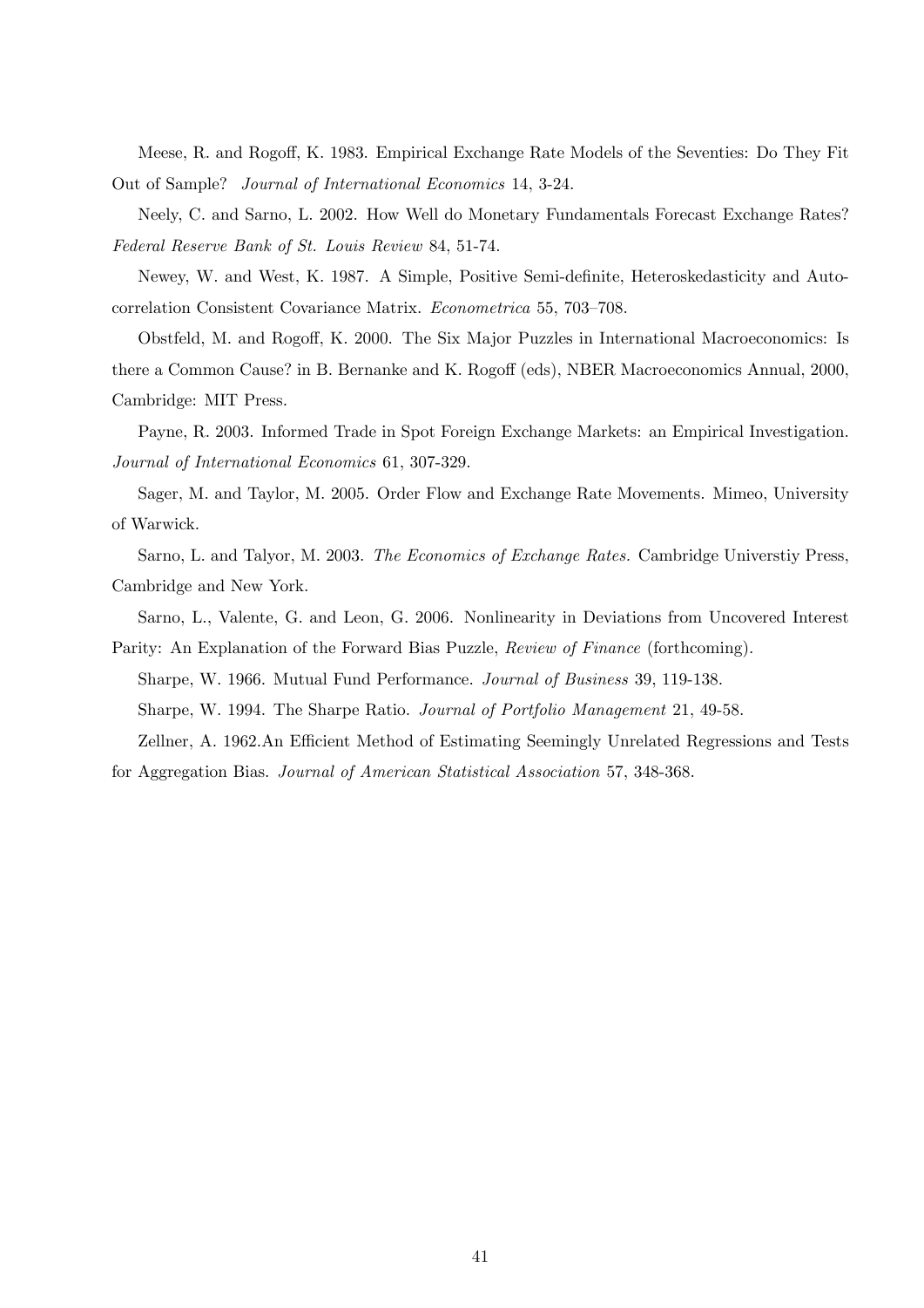Meese, R. and Rogoff, K. 1983. Empirical Exchange Rate Models of the Seventies: Do They Fit Out of Sample? *Journal of International Economics* 14, 3-24.

Neely, C. and Sarno, L. 2002. How Well do Monetary Fundamentals Forecast Exchange Rates? *Federal Reserve Bank of St. Louis Review* 84, 51-74.

Newey, W. and West, K. 1987. A Simple, Positive Semi-definite, Heteroskedasticity and Autocorrelation Consistent Covariance Matrix. *Econometrica* 55, 703–708.

Obstfeld, M. and Rogoff, K. 2000. The Six Major Puzzles in International Macroeconomics: Is there a Common Cause? in B. Bernanke and K. Rogoff (eds), NBER Macroeconomics Annual, 2000, Cambridge: MIT Press.

Payne, R. 2003. Informed Trade in Spot Foreign Exchange Markets: an Empirical Investigation. *Journal of International Economics* 61, 307-329.

Sager, M. and Taylor, M. 2005. Order Flow and Exchange Rate Movements. Mimeo, University of Warwick.

Sarno, L. and Talyor, M. 2003. *The Economics of Exchange Rates.* Cambridge Universtiy Press, Cambridge and New York.

Sarno, L., Valente, G. and Leon, G. 2006. Nonlinearity in Deviations from Uncovered Interest Parity: An Explanation of the Forward Bias Puzzle, *Review of Finance* (forthcoming).

Sharpe, W. 1966. Mutual Fund Performance. *Journal of Business* 39, 119-138.

Sharpe, W. 1994. The Sharpe Ratio. *Journal of Portfolio Management* 21, 49-58.

Zellner, A. 1962.An Efficient Method of Estimating Seemingly Unrelated Regressions and Tests for Aggregation Bias. *Journal of American Statistical Association* 57, 348-368.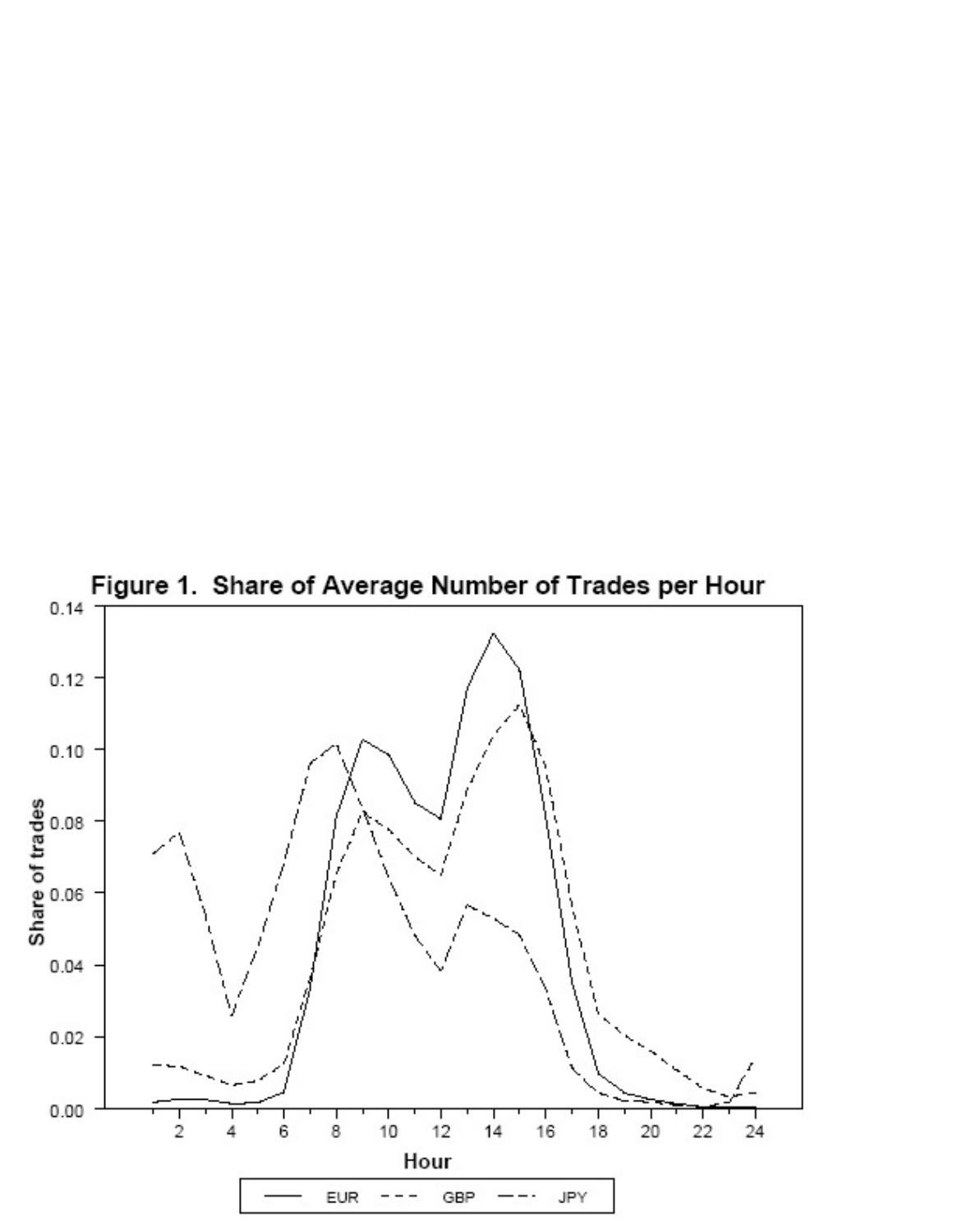Figure 1. Share of Average Number of Trades per Hour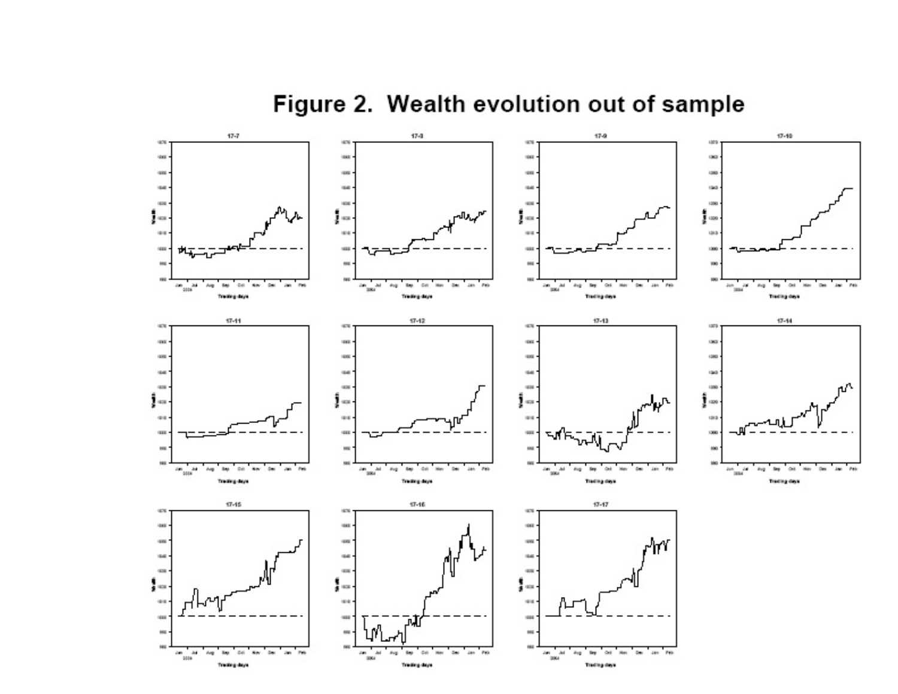# Figure 2. Wealth evolution out of sample

17-7

17-8

17-9

17-10

17-11

17-12

17-13

17-14

17-15

17-16

17-17

Trading days

Wealth